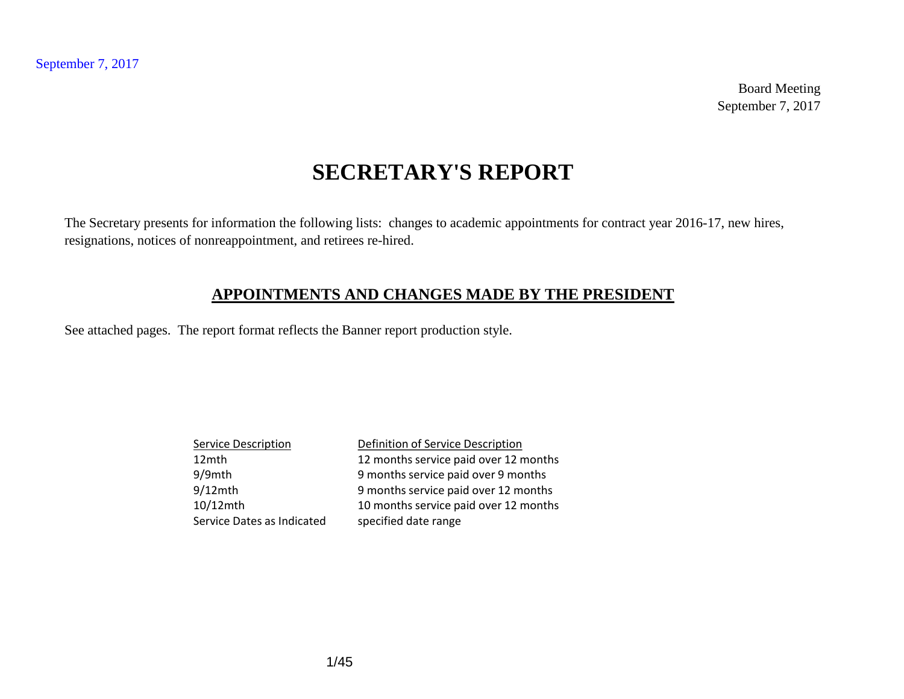September 7, 2017

Board Meeting
September 7, 2017

# SECRETARY'S REPORT

The Secretary presents for information the following lists: changes to academic appointments for contract year 2016-17, new hires, resignations, notices of nonreappointment, and retirees re-hired.

## APPOINTMENTS AND CHANGES MADE BY THE PRESIDENT

See attached pages. The report format reflects the Banner report production style.

| Service Description | Definition of Service Description |
|---|---|
| 12mth | 12 months service paid over 12 months |
| 9/9mth | 9 months service paid over 9 months |
| 9/12mth | 9 months service paid over 12 months |
| 10/12mth | 10 months service paid over 12 months |
| Service Dates as Indicated | specified date range |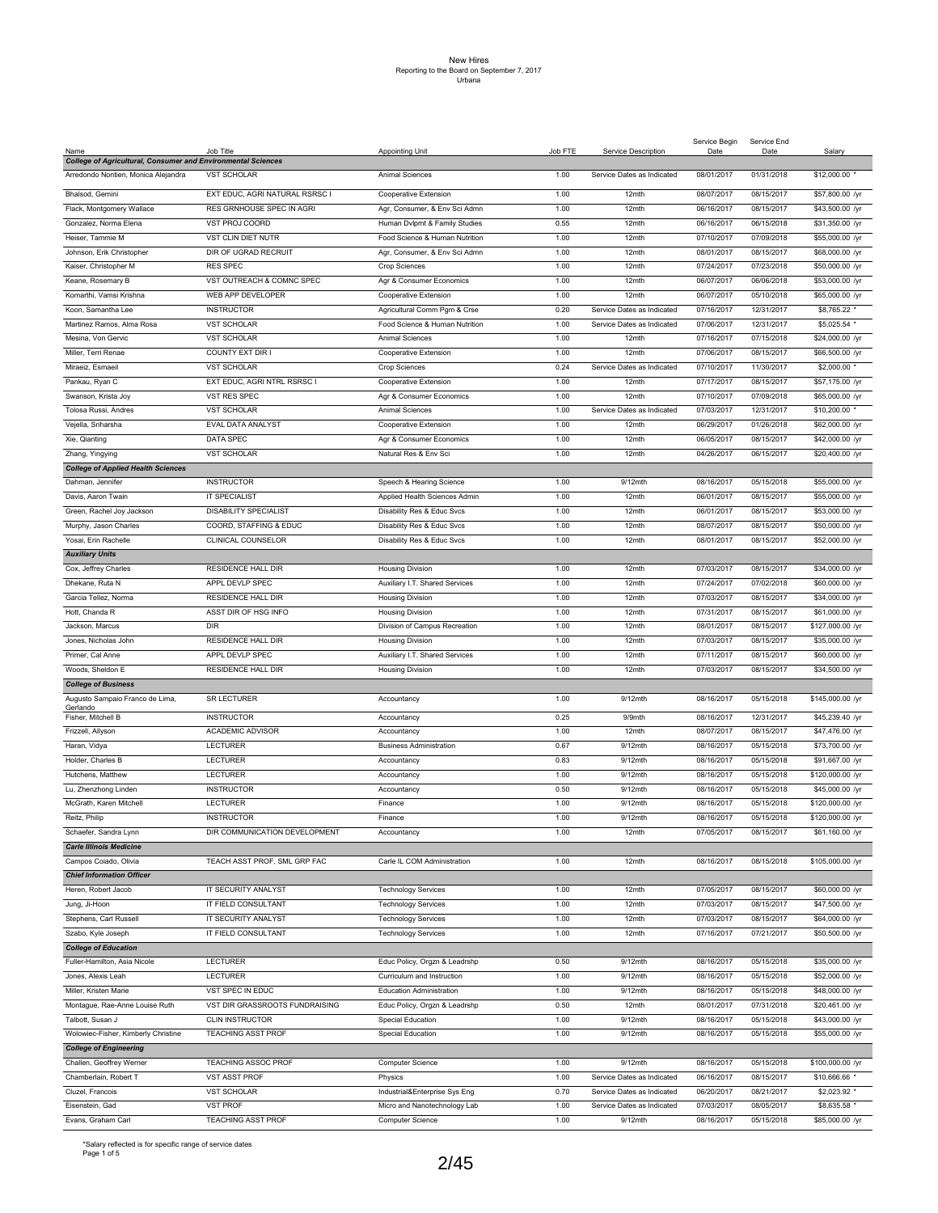New Hires
Reporting to the Board on September 7, 2017
Urbana

| Name | Job Title | Appointing Unit | Job FTE | Service Description | Service Begin Date | Service End Date | Salary |
|---|---|---|---|---|---|---|---|
| ***College of Agricultural, Consumer and Environmental Sciences*** | | | | | | | |
| Arredondo Nontien, Monica Alejandra | VST SCHOLAR | Animal Sciences | 1.00 | Service Dates as Indicated | 08/01/2017 | 01/31/2018 | $12,000.00 * |
| Bhalsod, Gemini | EXT EDUC, AGRI NATURAL RSRSC I | Cooperative Extension | 1.00 | 12mth | 08/07/2017 | 08/15/2017 | $57,800.00 /yr |
| Flack, Montgomery Wallace | RES GRNHOUSE SPEC IN AGRI | Agr, Consumer, & Env Sci Admn | 1.00 | 12mth | 06/16/2017 | 08/15/2017 | $43,500.00 /yr |
| Gonzalez, Norma Elena | VST PROJ COORD | Human Dvlpmt & Family Studies | 0.55 | 12mth | 06/16/2017 | 06/15/2018 | $31,350.00 /yr |
| Heiser, Tammie M | VST CLIN DIET NUTR | Food Science & Human Nutrition | 1.00 | 12mth | 07/10/2017 | 07/09/2018 | $55,000.00 /yr |
| Johnson, Erik Christopher | DIR OF UGRAD RECRUIT | Agr, Consumer, & Env Sci Admn | 1.00 | 12mth | 08/01/2017 | 08/15/2017 | $68,000.00 /yr |
| Kaiser, Christopher M | RES SPEC | Crop Sciences | 1.00 | 12mth | 07/24/2017 | 07/23/2018 | $50,000.00 /yr |
| Keane, Rosemary B | VST OUTREACH & COMNC SPEC | Agr & Consumer Economics | 1.00 | 12mth | 06/07/2017 | 06/06/2018 | $53,000.00 /yr |
| Komarthi, Vamsi Krishna | WEB APP DEVELOPER | Cooperative Extension | 1.00 | 12mth | 06/07/2017 | 05/10/2018 | $65,000.00 /yr |
| Koon, Samantha Lee | INSTRUCTOR | Agricultural Comm Pgm & Crse | 0.20 | Service Dates as Indicated | 07/16/2017 | 12/31/2017 | $8,765.22 * |
| Martinez Ramos, Alma Rosa | VST SCHOLAR | Food Science & Human Nutrition | 1.00 | Service Dates as Indicated | 07/06/2017 | 12/31/2017 | $5,025.54 * |
| Mesina, Von Gervic | VST SCHOLAR | Animal Sciences | 1.00 | 12mth | 07/16/2017 | 07/15/2018 | $24,000.00 /yr |
| Miller, Terri Renae | COUNTY EXT DIR I | Cooperative Extension | 1.00 | 12mth | 07/06/2017 | 08/15/2017 | $66,500.00 /yr |
| Miraeiz, Esmaeil | VST SCHOLAR | Crop Sciences | 0.24 | Service Dates as Indicated | 07/10/2017 | 11/30/2017 | $2,000.00 * |
| Pankau, Ryan C | EXT EDUC, AGRI NTRL RSRSC I | Cooperative Extension | 1.00 | 12mth | 07/17/2017 | 08/15/2017 | $57,175.00 /yr |
| Swanson, Krista Joy | VST RES SPEC | Agr & Consumer Economics | 1.00 | 12mth | 07/10/2017 | 07/09/2018 | $65,000.00 /yr |
| Tolosa Russi, Andres | VST SCHOLAR | Animal Sciences | 1.00 | Service Dates as Indicated | 07/03/2017 | 12/31/2017 | $10,200.00 * |
| Vejella, Sriharsha | EVAL DATA ANALYST | Cooperative Extension | 1.00 | 12mth | 06/29/2017 | 01/26/2018 | $62,000.00 /yr |
| Xie, Qianting | DATA SPEC | Agr & Consumer Economics | 1.00 | 12mth | 06/05/2017 | 08/15/2017 | $42,000.00 /yr |
| Zhang, Yingying | VST SCHOLAR | Natural Res & Env Sci | 1.00 | 12mth | 04/26/2017 | 06/15/2017 | $20,400.00 /yr |
| ***College of Applied Health Sciences*** | | | | | | | |
| Dahman, Jennifer | INSTRUCTOR | Speech & Hearing Science | 1.00 | 9/12mth | 08/16/2017 | 05/15/2018 | $55,000.00 /yr |
| Davis, Aaron Twain | IT SPECIALIST | Applied Health Sciences Admin | 1.00 | 12mth | 06/01/2017 | 08/15/2017 | $55,000.00 /yr |
| Green, Rachel Joy Jackson | DISABILITY SPECIALIST | Disability Res & Educ Svcs | 1.00 | 12mth | 06/01/2017 | 08/15/2017 | $53,000.00 /yr |
| Murphy, Jason Charles | COORD, STAFFING & EDUC | Disability Res & Educ Svcs | 1.00 | 12mth | 08/07/2017 | 08/15/2017 | $50,000.00 /yr |
| Yosai, Erin Rachelle | CLINICAL COUNSELOR | Disability Res & Educ Svcs | 1.00 | 12mth | 08/01/2017 | 08/15/2017 | $52,000.00 /yr |
| ***Auxiliary Units*** | | | | | | | |
| Cox, Jeffrey Charles | RESIDENCE HALL DIR | Housing Division | 1.00 | 12mth | 07/03/2017 | 08/15/2017 | $34,000.00 /yr |
| Dhekane, Ruta N | APPL DEVLP SPEC | Auxiliary I.T. Shared Services | 1.00 | 12mth | 07/24/2017 | 07/02/2018 | $60,000.00 /yr |
| Garcia Tellez, Norma | RESIDENCE HALL DIR | Housing Division | 1.00 | 12mth | 07/03/2017 | 08/15/2017 | $34,000.00 /yr |
| Hott, Chanda R | ASST DIR OF HSG INFO | Housing Division | 1.00 | 12mth | 07/31/2017 | 08/15/2017 | $61,000.00 /yr |
| Jackson, Marcus | DIR | Division of Campus Recreation | 1.00 | 12mth | 08/01/2017 | 08/15/2017 | $127,000.00 /yr |
| Jones, Nicholas John | RESIDENCE HALL DIR | Housing Division | 1.00 | 12mth | 07/03/2017 | 08/15/2017 | $35,000.00 /yr |
| Primer, Cal Anne | APPL DEVLP SPEC | Auxiliary I.T. Shared Services | 1.00 | 12mth | 07/11/2017 | 08/15/2017 | $60,000.00 /yr |
| Woods, Sheldon E | RESIDENCE HALL DIR | Housing Division | 1.00 | 12mth | 07/03/2017 | 08/15/2017 | $34,500.00 /yr |
| ***College of Business*** | | | | | | | |
| Augusto Sampaio Franco de Lima, Gerlando | SR LECTURER | Accountancy | 1.00 | 9/12mth | 08/16/2017 | 05/15/2018 | $145,000.00 /yr |
| Fisher, Mitchell B | INSTRUCTOR | Accountancy | 0.25 | 9/9mth | 08/16/2017 | 12/31/2017 | $45,239.40 /yr |
| Frizzell, Allyson | ACADEMIC ADVISOR | Accountancy | 1.00 | 12mth | 08/07/2017 | 08/15/2017 | $47,476.00 /yr |
| Haran, Vidya | LECTURER | Business Administration | 0.67 | 9/12mth | 08/16/2017 | 05/15/2018 | $73,700.00 /yr |
| Holder, Charles B | LECTURER | Accountancy | 0.83 | 9/12mth | 08/16/2017 | 05/15/2018 | $91,667.00 /yr |
| Hutchens, Matthew | LECTURER | Accountancy | 1.00 | 9/12mth | 08/16/2017 | 05/15/2018 | $120,000.00 /yr |
| Lu, Zhenzhong Linden | INSTRUCTOR | Accountancy | 0.50 | 9/12mth | 08/16/2017 | 05/15/2018 | $45,000.00 /yr |
| McGrath, Karen Mitchell | LECTURER | Finance | 1.00 | 9/12mth | 08/16/2017 | 05/15/2018 | $120,000.00 /yr |
| Reitz, Philip | INSTRUCTOR | Finance | 1.00 | 9/12mth | 08/16/2017 | 05/15/2018 | $120,000.00 /yr |
| Schaefer, Sandra Lynn | DIR COMMUNICATION DEVELOPMENT | Accountancy | 1.00 | 12mth | 07/05/2017 | 08/15/2017 | $61,160.00 /yr |
| ***Carle Illinois Medicine*** | | | | | | | |
| Campos Coiado, Olivia | TEACH ASST PROF, SML GRP FAC | Carle IL COM Administration | 1.00 | 12mth | 08/16/2017 | 08/15/2018 | $105,000.00 /yr |
| ***Chief Information Officer*** | | | | | | | |
| Heren, Robert Jacob | IT SECURITY ANALYST | Technology Services | 1.00 | 12mth | 07/05/2017 | 08/15/2017 | $60,000.00 /yr |
| Jung, Ji-Hoon | IT FIELD CONSULTANT | Technology Services | 1.00 | 12mth | 07/03/2017 | 08/15/2017 | $47,500.00 /yr |
| Stephens, Carl Russell | IT SECURITY ANALYST | Technology Services | 1.00 | 12mth | 07/03/2017 | 08/15/2017 | $64,000.00 /yr |
| Szabo, Kyle Joseph | IT FIELD CONSULTANT | Technology Services | 1.00 | 12mth | 07/16/2017 | 07/21/2017 | $50,500.00 /yr |
| ***College of Education*** | | | | | | | |
| Fuller-Hamilton, Asia Nicole | LECTURER | Educ Policy, Orgzn & Leadrshp | 0.50 | 9/12mth | 08/16/2017 | 05/15/2018 | $35,000.00 /yr |
| Jones, Alexis Leah | LECTURER | Curriculum and Instruction | 1.00 | 9/12mth | 08/16/2017 | 05/15/2018 | $52,000.00 /yr |
| Miller, Kristen Marie | VST SPEC IN EDUC | Education Administration | 1.00 | 9/12mth | 08/16/2017 | 05/15/2018 | $48,000.00 /yr |
| Montague, Rae-Anne Louise Ruth | VST DIR GRASSROOTS FUNDRAISING | Educ Policy, Orgzn & Leadrshp | 0.50 | 12mth | 08/01/2017 | 07/31/2018 | $20,461.00 /yr |
| Talbott, Susan J | CLIN INSTRUCTOR | Special Education | 1.00 | 9/12mth | 08/16/2017 | 05/15/2018 | $43,000.00 /yr |
| Wolowiec-Fisher, Kimberly Christine | TEACHING ASST PROF | Special Education | 1.00 | 9/12mth | 08/16/2017 | 05/15/2018 | $55,000.00 /yr |
| ***College of Engineering*** | | | | | | | |
| Challen, Geoffrey Werner | TEACHING ASSOC PROF | Computer Science | 1.00 | 9/12mth | 08/16/2017 | 05/15/2018 | $100,000.00 /yr |
| Chamberlain, Robert T | VST ASST PROF | Physics | 1.00 | Service Dates as Indicated | 06/16/2017 | 08/15/2017 | $10,666.66 * |
| Cluzel, Francois | VST SCHOLAR | Industrial&Enterprise Sys Eng | 0.70 | Service Dates as Indicated | 06/20/2017 | 08/21/2017 | $2,023.92 * |
| Eisenstein, Gad | VST PROF | Micro and Nanotechnology Lab | 1.00 | Service Dates as Indicated | 07/03/2017 | 08/05/2017 | $8,635.58 * |
| Evans, Graham Carl | TEACHING ASST PROF | Computer Science | 1.00 | 9/12mth | 08/16/2017 | 05/15/2018 | $85,000.00 /yr |

*Salary reflected is for specific range of service dates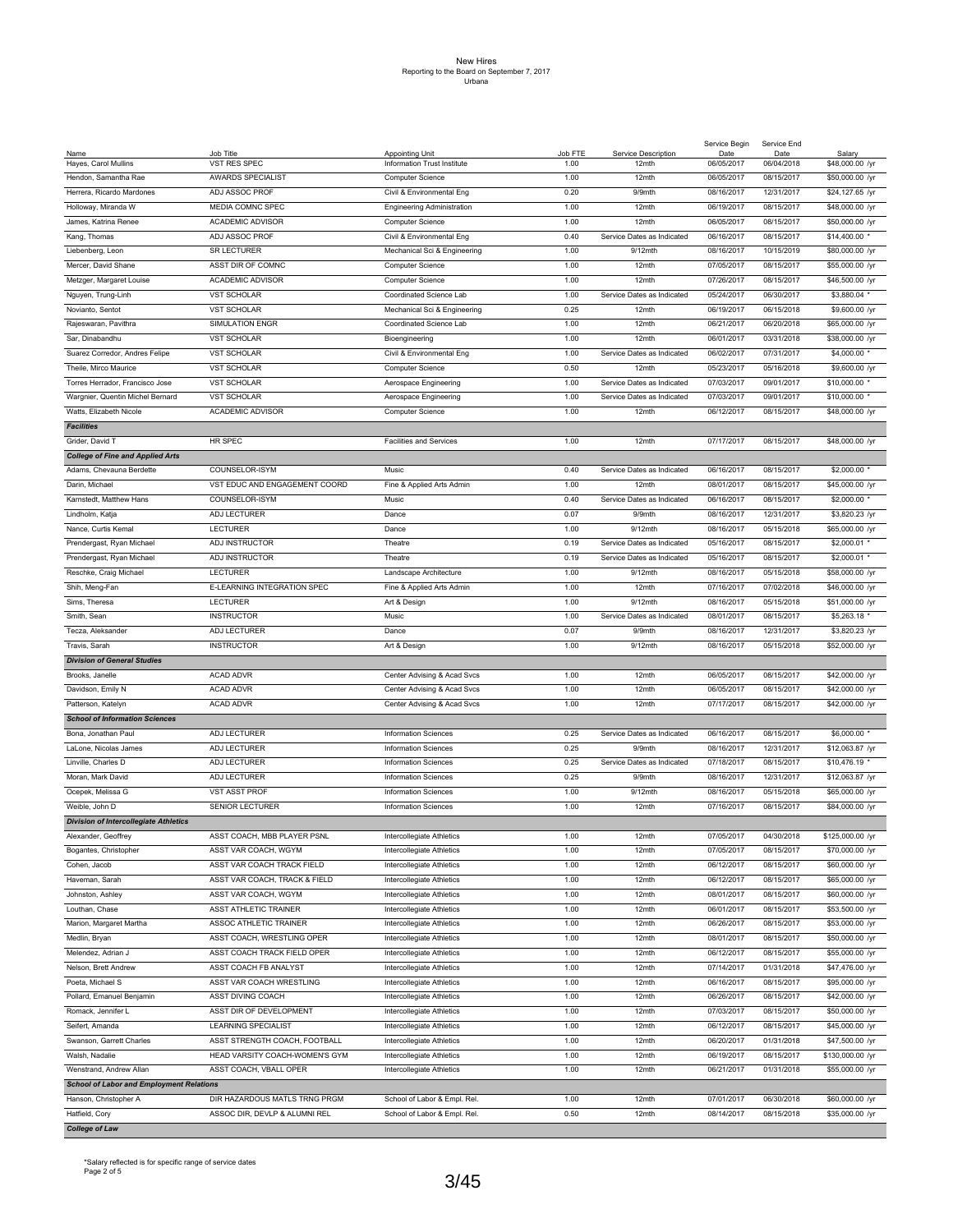# New Hires
Reporting to the Board on September 7, 2017
Urbana

| Name | Job Title | Appointing Unit | Job FTE | Service Description | Service Begin Date | Service End Date | Salary |
|---|---|---|---|---|---|---|---|
| Hayes, Carol Mullins | VST RES SPEC | Information Trust Institute | 1.00 | 12mth | 06/05/2017 | 06/04/2018 | $48,000.00 /yr |
| Hendon, Samantha Rae | AWARDS SPECIALIST | Computer Science | 1.00 | 12mth | 06/05/2017 | 08/15/2017 | $50,000.00 /yr |
| Herrera, Ricardo Mardones | ADJ ASSOC PROF | Civil & Environmental Eng | 0.20 | 9/9mth | 08/16/2017 | 12/31/2017 | $24,127.65 /yr |
| Holloway, Miranda W | MEDIA COMNC SPEC | Engineering Administration | 1.00 | 12mth | 06/19/2017 | 08/15/2017 | $48,000.00 /yr |
| James, Katrina Renee | ACADEMIC ADVISOR | Computer Science | 1.00 | 12mth | 06/05/2017 | 08/15/2017 | $50,000.00 /yr |
| Kang, Thomas | ADJ ASSOC PROF | Civil & Environmental Eng | 0.40 | Service Dates as Indicated | 06/16/2017 | 08/15/2017 | $14,400.00 * |
| Liebenberg, Leon | SR LECTURER | Mechanical Sci & Engineering | 1.00 | 9/12mth | 08/16/2017 | 10/15/2019 | $80,000.00 /yr |
| Mercer, David Shane | ASST DIR OF COMNC | Computer Science | 1.00 | 12mth | 07/05/2017 | 08/15/2017 | $55,000.00 /yr |
| Metzger, Margaret Louise | ACADEMIC ADVISOR | Computer Science | 1.00 | 12mth | 07/26/2017 | 08/15/2017 | $46,500.00 /yr |
| Nguyen, Trung-Linh | VST SCHOLAR | Coordinated Science Lab | 1.00 | Service Dates as Indicated | 05/24/2017 | 06/30/2017 | $3,880.04 * |
| Novianto, Sentot | VST SCHOLAR | Mechanical Sci & Engineering | 0.25 | 12mth | 06/19/2017 | 06/15/2018 | $9,600.00 /yr |
| Rajeswaran, Pavithra | SIMULATION ENGR | Coordinated Science Lab | 1.00 | 12mth | 06/21/2017 | 06/20/2018 | $65,000.00 /yr |
| Sar, Dinabandhu | VST SCHOLAR | Bioengineering | 1.00 | 12mth | 06/01/2017 | 03/31/2018 | $38,000.00 /yr |
| Suarez Corredor, Andres Felipe | VST SCHOLAR | Civil & Environmental Eng | 1.00 | Service Dates as Indicated | 06/02/2017 | 07/31/2017 | $4,000.00 * |
| Theile, Mirco Maurice | VST SCHOLAR | Computer Science | 0.50 | 12mth | 05/23/2017 | 05/16/2018 | $9,600.00 /yr |
| Torres Herrador, Francisco Jose | VST SCHOLAR | Aerospace Engineering | 1.00 | Service Dates as Indicated | 07/03/2017 | 09/01/2017 | $10,000.00 * |
| Wargnier, Quentin Michel Bernard | VST SCHOLAR | Aerospace Engineering | 1.00 | Service Dates as Indicated | 07/03/2017 | 09/01/2017 | $10,000.00 * |
| Watts, Elizabeth Nicole | ACADEMIC ADVISOR | Computer Science | 1.00 | 12mth | 06/12/2017 | 08/15/2017 | $48,000.00 /yr |
| ***Facilities*** | | | | | | | |
| Grider, David T | HR SPEC | Facilities and Services | 1.00 | 12mth | 07/17/2017 | 08/15/2017 | $48,000.00 /yr |
| ***College of Fine and Applied Arts*** | | | | | | | |
| Adams, Chevauna Berdette | COUNSELOR-ISYM | Music | 0.40 | Service Dates as Indicated | 06/16/2017 | 08/15/2017 | $2,000.00 * |
| Darin, Michael | VST EDUC AND ENGAGEMENT COORD | Fine & Applied Arts Admin | 1.00 | 12mth | 08/01/2017 | 08/15/2017 | $45,000.00 /yr |
| Karnstedt, Matthew Hans | COUNSELOR-ISYM | Music | 0.40 | Service Dates as Indicated | 06/16/2017 | 08/15/2017 | $2,000.00 * |
| Lindholm, Katja | ADJ LECTURER | Dance | 0.07 | 9/9mth | 08/16/2017 | 12/31/2017 | $3,820.23 /yr |
| Nance, Curtis Kemal | LECTURER | Dance | 1.00 | 9/12mth | 08/16/2017 | 05/15/2018 | $65,000.00 /yr |
| Prendergast, Ryan Michael | ADJ INSTRUCTOR | Theatre | 0.19 | Service Dates as Indicated | 05/16/2017 | 08/15/2017 | $2,000.01 * |
| Prendergast, Ryan Michael | ADJ INSTRUCTOR | Theatre | 0.19 | Service Dates as Indicated | 05/16/2017 | 08/15/2017 | $2,000.01 * |
| Reschke, Craig Michael | LECTURER | Landscape Architecture | 1.00 | 9/12mth | 08/16/2017 | 05/15/2018 | $58,000.00 /yr |
| Shih, Meng-Fan | E-LEARNING INTEGRATION SPEC | Fine & Applied Arts Admin | 1.00 | 12mth | 07/16/2017 | 07/02/2018 | $46,000.00 /yr |
| Sims, Theresa | LECTURER | Art & Design | 1.00 | 9/12mth | 08/16/2017 | 05/15/2018 | $51,000.00 /yr |
| Smith, Sean | INSTRUCTOR | Music | 1.00 | Service Dates as Indicated | 08/01/2017 | 08/15/2017 | $5,263.18 * |
| Tecza, Aleksander | ADJ LECTURER | Dance | 0.07 | 9/9mth | 08/16/2017 | 12/31/2017 | $3,820.23 /yr |
| Travis, Sarah | INSTRUCTOR | Art & Design | 1.00 | 9/12mth | 08/16/2017 | 05/15/2018 | $52,000.00 /yr |
| ***Division of General Studies*** | | | | | | | |
| Brooks, Janelle | ACAD ADVR | Center Advising & Acad Svcs | 1.00 | 12mth | 06/05/2017 | 08/15/2017 | $42,000.00 /yr |
| Davidson, Emily N | ACAD ADVR | Center Advising & Acad Svcs | 1.00 | 12mth | 06/05/2017 | 08/15/2017 | $42,000.00 /yr |
| Patterson, Katelyn | ACAD ADVR | Center Advising & Acad Svcs | 1.00 | 12mth | 07/17/2017 | 08/15/2017 | $42,000.00 /yr |
| ***School of Information Sciences*** | | | | | | | |
| Bona, Jonathan Paul | ADJ LECTURER | Information Sciences | 0.25 | Service Dates as Indicated | 06/16/2017 | 08/15/2017 | $6,000.00 * |
| LaLone, Nicolas James | ADJ LECTURER | Information Sciences | 0.25 | 9/9mth | 08/16/2017 | 12/31/2017 | $12,063.87 /yr |
| Linville, Charles D | ADJ LECTURER | Information Sciences | 0.25 | Service Dates as Indicated | 07/18/2017 | 08/15/2017 | $10,476.19 * |
| Moran, Mark David | ADJ LECTURER | Information Sciences | 0.25 | 9/9mth | 08/16/2017 | 12/31/2017 | $12,063.87 /yr |
| Ocepek, Melissa G | VST ASST PROF | Information Sciences | 1.00 | 9/12mth | 08/16/2017 | 05/15/2018 | $65,000.00 /yr |
| Weible, John D | SENIOR LECTURER | Information Sciences | 1.00 | 12mth | 07/16/2017 | 08/15/2017 | $84,000.00 /yr |
| ***Division of Intercollegiate Athletics*** | | | | | | | |
| Alexander, Geoffrey | ASST COACH, MBB PLAYER PSNL | Intercollegiate Athletics | 1.00 | 12mth | 07/05/2017 | 04/30/2018 | $125,000.00 /yr |
| Bogantes, Christopher | ASST VAR COACH, WGYM | Intercollegiate Athletics | 1.00 | 12mth | 07/05/2017 | 08/15/2017 | $70,000.00 /yr |
| Cohen, Jacob | ASST VAR COACH TRACK FIELD | Intercollegiate Athletics | 1.00 | 12mth | 06/12/2017 | 08/15/2017 | $60,000.00 /yr |
| Haveman, Sarah | ASST VAR COACH, TRACK & FIELD | Intercollegiate Athletics | 1.00 | 12mth | 06/12/2017 | 08/15/2017 | $65,000.00 /yr |
| Johnston, Ashley | ASST VAR COACH, WGYM | Intercollegiate Athletics | 1.00 | 12mth | 08/01/2017 | 08/15/2017 | $60,000.00 /yr |
| Louthan, Chase | ASST ATHLETIC TRAINER | Intercollegiate Athletics | 1.00 | 12mth | 06/01/2017 | 08/15/2017 | $53,500.00 /yr |
| Marion, Margaret Martha | ASSOC ATHLETIC TRAINER | Intercollegiate Athletics | 1.00 | 12mth | 06/26/2017 | 08/15/2017 | $53,000.00 /yr |
| Medlin, Bryan | ASST COACH, WRESTLING OPER | Intercollegiate Athletics | 1.00 | 12mth | 08/01/2017 | 08/15/2017 | $50,000.00 /yr |
| Melendez, Adrian J | ASST COACH TRACK FIELD OPER | Intercollegiate Athletics | 1.00 | 12mth | 06/12/2017 | 08/15/2017 | $55,000.00 /yr |
| Nelson, Brett Andrew | ASST COACH FB ANALYST | Intercollegiate Athletics | 1.00 | 12mth | 07/14/2017 | 01/31/2018 | $47,476.00 /yr |
| Poeta, Michael S | ASST VAR COACH WRESTLING | Intercollegiate Athletics | 1.00 | 12mth | 06/16/2017 | 08/15/2017 | $95,000.00 /yr |
| Pollard, Emanuel Benjamin | ASST DIVING COACH | Intercollegiate Athletics | 1.00 | 12mth | 06/26/2017 | 08/15/2017 | $42,000.00 /yr |
| Romack, Jennifer L | ASST DIR OF DEVELOPMENT | Intercollegiate Athletics | 1.00 | 12mth | 07/03/2017 | 08/15/2017 | $50,000.00 /yr |
| Seifert, Amanda | LEARNING SPECIALIST | Intercollegiate Athletics | 1.00 | 12mth | 06/12/2017 | 08/15/2017 | $45,000.00 /yr |
| Swanson, Garrett Charles | ASST STRENGTH COACH, FOOTBALL | Intercollegiate Athletics | 1.00 | 12mth | 06/20/2017 | 01/31/2018 | $47,500.00 /yr |
| Walsh, Nadalie | HEAD VARSITY COACH-WOMEN'S GYM | Intercollegiate Athletics | 1.00 | 12mth | 06/19/2017 | 08/15/2017 | $130,000.00 /yr |
| Wenstrand, Andrew Allan | ASST COACH, VBALL OPER | Intercollegiate Athletics | 1.00 | 12mth | 06/21/2017 | 01/31/2018 | $55,000.00 /yr |
| ***School of Labor and Employment Relations*** | | | | | | | |
| Hanson, Christopher A | DIR HAZARDOUS MATLS TRNG PRGM | School of Labor & Empl. Rel. | 1.00 | 12mth | 07/01/2017 | 06/30/2018 | $60,000.00 /yr |
| Hatfield, Cory | ASSOC DIR, DEVLP & ALUMNI REL | School of Labor & Empl. Rel. | 0.50 | 12mth | 08/14/2017 | 08/15/2018 | $35,000.00 /yr |
| ***College of Law*** | | | | | | | |

*Salary reflected is for specific range of service dates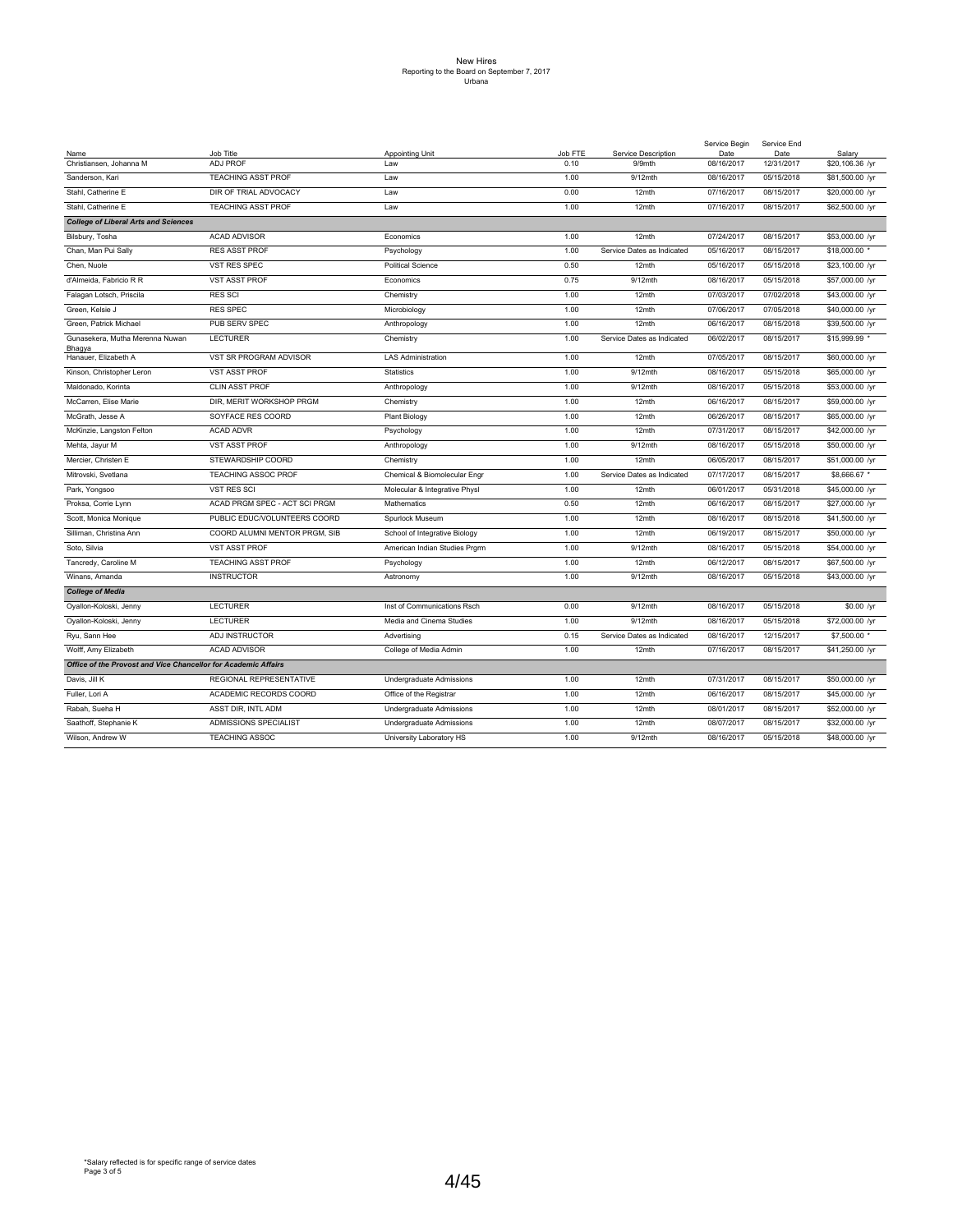# New Hires
Reporting to the Board on September 7, 2017
Urbana

| Name | Job Title | Appointing Unit | Job FTE | Service Description | Service Begin Date | Service End Date | Salary |
|---|---|---|---|---|---|---|---|
| Christiansen, Johanna M | ADJ PROF | Law | 0.10 | 9/9mth | 08/16/2017 | 12/31/2017 | $20,106.36 /yr |
| Sanderson, Kari | TEACHING ASST PROF | Law | 1.00 | 9/12mth | 08/16/2017 | 05/15/2018 | $81,500.00 /yr |
| Stahl, Catherine E | DIR OF TRIAL ADVOCACY | Law | 0.00 | 12mth | 07/16/2017 | 08/15/2017 | $20,000.00 /yr |
| Stahl, Catherine E | TEACHING ASST PROF | Law | 1.00 | 12mth | 07/16/2017 | 08/15/2017 | $62,500.00 /yr |
| ***College of Liberal Arts and Sciences*** | | | | | | | |
| Bilsbury, Tosha | ACAD ADVISOR | Economics | 1.00 | 12mth | 07/24/2017 | 08/15/2017 | $53,000.00 /yr |
| Chan, Man Pui Sally | RES ASST PROF | Psychology | 1.00 | Service Dates as Indicated | 05/16/2017 | 08/15/2017 | $18,000.00 * |
| Chen, Nuole | VST RES SPEC | Political Science | 0.50 | 12mth | 05/16/2017 | 05/15/2018 | $23,100.00 /yr |
| d'Almeida, Fabricio R R | VST ASST PROF | Economics | 0.75 | 9/12mth | 08/16/2017 | 05/15/2018 | $57,000.00 /yr |
| Falagan Lotsch, Priscila | RES SCI | Chemistry | 1.00 | 12mth | 07/03/2017 | 07/02/2018 | $43,000.00 /yr |
| Green, Kelsie J | RES SPEC | Microbiology | 1.00 | 12mth | 07/06/2017 | 07/05/2018 | $40,000.00 /yr |
| Green, Patrick Michael | PUB SERV SPEC | Anthropology | 1.00 | 12mth | 06/16/2017 | 08/15/2018 | $39,500.00 /yr |
| Gunasekera, Mutha Merenna Nuwan Bhagya | LECTURER | Chemistry | 1.00 | Service Dates as Indicated | 06/02/2017 | 08/15/2017 | $15,999.99 * |
| Hanauer, Elizabeth A | VST SR PROGRAM ADVISOR | LAS Administration | 1.00 | 12mth | 07/05/2017 | 08/15/2017 | $60,000.00 /yr |
| Kinson, Christopher Leron | VST ASST PROF | Statistics | 1.00 | 9/12mth | 08/16/2017 | 05/15/2018 | $65,000.00 /yr |
| Maldonado, Korinta | CLIN ASST PROF | Anthropology | 1.00 | 9/12mth | 08/16/2017 | 05/15/2018 | $53,000.00 /yr |
| McCarren, Elise Marie | DIR, MERIT WORKSHOP PRGM | Chemistry | 1.00 | 12mth | 06/16/2017 | 08/15/2017 | $59,000.00 /yr |
| McGrath, Jesse A | SOYFACE RES COORD | Plant Biology | 1.00 | 12mth | 06/26/2017 | 08/15/2017 | $65,000.00 /yr |
| McKinzie, Langston Felton | ACAD ADVR | Psychology | 1.00 | 12mth | 07/31/2017 | 08/15/2017 | $42,000.00 /yr |
| Mehta, Jayur M | VST ASST PROF | Anthropology | 1.00 | 9/12mth | 08/16/2017 | 05/15/2018 | $50,000.00 /yr |
| Mercier, Christen E | STEWARDSHIP COORD | Chemistry | 1.00 | 12mth | 06/05/2017 | 08/15/2017 | $51,000.00 /yr |
| Mitrovski, Svetlana | TEACHING ASSOC PROF | Chemical & Biomolecular Engr | 1.00 | Service Dates as Indicated | 07/17/2017 | 08/15/2017 | $8,666.67 * |
| Park, Yongsoo | VST RES SCI | Molecular & Integrative Physl | 1.00 | 12mth | 06/01/2017 | 05/31/2018 | $45,000.00 /yr |
| Proksa, Corrie Lynn | ACAD PRGM SPEC - ACT SCI PRGM | Mathematics | 0.50 | 12mth | 06/16/2017 | 08/15/2017 | $27,000.00 /yr |
| Scott, Monica Monique | PUBLIC EDUC/VOLUNTEERS COORD | Spurlock Museum | 1.00 | 12mth | 08/16/2017 | 08/15/2018 | $41,500.00 /yr |
| Silliman, Christina Ann | COORD ALUMNI MENTOR PRGM, SIB | School of Integrative Biology | 1.00 | 12mth | 06/19/2017 | 08/15/2017 | $50,000.00 /yr |
| Soto, Silvia | VST ASST PROF | American Indian Studies Prgrm | 1.00 | 9/12mth | 08/16/2017 | 05/15/2018 | $54,000.00 /yr |
| Tancredy, Caroline M | TEACHING ASST PROF | Psychology | 1.00 | 12mth | 06/12/2017 | 08/15/2017 | $67,500.00 /yr |
| Winans, Amanda | INSTRUCTOR | Astronomy | 1.00 | 9/12mth | 08/16/2017 | 05/15/2018 | $43,000.00 /yr |
| ***College of Media*** | | | | | | | |
| Oyallon-Koloski, Jenny | LECTURER | Inst of Communications Rsch | 0.00 | 9/12mth | 08/16/2017 | 05/15/2018 | $0.00 /yr |
| Oyallon-Koloski, Jenny | LECTURER | Media and Cinema Studies | 1.00 | 9/12mth | 08/16/2017 | 05/15/2018 | $72,000.00 /yr |
| Ryu, Sann Hee | ADJ INSTRUCTOR | Advertising | 0.15 | Service Dates as Indicated | 08/16/2017 | 12/15/2017 | $7,500.00 * |
| Wolff, Amy Elizabeth | ACAD ADVISOR | College of Media Admin | 1.00 | 12mth | 07/16/2017 | 08/15/2017 | $41,250.00 /yr |
| ***Office of the Provost and Vice Chancellor for Academic Affairs*** | | | | | | | |
| Davis, Jill K | REGIONAL REPRESENTATIVE | Undergraduate Admissions | 1.00 | 12mth | 07/31/2017 | 08/15/2017 | $50,000.00 /yr |
| Fuller, Lori A | ACADEMIC RECORDS COORD | Office of the Registrar | 1.00 | 12mth | 06/16/2017 | 08/15/2017 | $45,000.00 /yr |
| Rabah, Sueha H | ASST DIR, INTL ADM | Undergraduate Admissions | 1.00 | 12mth | 08/01/2017 | 08/15/2017 | $52,000.00 /yr |
| Saathoff, Stephanie K | ADMISSIONS SPECIALIST | Undergraduate Admissions | 1.00 | 12mth | 08/07/2017 | 08/15/2017 | $32,000.00 /yr |
| Wilson, Andrew W | TEACHING ASSOC | University Laboratory HS | 1.00 | 9/12mth | 08/16/2017 | 05/15/2018 | $48,000.00 /yr |

*Salary reflected is for specific range of service dates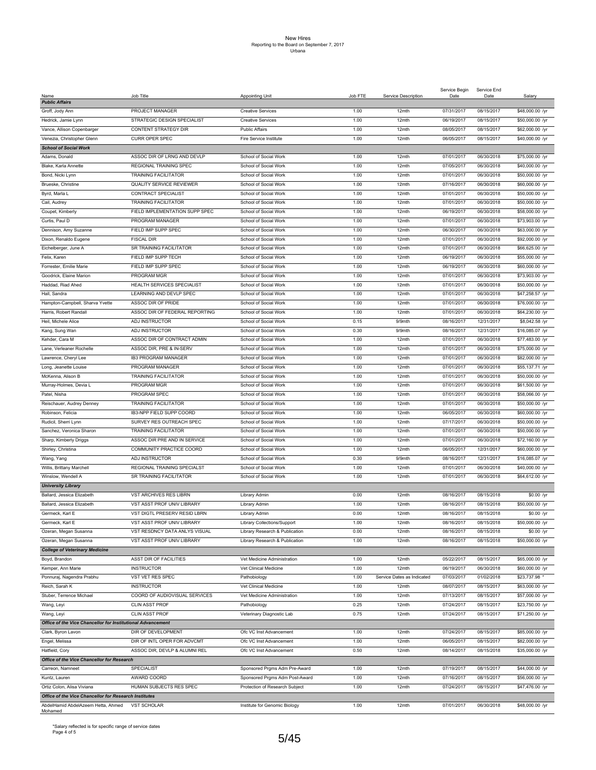# New Hires
Reporting to the Board on September 7, 2017
Urbana

| Name | Job Title | Appointing Unit | Job FTE | Service Description | Service Begin Date | Service End Date | Salary |
|---|---|---|---|---|---|---|---|
| ***Public Affairs*** | | | | | | | |
| Groff, Jody Ann | PROJECT MANAGER | Creative Services | 1.00 | 12mth | 07/31/2017 | 08/15/2017 | $48,000.00 /yr |
| Hedrick, Jamie Lynn | STRATEGIC DESIGN SPECIALIST | Creative Services | 1.00 | 12mth | 06/19/2017 | 08/15/2017 | $50,000.00 /yr |
| Vance, Allison Copenbarger | CONTENT STRATEGY DIR | Public Affairs | 1.00 | 12mth | 08/05/2017 | 08/15/2017 | $62,000.00 /yr |
| Venezia, Christopher Glenn | CURR OPER SPEC | Fire Service Institute | 1.00 | 12mth | 06/05/2017 | 08/15/2017 | $40,000.00 /yr |
| ***School of Social Work*** | | | | | | | |
| Adams, Donald | ASSOC DIR OF LRNG AND DEVLP | School of Social Work | 1.00 | 12mth | 07/01/2017 | 06/30/2018 | $75,000.00 /yr |
| Blake, Karla Annette | REGIONAL TRAINING SPEC | School of Social Work | 1.00 | 12mth | 07/05/2017 | 06/30/2018 | $40,000.00 /yr |
| Bond, Nicki Lynn | TRAINING FACILITATOR | School of Social Work | 1.00 | 12mth | 07/01/2017 | 06/30/2018 | $50,000.00 /yr |
| Brueske, Christine | QUALITY SERVICE REVIEWER | School of Social Work | 1.00 | 12mth | 07/16/2017 | 06/30/2018 | $60,000.00 /yr |
| Byrd, Marla L | CONTRACT SPECIALIST | School of Social Work | 1.00 | 12mth | 07/01/2017 | 06/30/2018 | $50,000.00 /yr |
| Cail, Audrey | TRAINING FACILITATOR | School of Social Work | 1.00 | 12mth | 07/01/2017 | 06/30/2018 | $50,000.00 /yr |
| Coupet, Kimberly | FIELD IMPLEMENTATION SUPP SPEC | School of Social Work | 1.00 | 12mth | 06/19/2017 | 06/30/2018 | $58,000.00 /yr |
| Curtis, Paul D | PROGRAM MANAGER | School of Social Work | 1.00 | 12mth | 07/01/2017 | 06/30/2018 | $73,903.00 /yr |
| Dennison, Amy Suzanne | FIELD IMP SUPP SPEC | School of Social Work | 1.00 | 12mth | 06/30/2017 | 06/30/2018 | $63,000.00 /yr |
| Dixon, Renaldo Eugene | FISCAL DIR | School of Social Work | 1.00 | 12mth | 07/01/2017 | 06/30/2018 | $92,000.00 /yr |
| Eichelberger, June A | SR TRAINING FACILITATOR | School of Social Work | 1.00 | 12mth | 07/01/2017 | 06/30/2018 | $66,625.00 /yr |
| Felix, Karen | FIELD IMP SUPP TECH | School of Social Work | 1.00 | 12mth | 06/19/2017 | 06/30/2018 | $55,000.00 /yr |
| Forrester, Emilie Marie | FIELD IMP SUPP SPEC | School of Social Work | 1.00 | 12mth | 06/19/2017 | 06/30/2018 | $60,000.00 /yr |
| Goodrick, Elaine Marion | PROGRAM MGR | School of Social Work | 1.00 | 12mth | 07/01/2017 | 06/30/2018 | $73,903.00 /yr |
| Haddad, Riad Ahed | HEALTH SERVICES SPECIALIST | School of Social Work | 1.00 | 12mth | 07/01/2017 | 06/30/2018 | $50,000.00 /yr |
| Hall, Sandra | LEARNING AND DEVLP SPEC | School of Social Work | 1.00 | 12mth | 07/01/2017 | 06/30/2018 | $47,258.57 /yr |
| Hampton-Campbell, Sharva Yvette | ASSOC DIR OF PRIDE | School of Social Work | 1.00 | 12mth | 07/01/2017 | 06/30/2018 | $76,000.00 /yr |
| Harris, Robert Randall | ASSOC DIR OF FEDERAL REPORTING | School of Social Work | 1.00 | 12mth | 07/01/2017 | 06/30/2018 | $64,230.00 /yr |
| Heil, Michele Alice | ADJ INSTRUCTOR | School of Social Work | 0.15 | 9/9mth | 08/16/2017 | 12/31/2017 | $8,042.58 /yr |
| Kang, Sung Wan | ADJ INSTRUCTOR | School of Social Work | 0.30 | 9/9mth | 08/16/2017 | 12/31/2017 | $16,085.07 /yr |
| Kehder, Cara M | ASSOC DIR OF CONTRACT ADMIN | School of Social Work | 1.00 | 12mth | 07/01/2017 | 06/30/2018 | $77,483.00 /yr |
| Lane, Verleaner Rochelle | ASSOC DIR, PRE & IN-SERV | School of Social Work | 1.00 | 12mth | 07/01/2017 | 06/30/2018 | $75,000.00 /yr |
| Lawrence, Cheryl Lee | IB3 PROGRAM MANAGER | School of Social Work | 1.00 | 12mth | 07/01/2017 | 06/30/2018 | $82,000.00 /yr |
| Long, Jeanette Louise | PROGRAM MANAGER | School of Social Work | 1.00 | 12mth | 07/01/2017 | 06/30/2018 | $55,137.71 /yr |
| McKenna, Alison B | TRAINING FACILITATOR | School of Social Work | 1.00 | 12mth | 07/01/2017 | 06/30/2018 | $50,000.00 /yr |
| Murray-Holmes, Devia L | PROGRAM MGR | School of Social Work | 1.00 | 12mth | 07/01/2017 | 06/30/2018 | $61,500.00 /yr |
| Patel, Nisha | PROGRAM SPEC | School of Social Work | 1.00 | 12mth | 07/01/2017 | 06/30/2018 | $58,066.00 /yr |
| Reischauer, Audrey Denney | TRAINING FACILITATOR | School of Social Work | 1.00 | 12mth | 07/01/2017 | 06/30/2018 | $50,000.00 /yr |
| Robinson, Felicia | IB3-NPP FIELD SUPP COORD | School of Social Work | 1.00 | 12mth | 06/05/2017 | 06/30/2018 | $60,000.00 /yr |
| Rudicil, Sherri Lynn | SURVEY RES OUTREACH SPEC | School of Social Work | 1.00 | 12mth | 07/17/2017 | 06/30/2018 | $50,000.00 /yr |
| Sanchez, Veronica Sharon | TRAINING FACILITATOR | School of Social Work | 1.00 | 12mth | 07/01/2017 | 06/30/2018 | $50,000.00 /yr |
| Sharp, Kimberly Driggs | ASSOC DIR PRE AND IN SERVICE | School of Social Work | 1.00 | 12mth | 07/01/2017 | 06/30/2018 | $72,160.00 /yr |
| Shirley, Christina | COMMUNITY PRACTICE COORD | School of Social Work | 1.00 | 12mth | 06/05/2017 | 12/31/2017 | $60,000.00 /yr |
| Wang, Yang | ADJ INSTRUCTOR | School of Social Work | 0.30 | 9/9mth | 08/16/2017 | 12/31/2017 | $16,085.07 /yr |
| Willis, Brittany Marchell | REGIONAL TRAINING SPECIALST | School of Social Work | 1.00 | 12mth | 07/01/2017 | 06/30/2018 | $40,000.00 /yr |
| Winslow, Wendell A | SR TRAINING FACILITATOR | School of Social Work | 1.00 | 12mth | 07/01/2017 | 06/30/2018 | $64,612.00 /yr |
| ***University Library*** | | | | | | | |
| Ballard, Jessica Elizabeth | VST ARCHIVES RES LIBRN | Library Admin | 0.00 | 12mth | 08/16/2017 | 08/15/2018 | $0.00 /yr |
| Ballard, Jessica Elizabeth | VST ASST PROF UNIV LIBRARY | Library Admin | 1.00 | 12mth | 08/16/2017 | 08/15/2018 | $50,000.00 /yr |
| Germeck, Karl E | VST DIGTL PRESERV RESID LBRN | Library Admin | 0.00 | 12mth | 08/16/2017 | 08/15/2018 | $0.00 /yr |
| Germeck, Karl E | VST ASST PROF UNIV LIBRARY | Library Collections/Support | 1.00 | 12mth | 08/16/2017 | 08/15/2018 | $50,000.00 /yr |
| Ozeran, Megan Susanna | VST RESDNCY DATA ANLYS VISUAL | Library Research & Publication | 0.00 | 12mth | 08/16/2017 | 08/15/2018 | $0.00 /yr |
| Ozeran, Megan Susanna | VST ASST PROF UNIV LIBRARY | Library Research & Publication | 1.00 | 12mth | 08/16/2017 | 08/15/2018 | $50,000.00 /yr |
| ***College of Veterinary Medicine*** | | | | | | | |
| Boyd, Brandon | ASST DIR OF FACILITIES | Vet Medicine Administration | 1.00 | 12mth | 05/22/2017 | 08/15/2017 | $65,000.00 /yr |
| Kemper, Ann Marie | INSTRUCTOR | Vet Clinical Medicine | 1.00 | 12mth | 06/19/2017 | 06/30/2018 | $60,000.00 /yr |
| Ponnuraj, Nagendra Prabhu | VST VET RES SPEC | Pathobiology | 1.00 | Service Dates as Indicated | 07/03/2017 | 01/02/2018 | $23,737.98 * |
| Reich, Sarah K | INSTRUCTOR | Vet Clinical Medicine | 1.00 | 12mth | 08/07/2017 | 08/15/2017 | $63,000.00 /yr |
| Stuber, Terrence Michael | COORD OF AUDIOVISUAL SERVICES | Vet Medicine Administration | 1.00 | 12mth | 07/13/2017 | 08/15/2017 | $57,000.00 /yr |
| Wang, Leyi | CLIN ASST PROF | Pathobiology | 0.25 | 12mth | 07/24/2017 | 08/15/2017 | $23,750.00 /yr |
| Wang, Leyi | CLIN ASST PROF | Veterinary Diagnostic Lab | 0.75 | 12mth | 07/24/2017 | 08/15/2017 | $71,250.00 /yr |
| ***Office of the Vice Chancellor for Institutional Advancement*** | | | | | | | |
| Clark, Byron Lavon | DIR OF DEVELOPMENT | Ofc VC Inst Advancement | 1.00 | 12mth | 07/24/2017 | 08/15/2017 | $85,000.00 /yr |
| Engel, Melissa | DIR OF INTL OPER FOR ADVCMT | Ofc VC Inst Advancement | 1.00 | 12mth | 06/05/2017 | 08/15/2017 | $82,000.00 /yr |
| Hatfield, Cory | ASSOC DIR, DEVLP & ALUMNI REL | Ofc VC Inst Advancement | 0.50 | 12mth | 08/14/2017 | 08/15/2018 | $35,000.00 /yr |
| ***Office of the Vice Chancellor for Research*** | | | | | | | |
| Carreon, Namneet | SPECIALIST | Sponsored Prgms Adm Pre-Award | 1.00 | 12mth | 07/19/2017 | 08/15/2017 | $44,000.00 /yr |
| Kuntz, Lauren | AWARD COORD | Sponsored Prgms Adm Post-Award | 1.00 | 12mth | 07/16/2017 | 08/15/2017 | $56,000.00 /yr |
| Ortiz Colon, Alisa Viviana | HUMAN SUBJECTS RES SPEC | Protection of Research Subject | 1.00 | 12mth | 07/24/2017 | 08/15/2017 | $47,476.00 /yr |
| ***Office of the Vice Chancellor for Research Institutes*** | | | | | | | |
| AbdelHamid AbdelAzeem Hetta, Ahmed Mohamed | VST SCHOLAR | Institute for Genomic Biology | 1.00 | 12mth | 07/01/2017 | 06/30/2018 | $48,000.00 /yr |

*Salary reflected is for specific range of service dates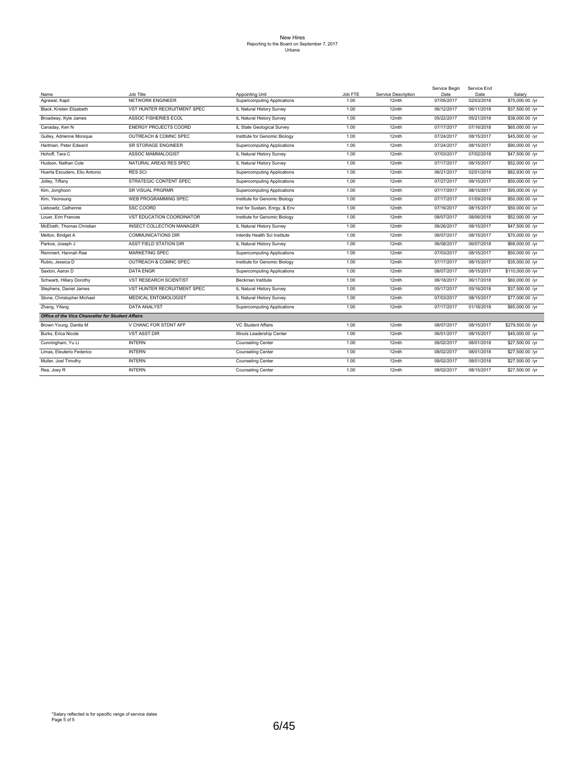# New Hires
Reporting to the Board on September 7, 2017
Urbana

| Name | Job Title | Appointing Unit | Job FTE | Service Description | Service Begin Date | Service End Date | Salary |
|---|---|---|---|---|---|---|---|
| Agrawal, Kapil | NETWORK ENGINEER | Supercomputing Applications | 1.00 | 12mth | 07/05/2017 | 02/03/2018 | $75,000.00 /yr |
| Black, Kristen Elizabeth | VST HUNTER RECRUITMENT SPEC | IL Natural History Survey | 1.00 | 12mth | 06/12/2017 | 06/11/2018 | $37,500.00 /yr |
| Broadway, Kyle James | ASSOC FISHERIES ECOL | IL Natural History Survey | 1.00 | 12mth | 05/22/2017 | 05/21/2018 | $38,000.00 /yr |
| Canaday, Keri N | ENERGY PROJECTS COORD | IL State Geological Survey | 1.00 | 12mth | 07/17/2017 | 07/16/2018 | $65,000.00 /yr |
| Gulley, Adrienne Monique | OUTREACH & COMNC SPEC | Institute for Genomic Biology | 1.00 | 12mth | 07/24/2017 | 08/15/2017 | $45,000.00 /yr |
| Hartman, Peter Edward | SR STORAGE ENGINEER | Supercomputing Applications | 1.00 | 12mth | 07/24/2017 | 08/15/2017 | $90,000.00 /yr |
| Hohoff, Tara C | ASSOC MAMMALOGIST | IL Natural History Survey | 1.00 | 12mth | 07/03/2017 | 07/02/2018 | $47,500.00 /yr |
| Hudson, Nathan Cole | NATURAL AREAS RES SPEC | IL Natural History Survey | 1.00 | 12mth | 07/17/2017 | 08/15/2017 | $52,000.00 /yr |
| Huerta Escudero, Eliu Antonio | RES SCI | Supercomputing Applications | 1.00 | 12mth | 06/21/2017 | 02/01/2018 | $82,930.00 /yr |
| Jolley, Tiffany | STRATEGIC CONTENT SPEC | Supercomputing Applications | 1.00 | 12mth | 07/27/2017 | 08/15/2017 | $50,000.00 /yr |
| Kim, Jonghoon | SR VISUAL PRGRMR | Supercomputing Applications | 1.00 | 12mth | 07/17/2017 | 08/15/2017 | $95,000.00 /yr |
| Kim, Yeonsung | WEB PROGRAMMING SPEC | Institute for Genomic Biology | 1.00 | 12mth | 07/17/2017 | 01/09/2018 | $50,000.00 /yr |
| Liebowitz, Catherine | SSC COORD | Inst for Sustain, Enrgy, & Env | 1.00 | 12mth | 07/16/2017 | 08/15/2017 | $50,000.00 /yr |
| Louer, Erin Frances | VST EDUCATION COORDINATOR | Institute for Genomic Biology | 1.00 | 12mth | 08/07/2017 | 08/06/2018 | $52,000.00 /yr |
| McElrath, Thomas Christian | INSECT COLLECTION MANAGER | IL Natural History Survey | 1.00 | 12mth | 06/26/2017 | 08/15/2017 | $47,500.00 /yr |
| Melton, Bridget A | COMMUNICATIONS DIR | Interdis Health Sci Institute | 1.00 | 12mth | 08/07/2017 | 08/15/2017 | $70,000.00 /yr |
| Parkos, Joseph J | ASST FIELD STATION DIR | IL Natural History Survey | 1.00 | 12mth | 06/08/2017 | 06/07/2018 | $68,000.00 /yr |
| Remmert, Hannah Rae | MARKETING SPEC | Supercomputing Applications | 1.00 | 12mth | 07/03/2017 | 08/15/2017 | $50,000.00 /yr |
| Rubio, Jessica D | OUTREACH & COMNC SPEC | Institute for Genomic Biology | 1.00 | 12mth | 07/17/2017 | 08/15/2017 | $35,000.00 /yr |
| Saxton, Aaron D | DATA ENGR | Supercomputing Applications | 1.00 | 12mth | 08/07/2017 | 08/15/2017 | $110,000.00 /yr |
| Schwarb, Hillary Dorothy | VST RESEARCH SCIENTIST | Beckman Institute | 1.00 | 12mth | 06/18/2017 | 06/17/2018 | $60,000.00 /yr |
| Stephens, Daniel James | VST HUNTER RECRUITMENT SPEC | IL Natural History Survey | 1.00 | 12mth | 05/17/2017 | 05/16/2018 | $37,500.00 /yr |
| Stone, Christopher Michael | MEDICAL ENTOMOLOGIST | IL Natural History Survey | 1.00 | 12mth | 07/03/2017 | 08/15/2017 | $77,000.00 /yr |
| Zhang, Yifang | DATA ANALYST | Supercomputing Applications | 1.00 | 12mth | 07/17/2017 | 01/18/2018 | $85,000.00 /yr |
| ***Office of the Vice Chancellor for Student Affairs*** | | | | | | | |
| Brown Young, Danita M | V CHANC FOR STDNT AFF | VC Student Affairs | 1.00 | 12mth | 08/07/2017 | 08/15/2017 | $279,500.00 /yr |
| Burks, Erica Nicole | VST ASST DIR | Illinois Leadership Center | 1.00 | 12mth | 06/01/2017 | 08/15/2017 | $45,000.00 /yr |
| Cunningham, Yu Li | INTERN | Counseling Center | 1.00 | 12mth | 08/02/2017 | 08/01/2018 | $27,500.00 /yr |
| Limas, Eleuterio Federico | INTERN | Counseling Center | 1.00 | 12mth | 08/02/2017 | 08/01/2018 | $27,500.00 /yr |
| Muller, Joel Timothy | INTERN | Counseling Center | 1.00 | 12mth | 08/02/2017 | 08/01/2018 | $27,500.00 /yr |
| Rea, Joey R | INTERN | Counseling Center | 1.00 | 12mth | 08/02/2017 | 08/15/2017 | $27,500.00 /yr |

*Salary reflected is for specific range of service dates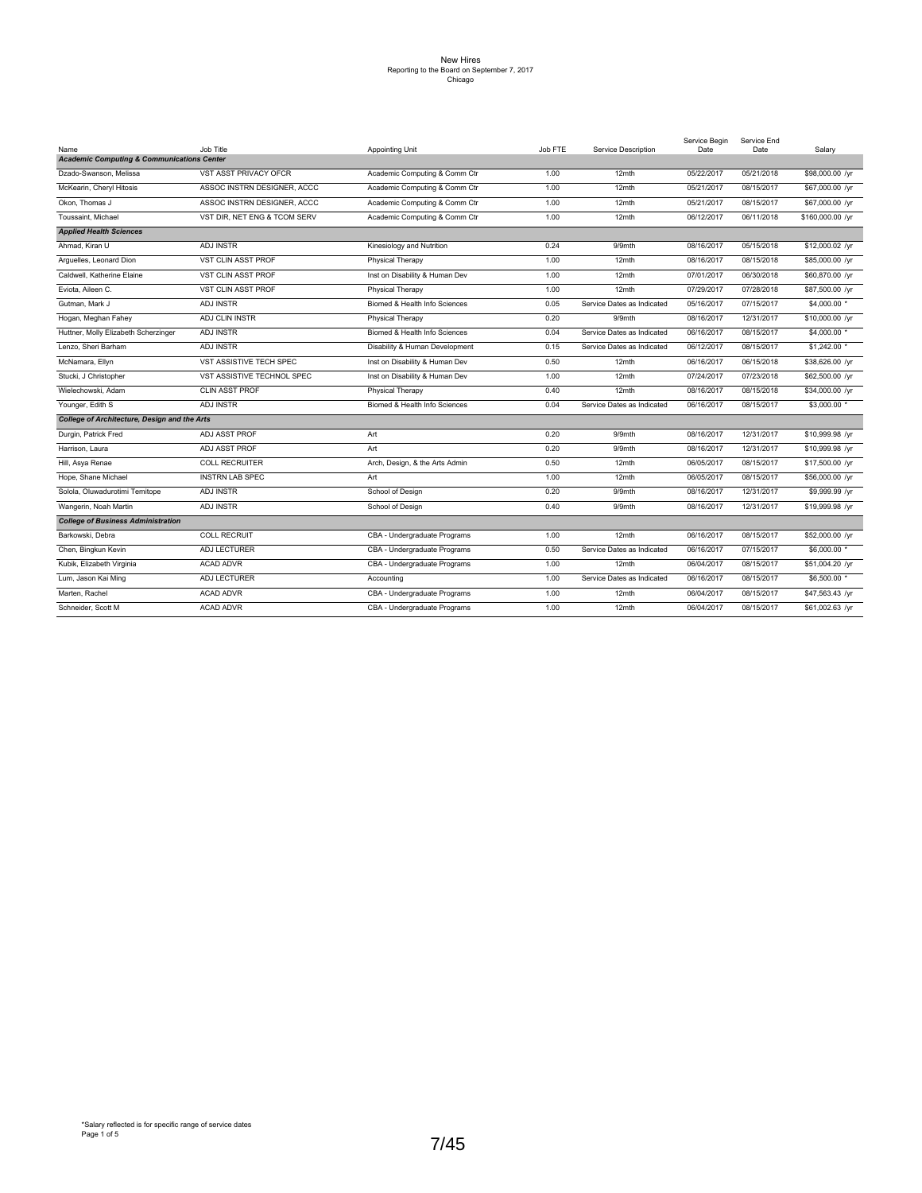New Hires
Reporting to the Board on September 7, 2017
Chicago

| Name | Job Title | Appointing Unit | Job FTE | Service Description | Service Begin Date | Service End Date | Salary |
|---|---|---|---|---|---|---|---|
| ***Academic Computing & Communications Center*** | | | | | | | |
| Dzado-Swanson, Melissa | VST ASST PRIVACY OFCR | Academic Computing & Comm Ctr | 1.00 | 12mth | 05/22/2017 | 05/21/2018 | $98,000.00 /yr |
| McKearin, Cheryl Hitosis | ASSOC INSTRN DESIGNER, ACCC | Academic Computing & Comm Ctr | 1.00 | 12mth | 05/21/2017 | 08/15/2017 | $67,000.00 /yr |
| Okon, Thomas J | ASSOC INSTRN DESIGNER, ACCC | Academic Computing & Comm Ctr | 1.00 | 12mth | 05/21/2017 | 08/15/2017 | $67,000.00 /yr |
| Toussaint, Michael | VST DIR, NET ENG & TCOM SERV | Academic Computing & Comm Ctr | 1.00 | 12mth | 06/12/2017 | 06/11/2018 | $160,000.00 /yr |
| ***Applied Health Sciences*** | | | | | | | |
| Ahmad, Kiran U | ADJ INSTR | Kinesiology and Nutrition | 0.24 | 9/9mth | 08/16/2017 | 05/15/2018 | $12,000.02 /yr |
| Arguelles, Leonard Dion | VST CLIN ASST PROF | Physical Therapy | 1.00 | 12mth | 08/16/2017 | 08/15/2018 | $85,000.00 /yr |
| Caldwell, Katherine Elaine | VST CLIN ASST PROF | Inst on Disability & Human Dev | 1.00 | 12mth | 07/01/2017 | 06/30/2018 | $60,870.00 /yr |
| Eviota, Aileen C. | VST CLIN ASST PROF | Physical Therapy | 1.00 | 12mth | 07/29/2017 | 07/28/2018 | $87,500.00 /yr |
| Gutman, Mark J | ADJ INSTR | Biomed & Health Info Sciences | 0.05 | Service Dates as Indicated | 05/16/2017 | 07/15/2017 | $4,000.00 * |
| Hogan, Meghan Fahey | ADJ CLIN INSTR | Physical Therapy | 0.20 | 9/9mth | 08/16/2017 | 12/31/2017 | $10,000.00 /yr |
| Huttner, Molly Elizabeth Scherzinger | ADJ INSTR | Biomed & Health Info Sciences | 0.04 | Service Dates as Indicated | 06/16/2017 | 08/15/2017 | $4,000.00 * |
| Lenzo, Sheri Barham | ADJ INSTR | Disability & Human Development | 0.15 | Service Dates as Indicated | 06/12/2017 | 08/15/2017 | $1,242.00 * |
| McNamara, Ellyn | VST ASSISTIVE TECH SPEC | Inst on Disability & Human Dev | 0.50 | 12mth | 06/16/2017 | 06/15/2018 | $38,626.00 /yr |
| Stucki, J Christopher | VST ASSISTIVE TECHNOL SPEC | Inst on Disability & Human Dev | 1.00 | 12mth | 07/24/2017 | 07/23/2018 | $62,500.00 /yr |
| Wielechowski, Adam | CLIN ASST PROF | Physical Therapy | 0.40 | 12mth | 08/16/2017 | 08/15/2018 | $34,000.00 /yr |
| Younger, Edith S | ADJ INSTR | Biomed & Health Info Sciences | 0.04 | Service Dates as Indicated | 06/16/2017 | 08/15/2017 | $3,000.00 * |
| ***College of Architecture, Design and the Arts*** | | | | | | | |
| Durgin, Patrick Fred | ADJ ASST PROF | Art | 0.20 | 9/9mth | 08/16/2017 | 12/31/2017 | $10,999.98 /yr |
| Harrison, Laura | ADJ ASST PROF | Art | 0.20 | 9/9mth | 08/16/2017 | 12/31/2017 | $10,999.98 /yr |
| Hill, Asya Renae | COLL RECRUITER | Arch, Design, & the Arts Admin | 0.50 | 12mth | 06/05/2017 | 08/15/2017 | $17,500.00 /yr |
| Hope, Shane Michael | INSTRN LAB SPEC | Art | 1.00 | 12mth | 06/05/2017 | 08/15/2017 | $56,000.00 /yr |
| Solola, Oluwadurotimi Temitope | ADJ INSTR | School of Design | 0.20 | 9/9mth | 08/16/2017 | 12/31/2017 | $9,999.99 /yr |
| Wangerin, Noah Martin | ADJ INSTR | School of Design | 0.40 | 9/9mth | 08/16/2017 | 12/31/2017 | $19,999.98 /yr |
| ***College of Business Administration*** | | | | | | | |
| Barkowski, Debra | COLL RECRUIT | CBA - Undergraduate Programs | 1.00 | 12mth | 06/16/2017 | 08/15/2017 | $52,000.00 /yr |
| Chen, Bingkun Kevin | ADJ LECTURER | CBA - Undergraduate Programs | 0.50 | Service Dates as Indicated | 06/16/2017 | 07/15/2017 | $6,000.00 * |
| Kubik, Elizabeth Virginia | ACAD ADVR | CBA - Undergraduate Programs | 1.00 | 12mth | 06/04/2017 | 08/15/2017 | $51,004.20 /yr |
| Lum, Jason Kai Ming | ADJ LECTURER | Accounting | 1.00 | Service Dates as Indicated | 06/16/2017 | 08/15/2017 | $6,500.00 * |
| Marten, Rachel | ACAD ADVR | CBA - Undergraduate Programs | 1.00 | 12mth | 06/04/2017 | 08/15/2017 | $47,563.43 /yr |
| Schneider, Scott M | ACAD ADVR | CBA - Undergraduate Programs | 1.00 | 12mth | 06/04/2017 | 08/15/2017 | $61,002.63 /yr |

*Salary reflected is for specific range of service dates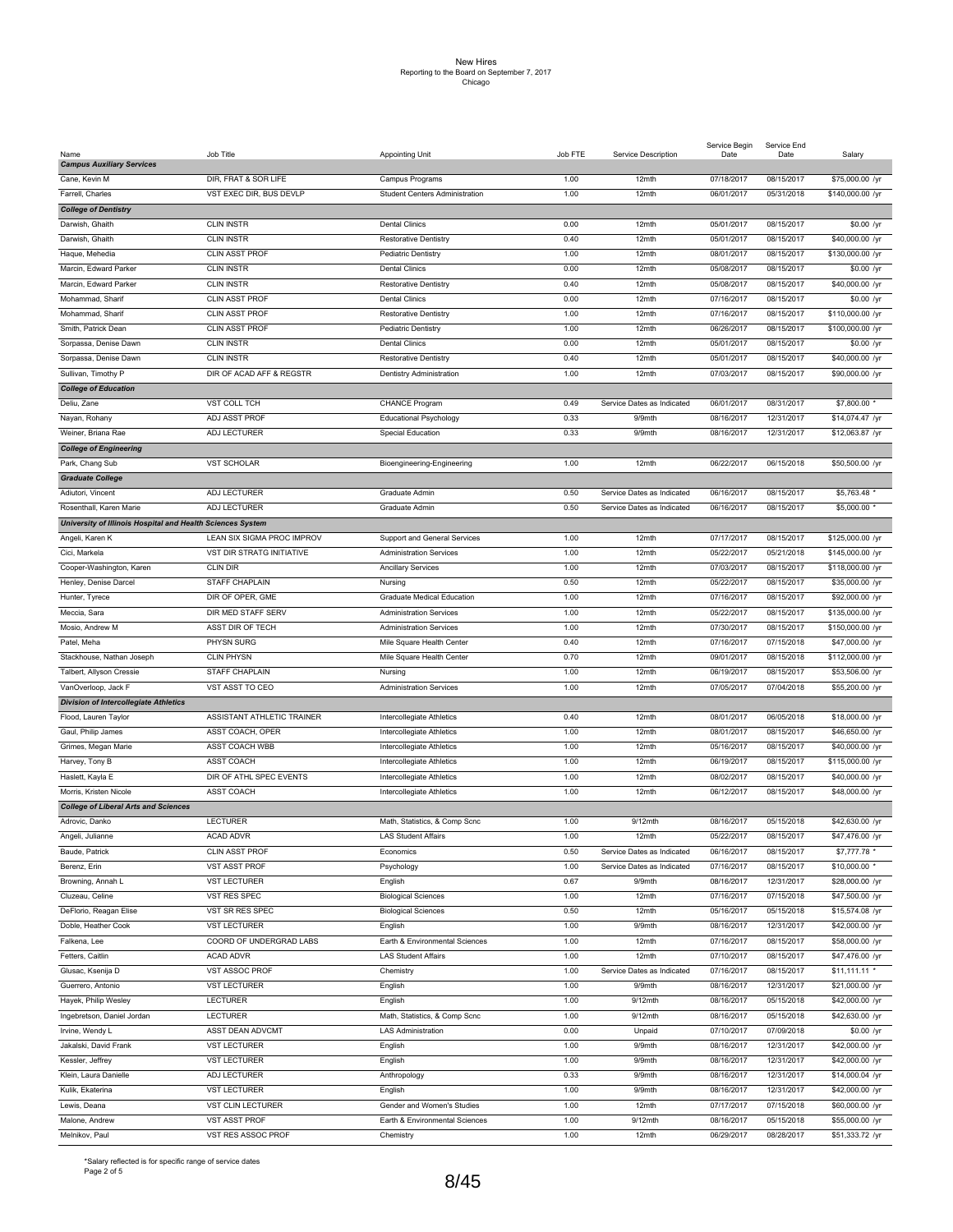New Hires
Reporting to the Board on September 7, 2017
Chicago

| Name | Job Title | Appointing Unit | Job FTE | Service Description | Service Begin Date | Service End Date | Salary |
|---|---|---|---|---|---|---|---|
| ***Campus Auxiliary Services*** | | | | | | | |
| Cane, Kevin M | DIR, FRAT & SOR LIFE | Campus Programs | 1.00 | 12mth | 07/18/2017 | 08/15/2017 | $75,000.00 /yr |
| Farrell, Charles | VST EXEC DIR, BUS DEVLP | Student Centers Administration | 1.00 | 12mth | 06/01/2017 | 05/31/2018 | $140,000.00 /yr |
| ***College of Dentistry*** | | | | | | | |
| Darwish, Ghaith | CLIN INSTR | Dental Clinics | 0.00 | 12mth | 05/01/2017 | 08/15/2017 | $0.00 /yr |
| Darwish, Ghaith | CLIN INSTR | Restorative Dentistry | 0.40 | 12mth | 05/01/2017 | 08/15/2017 | $40,000.00 /yr |
| Haque, Mehedia | CLIN ASST PROF | Pediatric Dentistry | 1.00 | 12mth | 08/01/2017 | 08/15/2017 | $130,000.00 /yr |
| Marcin, Edward Parker | CLIN INSTR | Dental Clinics | 0.00 | 12mth | 05/08/2017 | 08/15/2017 | $0.00 /yr |
| Marcin, Edward Parker | CLIN INSTR | Restorative Dentistry | 0.40 | 12mth | 05/08/2017 | 08/15/2017 | $40,000.00 /yr |
| Mohammad, Sharif | CLIN ASST PROF | Dental Clinics | 0.00 | 12mth | 07/16/2017 | 08/15/2017 | $0.00 /yr |
| Mohammad, Sharif | CLIN ASST PROF | Restorative Dentistry | 1.00 | 12mth | 07/16/2017 | 08/15/2017 | $110,000.00 /yr |
| Smith, Patrick Dean | CLIN ASST PROF | Pediatric Dentistry | 1.00 | 12mth | 06/26/2017 | 08/15/2017 | $100,000.00 /yr |
| Sorpassa, Denise Dawn | CLIN INSTR | Dental Clinics | 0.00 | 12mth | 05/01/2017 | 08/15/2017 | $0.00 /yr |
| Sorpassa, Denise Dawn | CLIN INSTR | Restorative Dentistry | 0.40 | 12mth | 05/01/2017 | 08/15/2017 | $40,000.00 /yr |
| Sullivan, Timothy P | DIR OF ACAD AFF & REGSTR | Dentistry Administration | 1.00 | 12mth | 07/03/2017 | 08/15/2017 | $90,000.00 /yr |
| ***College of Education*** | | | | | | | |
| Deliu, Zane | VST COLL TCH | CHANCE Program | 0.49 | Service Dates as Indicated | 06/01/2017 | 08/31/2017 | $7,800.00 * |
| Nayan, Rohany | ADJ ASST PROF | Educational Psychology | 0.33 | 9/9mth | 08/16/2017 | 12/31/2017 | $14,074.47 /yr |
| Weiner, Briana Rae | ADJ LECTURER | Special Education | 0.33 | 9/9mth | 08/16/2017 | 12/31/2017 | $12,063.87 /yr |
| ***College of Engineering*** | | | | | | | |
| Park, Chang Sub | VST SCHOLAR | Bioengineering-Engineering | 1.00 | 12mth | 06/22/2017 | 06/15/2018 | $50,500.00 /yr |
| ***Graduate College*** | | | | | | | |
| Adiutori, Vincent | ADJ LECTURER | Graduate Admin | 0.50 | Service Dates as Indicated | 06/16/2017 | 08/15/2017 | $5,763.48 * |
| Rosenthall, Karen Marie | ADJ LECTURER | Graduate Admin | 0.50 | Service Dates as Indicated | 06/16/2017 | 08/15/2017 | $5,000.00 * |
| ***University of Illinois Hospital and Health Sciences System*** | | | | | | | |
| Angeli, Karen K | LEAN SIX SIGMA PROC IMPROV | Support and General Services | 1.00 | 12mth | 07/17/2017 | 08/15/2017 | $125,000.00 /yr |
| Cici, Markela | VST DIR STRATG INITIATIVE | Administration Services | 1.00 | 12mth | 05/22/2017 | 05/21/2018 | $145,000.00 /yr |
| Cooper-Washington, Karen | CLIN DIR | Ancillary Services | 1.00 | 12mth | 07/03/2017 | 08/15/2017 | $118,000.00 /yr |
| Henley, Denise Darcel | STAFF CHAPLAIN | Nursing | 0.50 | 12mth | 05/22/2017 | 08/15/2017 | $35,000.00 /yr |
| Hunter, Tyrece | DIR OF OPER, GME | Graduate Medical Education | 1.00 | 12mth | 07/16/2017 | 08/15/2017 | $92,000.00 /yr |
| Meccia, Sara | DIR MED STAFF SERV | Administration Services | 1.00 | 12mth | 05/22/2017 | 08/15/2017 | $135,000.00 /yr |
| Mosio, Andrew M | ASST DIR OF TECH | Administration Services | 1.00 | 12mth | 07/30/2017 | 08/15/2017 | $150,000.00 /yr |
| Patel, Meha | PHYSN SURG | Mile Square Health Center | 0.40 | 12mth | 07/16/2017 | 07/15/2018 | $47,000.00 /yr |
| Stackhouse, Nathan Joseph | CLIN PHYSN | Mile Square Health Center | 0.70 | 12mth | 09/01/2017 | 08/15/2018 | $112,000.00 /yr |
| Talbert, Allyson Cressie | STAFF CHAPLAIN | Nursing | 1.00 | 12mth | 06/19/2017 | 08/15/2017 | $53,506.00 /yr |
| VanOverloop, Jack F | VST ASST TO CEO | Administration Services | 1.00 | 12mth | 07/05/2017 | 07/04/2018 | $55,200.00 /yr |
| ***Division of Intercollegiate Athletics*** | | | | | | | |
| Flood, Lauren Taylor | ASSISTANT ATHLETIC TRAINER | Intercollegiate Athletics | 0.40 | 12mth | 08/01/2017 | 06/05/2018 | $18,000.00 /yr |
| Gaul, Philip James | ASST COACH, OPER | Intercollegiate Athletics | 1.00 | 12mth | 08/01/2017 | 08/15/2017 | $46,650.00 /yr |
| Grimes, Megan Marie | ASST COACH WBB | Intercollegiate Athletics | 1.00 | 12mth | 05/16/2017 | 08/15/2017 | $40,000.00 /yr |
| Harvey, Tony B | ASST COACH | Intercollegiate Athletics | 1.00 | 12mth | 06/19/2017 | 08/15/2017 | $115,000.00 /yr |
| Haslett, Kayla E | DIR OF ATHL SPEC EVENTS | Intercollegiate Athletics | 1.00 | 12mth | 08/02/2017 | 08/15/2017 | $40,000.00 /yr |
| Morris, Kristen Nicole | ASST COACH | Intercollegiate Athletics | 1.00 | 12mth | 06/12/2017 | 08/15/2017 | $48,000.00 /yr |
| ***College of Liberal Arts and Sciences*** | | | | | | | |
| Adrovic, Danko | LECTURER | Math, Statistics, & Comp Scnc | 1.00 | 9/12mth | 08/16/2017 | 05/15/2018 | $42,630.00 /yr |
| Angeli, Julianne | ACAD ADVR | LAS Student Affairs | 1.00 | 12mth | 05/22/2017 | 08/15/2017 | $47,476.00 /yr |
| Baude, Patrick | CLIN ASST PROF | Economics | 0.50 | Service Dates as Indicated | 06/16/2017 | 08/15/2017 | $7,777.78 * |
| Berenz, Erin | VST ASST PROF | Psychology | 1.00 | Service Dates as Indicated | 07/16/2017 | 08/15/2017 | $10,000.00 * |
| Browning, Annah L | VST LECTURER | English | 0.67 | 9/9mth | 08/16/2017 | 12/31/2017 | $28,000.00 /yr |
| Cluzeau, Celine | VST RES SPEC | Biological Sciences | 1.00 | 12mth | 07/16/2017 | 07/15/2018 | $47,500.00 /yr |
| DeFlorio, Reagan Elise | VST SR RES SPEC | Biological Sciences | 0.50 | 12mth | 05/16/2017 | 05/15/2018 | $15,574.08 /yr |
| Doble, Heather Cook | VST LECTURER | English | 1.00 | 9/9mth | 08/16/2017 | 12/31/2017 | $42,000.00 /yr |
| Falkena, Lee | COORD OF UNDERGRAD LABS | Earth & Environmental Sciences | 1.00 | 12mth | 07/16/2017 | 08/15/2017 | $58,000.00 /yr |
| Fetters, Caitlin | ACAD ADVR | LAS Student Affairs | 1.00 | 12mth | 07/10/2017 | 08/15/2017 | $47,476.00 /yr |
| Glusac, Ksenija D | VST ASSOC PROF | Chemistry | 1.00 | Service Dates as Indicated | 07/16/2017 | 08/15/2017 | $11,111.11 * |
| Guerrero, Antonio | VST LECTURER | English | 1.00 | 9/9mth | 08/16/2017 | 12/31/2017 | $21,000.00 /yr |
| Hayek, Philip Wesley | LECTURER | English | 1.00 | 9/12mth | 08/16/2017 | 05/15/2018 | $42,000.00 /yr |
| Ingebretson, Daniel Jordan | LECTURER | Math, Statistics, & Comp Scnc | 1.00 | 9/12mth | 08/16/2017 | 05/15/2018 | $42,630.00 /yr |
| Irvine, Wendy L | ASST DEAN ADVCMT | LAS Administration | 0.00 | Unpaid | 07/10/2017 | 07/09/2018 | $0.00 /yr |
| Jakalski, David Frank | VST LECTURER | English | 1.00 | 9/9mth | 08/16/2017 | 12/31/2017 | $42,000.00 /yr |
| Kessler, Jeffrey | VST LECTURER | English | 1.00 | 9/9mth | 08/16/2017 | 12/31/2017 | $42,000.00 /yr |
| Klein, Laura Danielle | ADJ LECTURER | Anthropology | 0.33 | 9/9mth | 08/16/2017 | 12/31/2017 | $14,000.04 /yr |
| Kulik, Ekaterina | VST LECTURER | English | 1.00 | 9/9mth | 08/16/2017 | 12/31/2017 | $42,000.00 /yr |
| Lewis, Deana | VST CLIN LECTURER | Gender and Women's Studies | 1.00 | 12mth | 07/17/2017 | 07/15/2018 | $60,000.00 /yr |
| Malone, Andrew | VST ASST PROF | Earth & Environmental Sciences | 1.00 | 9/12mth | 08/16/2017 | 05/15/2018 | $55,000.00 /yr |
| Melnikov, Paul | VST RES ASSOC PROF | Chemistry | 1.00 | 12mth | 06/29/2017 | 08/28/2017 | $51,333.72 /yr |

*Salary reflected is for specific range of service dates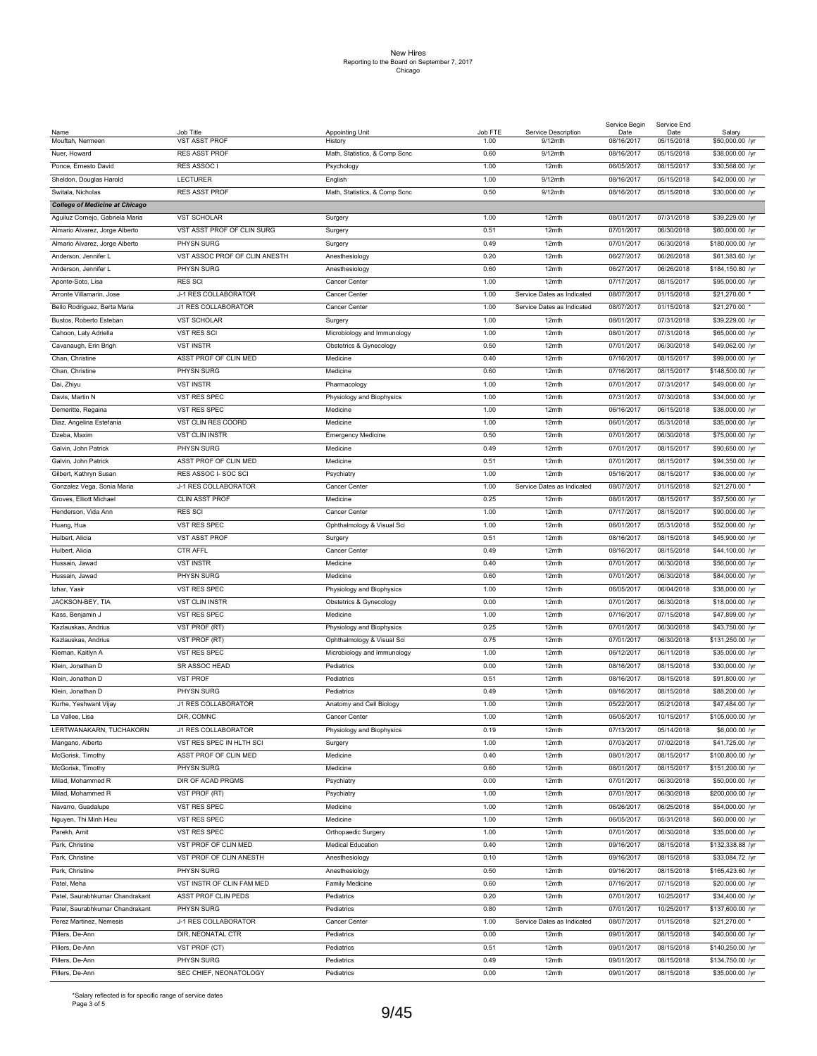# New Hires
Reporting to the Board on September 7, 2017
Chicago

| Name | Job Title | Appointing Unit | Job FTE | Service Description | Service Begin Date | Service End Date | Salary |
|---|---|---|---|---|---|---|---|
| Mouftah, Nermeen | VST ASST PROF | History | 1.00 | 9/12mth | 08/16/2017 | 05/15/2018 | $50,000.00 /yr |
| Nuer, Howard | RES ASST PROF | Math, Statistics, & Comp Scnc | 0.60 | 9/12mth | 08/16/2017 | 05/15/2018 | $38,000.00 /yr |
| Ponce, Ernesto David | RES ASSOC I | Psychology | 1.00 | 12mth | 06/05/2017 | 08/15/2017 | $30,568.00 /yr |
| Sheldon, Douglas Harold | LECTURER | English | 1.00 | 9/12mth | 08/16/2017 | 05/15/2018 | $42,000.00 /yr |
| Switala, Nicholas | RES ASST PROF | Math, Statistics, & Comp Scnc | 0.50 | 9/12mth | 08/16/2017 | 05/15/2018 | $30,000.00 /yr |
| ***College of Medicine at Chicago*** | | | | | | | |
| Aguiluz Cornejo, Gabriela Maria | VST SCHOLAR | Surgery | 1.00 | 12mth | 08/01/2017 | 07/31/2018 | $39,229.00 /yr |
| Almario Alvarez, Jorge Alberto | VST ASST PROF OF CLIN SURG | Surgery | 0.51 | 12mth | 07/01/2017 | 06/30/2018 | $60,000.00 /yr |
| Almario Alvarez, Jorge Alberto | PHYSN SURG | Surgery | 0.49 | 12mth | 07/01/2017 | 06/30/2018 | $180,000.00 /yr |
| Anderson, Jennifer L | VST ASSOC PROF OF CLIN ANESTH | Anesthesiology | 0.20 | 12mth | 06/27/2017 | 06/26/2018 | $61,383.60 /yr |
| Anderson, Jennifer L | PHYSN SURG | Anesthesiology | 0.60 | 12mth | 06/27/2017 | 06/26/2018 | $184,150.80 /yr |
| Aponte-Soto, Lisa | RES SCI | Cancer Center | 1.00 | 12mth | 07/17/2017 | 08/15/2017 | $95,000.00 /yr |
| Arronte Villamarin, Jose | J-1 RES COLLABORATOR | Cancer Center | 1.00 | Service Dates as Indicated | 08/07/2017 | 01/15/2018 | $21,270.00 * |
| Bello Rodriguez, Berta Maria | J1 RES COLLABORATOR | Cancer Center | 1.00 | Service Dates as Indicated | 08/07/2017 | 01/15/2018 | $21,270.00 * |
| Bustos, Roberto Esteban | VST SCHOLAR | Surgery | 1.00 | 12mth | 08/01/2017 | 07/31/2018 | $39,229.00 /yr |
| Cahoon, Laty Adriella | VST RES SCI | Microbiology and Immunology | 1.00 | 12mth | 08/01/2017 | 07/31/2018 | $65,000.00 /yr |
| Cavanaugh, Erin Brigh | VST INSTR | Obstetrics & Gynecology | 0.50 | 12mth | 07/01/2017 | 06/30/2018 | $49,062.00 /yr |
| Chan, Christine | ASST PROF OF CLIN MED | Medicine | 0.40 | 12mth | 07/16/2017 | 08/15/2017 | $99,000.00 /yr |
| Chan, Christine | PHYSN SURG | Medicine | 0.60 | 12mth | 07/16/2017 | 08/15/2017 | $148,500.00 /yr |
| Dai, Zhiyu | VST INSTR | Pharmacology | 1.00 | 12mth | 07/01/2017 | 07/31/2017 | $49,000.00 /yr |
| Davis, Martin N | VST RES SPEC | Physiology and Biophysics | 1.00 | 12mth | 07/31/2017 | 07/30/2018 | $34,000.00 /yr |
| Demeritte, Regaina | VST RES SPEC | Medicine | 1.00 | 12mth | 06/16/2017 | 06/15/2018 | $38,000.00 /yr |
| Diaz, Angelina Estefania | VST CLIN RES COORD | Medicine | 1.00 | 12mth | 06/01/2017 | 05/31/2018 | $35,000.00 /yr |
| Dzeba, Maxim | VST CLIN INSTR | Emergency Medicine | 0.50 | 12mth | 07/01/2017 | 06/30/2018 | $75,000.00 /yr |
| Galvin, John Patrick | PHYSN SURG | Medicine | 0.49 | 12mth | 07/01/2017 | 08/15/2017 | $90,650.00 /yr |
| Galvin, John Patrick | ASST PROF OF CLIN MED | Medicine | 0.51 | 12mth | 07/01/2017 | 08/15/2017 | $94,350.00 /yr |
| Gilbert, Kathryn Susan | RES ASSOC I- SOC SCI | Psychiatry | 1.00 | 12mth | 05/16/2017 | 08/15/2017 | $36,000.00 /yr |
| Gonzalez Vega, Sonia Maria | J-1 RES COLLABORATOR | Cancer Center | 1.00 | Service Dates as Indicated | 08/07/2017 | 01/15/2018 | $21,270.00 * |
| Groves, Elliott Michael | CLIN ASST PROF | Medicine | 0.25 | 12mth | 08/01/2017 | 08/15/2017 | $57,500.00 /yr |
| Henderson, Vida Ann | RES SCI | Cancer Center | 1.00 | 12mth | 07/17/2017 | 08/15/2017 | $90,000.00 /yr |
| Huang, Hua | VST RES SPEC | Ophthalmology & Visual Sci | 1.00 | 12mth | 06/01/2017 | 05/31/2018 | $52,000.00 /yr |
| Hulbert, Alicia | VST ASST PROF | Surgery | 0.51 | 12mth | 08/16/2017 | 08/15/2018 | $45,900.00 /yr |
| Hulbert, Alicia | CTR AFFL | Cancer Center | 0.49 | 12mth | 08/16/2017 | 08/15/2018 | $44,100.00 /yr |
| Hussain, Jawad | VST INSTR | Medicine | 0.40 | 12mth | 07/01/2017 | 06/30/2018 | $56,000.00 /yr |
| Hussain, Jawad | PHYSN SURG | Medicine | 0.60 | 12mth | 07/01/2017 | 06/30/2018 | $84,000.00 /yr |
| Izhar, Yasir | VST RES SPEC | Physiology and Biophysics | 1.00 | 12mth | 06/05/2017 | 06/04/2018 | $38,000.00 /yr |
| JACKSON-BEY, TIA | VST CLIN INSTR | Obstetrics & Gynecology | 0.00 | 12mth | 07/01/2017 | 06/30/2018 | $18,000.00 /yr |
| Kass, Benjamin J | VST RES SPEC | Medicine | 1.00 | 12mth | 07/16/2017 | 07/15/2018 | $47,899.00 /yr |
| Kazlauskas, Andrius | VST PROF (RT) | Physiology and Biophysics | 0.25 | 12mth | 07/01/2017 | 06/30/2018 | $43,750.00 /yr |
| Kazlauskas, Andrius | VST PROF (RT) | Ophthalmology & Visual Sci | 0.75 | 12mth | 07/01/2017 | 06/30/2018 | $131,250.00 /yr |
| Kiernan, Kaitlyn A | VST RES SPEC | Microbiology and Immunology | 1.00 | 12mth | 06/12/2017 | 06/11/2018 | $35,000.00 /yr |
| Klein, Jonathan D | SR ASSOC HEAD | Pediatrics | 0.00 | 12mth | 08/16/2017 | 08/15/2018 | $30,000.00 /yr |
| Klein, Jonathan D | VST PROF | Pediatrics | 0.51 | 12mth | 08/16/2017 | 08/15/2018 | $91,800.00 /yr |
| Klein, Jonathan D | PHYSN SURG | Pediatrics | 0.49 | 12mth | 08/16/2017 | 08/15/2018 | $88,200.00 /yr |
| Kurhe, Yeshwant Vijay | J1 RES COLLABORATOR | Anatomy and Cell Biology | 1.00 | 12mth | 05/22/2017 | 05/21/2018 | $47,484.00 /yr |
| La Vallee, Lisa | DIR, COMNC | Cancer Center | 1.00 | 12mth | 06/05/2017 | 10/15/2017 | $105,000.00 /yr |
| LERTWANAKARN, TUCHAKORN | J1 RES COLLABORATOR | Physiology and Biophysics | 0.19 | 12mth | 07/13/2017 | 05/14/2018 | $6,000.00 /yr |
| Mangano, Alberto | VST RES SPEC IN HLTH SCI | Surgery | 1.00 | 12mth | 07/03/2017 | 07/02/2018 | $41,725.00 /yr |
| McGorisk, Timothy | ASST PROF OF CLIN MED | Medicine | 0.40 | 12mth | 08/01/2017 | 08/15/2017 | $100,800.00 /yr |
| McGorisk, Timothy | PHYSN SURG | Medicine | 0.60 | 12mth | 08/01/2017 | 08/15/2017 | $151,200.00 /yr |
| Milad, Mohammed R | DIR OF ACAD PRGMS | Psychiatry | 0.00 | 12mth | 07/01/2017 | 06/30/2018 | $50,000.00 /yr |
| Milad, Mohammed R | VST PROF (RT) | Psychiatry | 1.00 | 12mth | 07/01/2017 | 06/30/2018 | $200,000.00 /yr |
| Navarro, Guadalupe | VST RES SPEC | Medicine | 1.00 | 12mth | 06/26/2017 | 06/25/2018 | $54,000.00 /yr |
| Nguyen, Thi Minh Hieu | VST RES SPEC | Medicine | 1.00 | 12mth | 06/05/2017 | 05/31/2018 | $60,000.00 /yr |
| Parekh, Amit | VST RES SPEC | Orthopaedic Surgery | 1.00 | 12mth | 07/01/2017 | 06/30/2018 | $35,000.00 /yr |
| Park, Christine | VST PROF OF CLIN MED | Medical Education | 0.40 | 12mth | 09/16/2017 | 08/15/2018 | $132,338.88 /yr |
| Park, Christine | VST PROF OF CLIN ANESTH | Anesthesiology | 0.10 | 12mth | 09/16/2017 | 08/15/2018 | $33,084.72 /yr |
| Park, Christine | PHYSN SURG | Anesthesiology | 0.50 | 12mth | 09/16/2017 | 08/15/2018 | $165,423.60 /yr |
| Patel, Meha | VST INSTR OF CLIN FAM MED | Family Medicine | 0.60 | 12mth | 07/16/2017 | 07/15/2018 | $20,000.00 /yr |
| Patel, Saurabhkumar Chandrakant | ASST PROF CLIN PEDS | Pediatrics | 0.20 | 12mth | 07/01/2017 | 10/25/2017 | $34,400.00 /yr |
| Patel, Saurabhkumar Chandrakant | PHYSN SURG | Pediatrics | 0.80 | 12mth | 07/01/2017 | 10/25/2017 | $137,600.00 /yr |
| Perez Martinez, Nemesis | J-1 RES COLLABORATOR | Cancer Center | 1.00 | Service Dates as Indicated | 08/07/2017 | 01/15/2018 | $21,270.00 * |
| Pillers, De-Ann | DIR, NEONATAL CTR | Pediatrics | 0.00 | 12mth | 09/01/2017 | 08/15/2018 | $40,000.00 /yr |
| Pillers, De-Ann | VST PROF (CT) | Pediatrics | 0.51 | 12mth | 09/01/2017 | 08/15/2018 | $140,250.00 /yr |
| Pillers, De-Ann | PHYSN SURG | Pediatrics | 0.49 | 12mth | 09/01/2017 | 08/15/2018 | $134,750.00 /yr |
| Pillers, De-Ann | SEC CHIEF, NEONATOLOGY | Pediatrics | 0.00 | 12mth | 09/01/2017 | 08/15/2018 | $35,000.00 /yr |

*Salary reflected is for specific range of service dates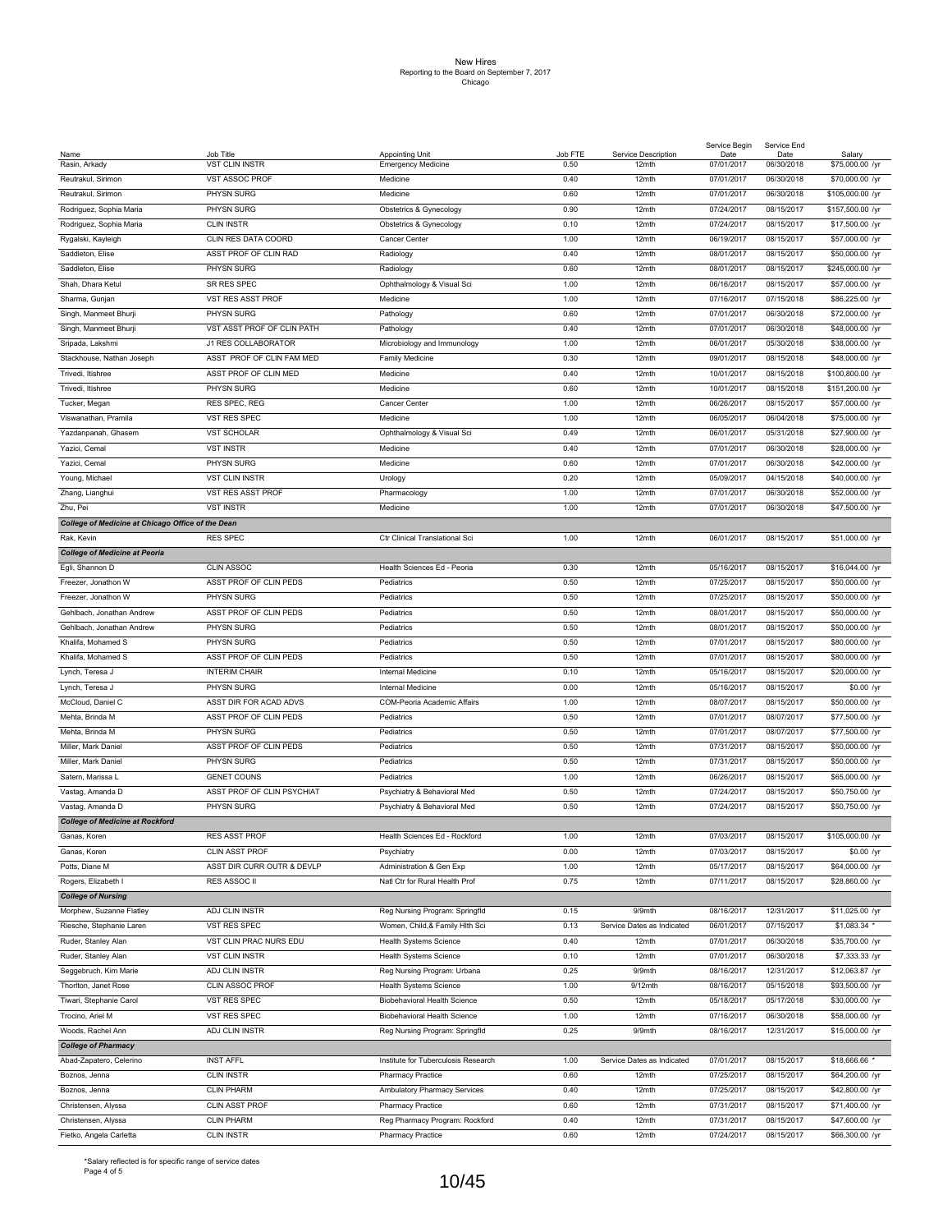# New Hires
Reporting to the Board on September 7, 2017
Chicago

| Name | Job Title | Appointing Unit | Job FTE | Service Description | Service Begin Date | Service End Date | Salary |
|---|---|---|---|---|---|---|---|
| Rasin, Arkady | VST CLIN INSTR | Emergency Medicine | 0.50 | 12mth | 07/01/2017 | 06/30/2018 | $75,000.00 /yr |
| Reutrakul, Sirimon | VST ASSOC PROF | Medicine | 0.40 | 12mth | 07/01/2017 | 06/30/2018 | $70,000.00 /yr |
| Reutrakul, Sirimon | PHYSN SURG | Medicine | 0.60 | 12mth | 07/01/2017 | 06/30/2018 | $105,000.00 /yr |
| Rodriguez, Sophia Maria | PHYSN SURG | Obstetrics & Gynecology | 0.90 | 12mth | 07/24/2017 | 08/15/2017 | $157,500.00 /yr |
| Rodriguez, Sophia Maria | CLIN INSTR | Obstetrics & Gynecology | 0.10 | 12mth | 07/24/2017 | 08/15/2017 | $17,500.00 /yr |
| Rygalski, Kayleigh | CLIN RES DATA COORD | Cancer Center | 1.00 | 12mth | 06/19/2017 | 08/15/2017 | $57,000.00 /yr |
| Saddleton, Elise | ASST PROF OF CLIN RAD | Radiology | 0.40 | 12mth | 08/01/2017 | 08/15/2017 | $50,000.00 /yr |
| Saddleton, Elise | PHYSN SURG | Radiology | 0.60 | 12mth | 08/01/2017 | 08/15/2017 | $245,000.00 /yr |
| Shah, Dhara Ketul | SR RES SPEC | Ophthalmology & Visual Sci | 1.00 | 12mth | 06/16/2017 | 08/15/2017 | $57,000.00 /yr |
| Sharma, Gunjan | VST RES ASST PROF | Medicine | 1.00 | 12mth | 07/16/2017 | 07/15/2018 | $86,225.00 /yr |
| Singh, Manmeet Bhurji | PHYSN SURG | Pathology | 0.60 | 12mth | 07/01/2017 | 06/30/2018 | $72,000.00 /yr |
| Singh, Manmeet Bhurji | VST ASST PROF OF CLIN PATH | Pathology | 0.40 | 12mth | 07/01/2017 | 06/30/2018 | $48,000.00 /yr |
| Sripada, Lakshmi | J1 RES COLLABORATOR | Microbiology and Immunology | 1.00 | 12mth | 06/01/2017 | 05/30/2018 | $38,000.00 /yr |
| Stackhouse, Nathan Joseph | ASST PROF OF CLIN FAM MED | Family Medicine | 0.30 | 12mth | 09/01/2017 | 08/15/2018 | $48,000.00 /yr |
| Trivedi, Itishree | ASST PROF OF CLIN MED | Medicine | 0.40 | 12mth | 10/01/2017 | 08/15/2018 | $100,800.00 /yr |
| Trivedi, Itishree | PHYSN SURG | Medicine | 0.60 | 12mth | 10/01/2017 | 08/15/2018 | $151,200.00 /yr |
| Tucker, Megan | RES SPEC, REG | Cancer Center | 1.00 | 12mth | 06/26/2017 | 08/15/2017 | $57,000.00 /yr |
| Viswanathan, Pramila | VST RES SPEC | Medicine | 1.00 | 12mth | 06/05/2017 | 06/04/2018 | $75,000.00 /yr |
| Yazdanpanah, Ghasem | VST SCHOLAR | Ophthalmology & Visual Sci | 0.49 | 12mth | 06/01/2017 | 05/31/2018 | $27,900.00 /yr |
| Yazici, Cemal | VST INSTR | Medicine | 0.40 | 12mth | 07/01/2017 | 06/30/2018 | $28,000.00 /yr |
| Yazici, Cemal | PHYSN SURG | Medicine | 0.60 | 12mth | 07/01/2017 | 06/30/2018 | $42,000.00 /yr |
| Young, Michael | VST CLIN INSTR | Urology | 0.20 | 12mth | 05/09/2017 | 04/15/2018 | $40,000.00 /yr |
| Zhang, Lianghui | VST RES ASST PROF | Pharmacology | 1.00 | 12mth | 07/01/2017 | 06/30/2018 | $52,000.00 /yr |
| Zhu, Pei | VST INSTR | Medicine | 1.00 | 12mth | 07/01/2017 | 06/30/2018 | $47,500.00 /yr |
| ***College of Medicine at Chicago Office of the Dean*** | | | | | | | |
| Rak, Kevin | RES SPEC | Ctr Clinical Translational Sci | 1.00 | 12mth | 06/01/2017 | 08/15/2017 | $51,000.00 /yr |
| ***College of Medicine at Peoria*** | | | | | | | |
| Egli, Shannon D | CLIN ASSOC | Health Sciences Ed - Peoria | 0.30 | 12mth | 05/16/2017 | 08/15/2017 | $16,044.00 /yr |
| Freezer, Jonathon W | ASST PROF OF CLIN PEDS | Pediatrics | 0.50 | 12mth | 07/25/2017 | 08/15/2017 | $50,000.00 /yr |
| Freezer, Jonathon W | PHYSN SURG | Pediatrics | 0.50 | 12mth | 07/25/2017 | 08/15/2017 | $50,000.00 /yr |
| Gehlbach, Jonathan Andrew | ASST PROF OF CLIN PEDS | Pediatrics | 0.50 | 12mth | 08/01/2017 | 08/15/2017 | $50,000.00 /yr |
| Gehlbach, Jonathan Andrew | PHYSN SURG | Pediatrics | 0.50 | 12mth | 08/01/2017 | 08/15/2017 | $50,000.00 /yr |
| Khalifa, Mohamed S | PHYSN SURG | Pediatrics | 0.50 | 12mth | 07/01/2017 | 08/15/2017 | $80,000.00 /yr |
| Khalifa, Mohamed S | ASST PROF OF CLIN PEDS | Pediatrics | 0.50 | 12mth | 07/01/2017 | 08/15/2017 | $80,000.00 /yr |
| Lynch, Teresa J | INTERIM CHAIR | Internal Medicine | 0.10 | 12mth | 05/16/2017 | 08/15/2017 | $20,000.00 /yr |
| Lynch, Teresa J | PHYSN SURG | Internal Medicine | 0.00 | 12mth | 05/16/2017 | 08/15/2017 | $0.00 /yr |
| McCloud, Daniel C | ASST DIR FOR ACAD ADVS | COM-Peoria Academic Affairs | 1.00 | 12mth | 08/07/2017 | 08/15/2017 | $50,000.00 /yr |
| Mehta, Brinda M | ASST PROF OF CLIN PEDS | Pediatrics | 0.50 | 12mth | 07/01/2017 | 08/07/2017 | $77,500.00 /yr |
| Mehta, Brinda M | PHYSN SURG | Pediatrics | 0.50 | 12mth | 07/01/2017 | 08/07/2017 | $77,500.00 /yr |
| Miller, Mark Daniel | ASST PROF OF CLIN PEDS | Pediatrics | 0.50 | 12mth | 07/31/2017 | 08/15/2017 | $50,000.00 /yr |
| Miller, Mark Daniel | PHYSN SURG | Pediatrics | 0.50 | 12mth | 07/31/2017 | 08/15/2017 | $50,000.00 /yr |
| Satern, Marissa L | GENET COUNS | Pediatrics | 1.00 | 12mth | 06/26/2017 | 08/15/2017 | $65,000.00 /yr |
| Vastag, Amanda D | ASST PROF OF CLIN PSYCHIAT | Psychiatry & Behavioral Med | 0.50 | 12mth | 07/24/2017 | 08/15/2017 | $50,750.00 /yr |
| Vastag, Amanda D | PHYSN SURG | Psychiatry & Behavioral Med | 0.50 | 12mth | 07/24/2017 | 08/15/2017 | $50,750.00 /yr |
| ***College of Medicine at Rockford*** | | | | | | | |
| Ganas, Koren | RES ASST PROF | Health Sciences Ed - Rockford | 1.00 | 12mth | 07/03/2017 | 08/15/2017 | $105,000.00 /yr |
| Ganas, Koren | CLIN ASST PROF | Psychiatry | 0.00 | 12mth | 07/03/2017 | 08/15/2017 | $0.00 /yr |
| Potts, Diane M | ASST DIR CURR OUTR & DEVLP | Administration & Gen Exp | 1.00 | 12mth | 05/17/2017 | 08/15/2017 | $64,000.00 /yr |
| Rogers, Elizabeth I | RES ASSOC II | Natl Ctr for Rural Health Prof | 0.75 | 12mth | 07/11/2017 | 08/15/2017 | $28,860.00 /yr |
| ***College of Nursing*** | | | | | | | |
| Morphew, Suzanne Flatley | ADJ CLIN INSTR | Reg Nursing Program: Springfld | 0.15 | 9/9mth | 08/16/2017 | 12/31/2017 | $11,025.00 /yr |
| Riesche, Stephanie Laren | VST RES SPEC | Women, Child,& Family Hlth Sci | 0.13 | Service Dates as Indicated | 06/01/2017 | 07/15/2017 | $1,083.34 * |
| Ruder, Stanley Alan | VST CLIN PRAC NURS EDU | Health Systems Science | 0.40 | 12mth | 07/01/2017 | 06/30/2018 | $35,700.00 /yr |
| Ruder, Stanley Alan | VST CLIN INSTR | Health Systems Science | 0.10 | 12mth | 07/01/2017 | 06/30/2018 | $7,333.33 /yr |
| Seggebruch, Kim Marie | ADJ CLIN INSTR | Reg Nursing Program: Urbana | 0.25 | 9/9mth | 08/16/2017 | 12/31/2017 | $12,063.87 /yr |
| Thorlton, Janet Rose | CLIN ASSOC PROF | Health Systems Science | 1.00 | 9/12mth | 08/16/2017 | 05/15/2018 | $93,500.00 /yr |
| Tiwari, Stephanie Carol | VST RES SPEC | Biobehavioral Health Science | 0.50 | 12mth | 05/18/2017 | 05/17/2018 | $30,000.00 /yr |
| Trocino, Ariel M | VST RES SPEC | Biobehavioral Health Science | 1.00 | 12mth | 07/16/2017 | 06/30/2018 | $58,000.00 /yr |
| Woods, Rachel Ann | ADJ CLIN INSTR | Reg Nursing Program: Springfld | 0.25 | 9/9mth | 08/16/2017 | 12/31/2017 | $15,000.00 /yr |
| ***College of Pharmacy*** | | | | | | | |
| Abad-Zapatero, Celerino | INST AFFL | Institute for Tuberculosis Research | 1.00 | Service Dates as Indicated | 07/01/2017 | 08/15/2017 | $18,666.66 * |
| Boznos, Jenna | CLIN INSTR | Pharmacy Practice | 0.60 | 12mth | 07/25/2017 | 08/15/2017 | $64,200.00 /yr |
| Boznos, Jenna | CLIN PHARM | Ambulatory Pharmacy Services | 0.40 | 12mth | 07/25/2017 | 08/15/2017 | $42,800.00 /yr |
| Christensen, Alyssa | CLIN ASST PROF | Pharmacy Practice | 0.60 | 12mth | 07/31/2017 | 08/15/2017 | $71,400.00 /yr |
| Christensen, Alyssa | CLIN PHARM | Reg Pharmacy Program: Rockford | 0.40 | 12mth | 07/31/2017 | 08/15/2017 | $47,600.00 /yr |
| Fietko, Angela Carletta | CLIN INSTR | Pharmacy Practice | 0.60 | 12mth | 07/24/2017 | 08/15/2017 | $66,300.00 /yr |

*Salary reflected is for specific range of service dates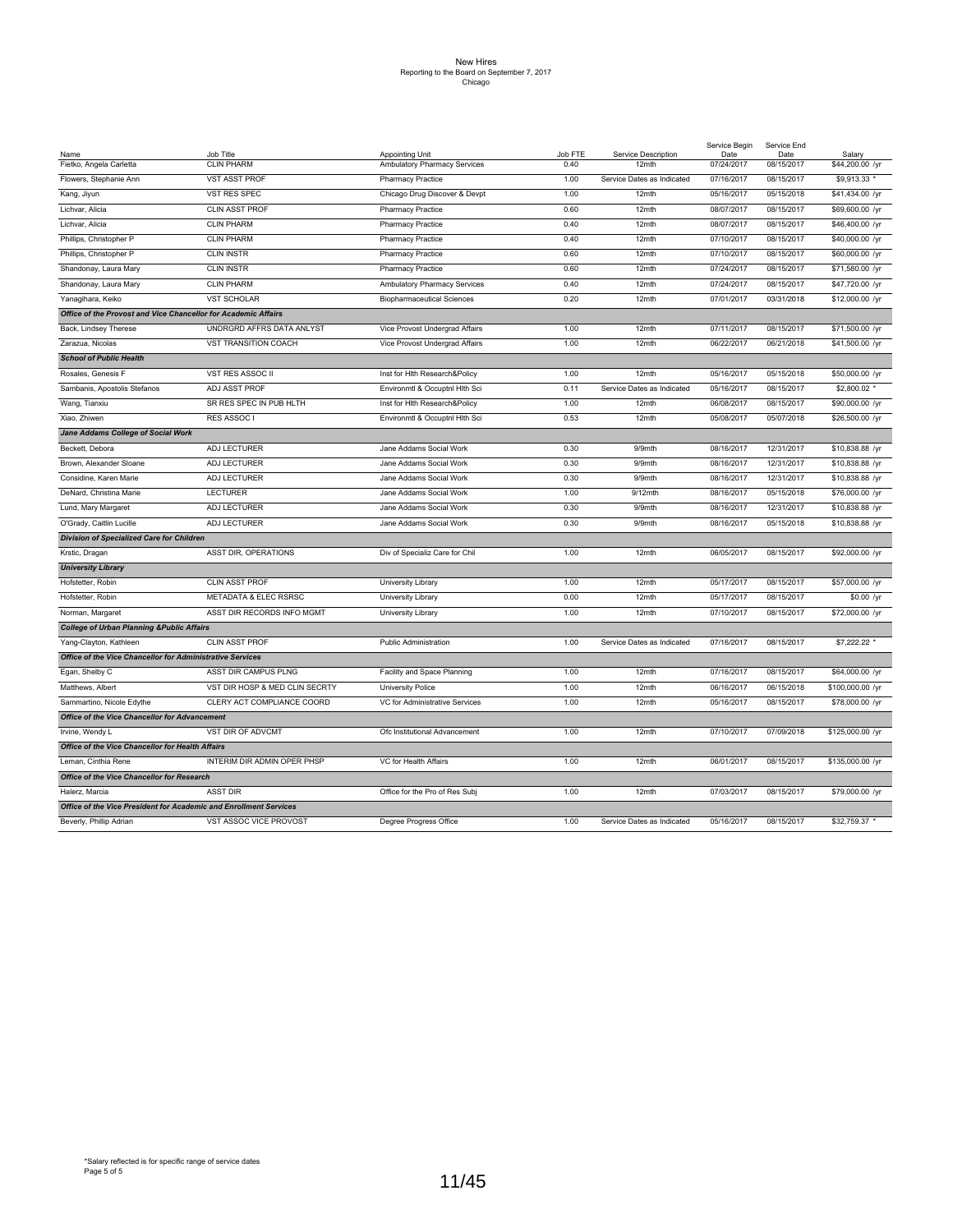New Hires
Reporting to the Board on September 7, 2017
Chicago

| Name | Job Title | Appointing Unit | Job FTE | Service Description | Service Begin Date | Service End Date | Salary |
|---|---|---|---|---|---|---|---|
| Fietko, Angela Carletta | CLIN PHARM | Ambulatory Pharmacy Services | 0.40 | 12mth | 07/24/2017 | 08/15/2017 | $44,200.00 /yr |
| Flowers, Stephanie Ann | VST ASST PROF | Pharmacy Practice | 1.00 | Service Dates as Indicated | 07/16/2017 | 08/15/2017 | $9,913.33 * |
| Kang, Jiyun | VST RES SPEC | Chicago Drug Discover & Devpt | 1.00 | 12mth | 05/16/2017 | 05/15/2018 | $41,434.00 /yr |
| Lichvar, Alicia | CLIN ASST PROF | Pharmacy Practice | 0.60 | 12mth | 08/07/2017 | 08/15/2017 | $69,600.00 /yr |
| Lichvar, Alicia | CLIN PHARM | Pharmacy Practice | 0.40 | 12mth | 08/07/2017 | 08/15/2017 | $46,400.00 /yr |
| Phillips, Christopher P | CLIN PHARM | Pharmacy Practice | 0.40 | 12mth | 07/10/2017 | 08/15/2017 | $40,000.00 /yr |
| Phillips, Christopher P | CLIN INSTR | Pharmacy Practice | 0.60 | 12mth | 07/10/2017 | 08/15/2017 | $60,000.00 /yr |
| Shandonay, Laura Mary | CLIN INSTR | Pharmacy Practice | 0.60 | 12mth | 07/24/2017 | 08/15/2017 | $71,580.00 /yr |
| Shandonay, Laura Mary | CLIN PHARM | Ambulatory Pharmacy Services | 0.40 | 12mth | 07/24/2017 | 08/15/2017 | $47,720.00 /yr |
| Yanagihara, Keiko | VST SCHOLAR | Biopharmaceutical Sciences | 0.20 | 12mth | 07/01/2017 | 03/31/2018 | $12,000.00 /yr |
| ***Office of the Provost and Vice Chancellor for Academic Affairs*** | | | | | | | |
| Back, Lindsey Therese | UNDRGRD AFFRS DATA ANLYST | Vice Provost Undergrad Affairs | 1.00 | 12mth | 07/11/2017 | 08/15/2017 | $71,500.00 /yr |
| Zarazua, Nicolas | VST TRANSITION COACH | Vice Provost Undergrad Affairs | 1.00 | 12mth | 06/22/2017 | 06/21/2018 | $41,500.00 /yr |
| ***School of Public Health*** | | | | | | | |
| Rosales, Genesis F | VST RES ASSOC II | Inst for Hlth Research&Policy | 1.00 | 12mth | 05/16/2017 | 05/15/2018 | $50,000.00 /yr |
| Sambanis, Apostolis Stefanos | ADJ ASST PROF | Environmtl & Occuptnl Hlth Sci | 0.11 | Service Dates as Indicated | 05/16/2017 | 08/15/2017 | $2,800.02 * |
| Wang, Tianxiu | SR RES SPEC IN PUB HLTH | Inst for Hlth Research&Policy | 1.00 | 12mth | 06/08/2017 | 08/15/2017 | $90,000.00 /yr |
| Xiao, Zhiwen | RES ASSOC I | Environmtl & Occuptnl Hlth Sci | 0.53 | 12mth | 05/08/2017 | 05/07/2018 | $26,500.00 /yr |
| ***Jane Addams College of Social Work*** | | | | | | | |
| Beckett, Debora | ADJ LECTURER | Jane Addams Social Work | 0.30 | 9/9mth | 08/16/2017 | 12/31/2017 | $10,838.88 /yr |
| Brown, Alexander Sloane | ADJ LECTURER | Jane Addams Social Work | 0.30 | 9/9mth | 08/16/2017 | 12/31/2017 | $10,838.88 /yr |
| Considine, Karen Marie | ADJ LECTURER | Jane Addams Social Work | 0.30 | 9/9mth | 08/16/2017 | 12/31/2017 | $10,838.88 /yr |
| DeNard, Christina Marie | LECTURER | Jane Addams Social Work | 1.00 | 9/12mth | 08/16/2017 | 05/15/2018 | $76,000.00 /yr |
| Lund, Mary Margaret | ADJ LECTURER | Jane Addams Social Work | 0.30 | 9/9mth | 08/16/2017 | 12/31/2017 | $10,838.88 /yr |
| O'Grady, Caitlin Lucille | ADJ LECTURER | Jane Addams Social Work | 0.30 | 9/9mth | 08/16/2017 | 05/15/2018 | $10,838.88 /yr |
| ***Division of Specialized Care for Children*** | | | | | | | |
| Krstic, Dragan | ASST DIR, OPERATIONS | Div of Specializ Care for Chil | 1.00 | 12mth | 06/05/2017 | 08/15/2017 | $92,000.00 /yr |
| ***University Library*** | | | | | | | |
| Hofstetter, Robin | CLIN ASST PROF | University Library | 1.00 | 12mth | 05/17/2017 | 08/15/2017 | $57,000.00 /yr |
| Hofstetter, Robin | METADATA & ELEC RSRSC | University Library | 0.00 | 12mth | 05/17/2017 | 08/15/2017 | $0.00 /yr |
| Norman, Margaret | ASST DIR RECORDS INFO MGMT | University Library | 1.00 | 12mth | 07/10/2017 | 08/15/2017 | $72,000.00 /yr |
| ***College of Urban Planning &Public Affairs*** | | | | | | | |
| Yang-Clayton, Kathleen | CLIN ASST PROF | Public Administration | 1.00 | Service Dates as Indicated | 07/16/2017 | 08/15/2017 | $7,222.22 * |
| ***Office of the Vice Chancellor for Administrative Services*** | | | | | | | |
| Egan, Shelby C | ASST DIR CAMPUS PLNG | Facility and Space Planning | 1.00 | 12mth | 07/16/2017 | 08/15/2017 | $64,000.00 /yr |
| Matthews, Albert | VST DIR HOSP & MED CLIN SECRTY | University Police | 1.00 | 12mth | 06/16/2017 | 06/15/2018 | $100,000.00 /yr |
| Sammartino, Nicole Edythe | CLERY ACT COMPLIANCE COORD | VC for Administrative Services | 1.00 | 12mth | 05/16/2017 | 08/15/2017 | $78,000.00 /yr |
| ***Office of the Vice Chancellor for Advancement*** | | | | | | | |
| Irvine, Wendy L | VST DIR OF ADVCMT | Ofc Institutional Advancement | 1.00 | 12mth | 07/10/2017 | 07/09/2018 | $125,000.00 /yr |
| ***Office of the Vice Chancellor for Health Affairs*** | | | | | | | |
| Leman, Cinthia Rene | INTERIM DIR ADMIN OPER PHSP | VC for Health Affairs | 1.00 | 12mth | 06/01/2017 | 08/15/2017 | $135,000.00 /yr |
| ***Office of the Vice Chancellor for Research*** | | | | | | | |
| Halerz, Marcia | ASST DIR | Office for the Pro of Res Subj | 1.00 | 12mth | 07/03/2017 | 08/15/2017 | $79,000.00 /yr |
| ***Office of the Vice President for Academic and Enrollment Services*** | | | | | | | |
| Beverly, Phillip Adrian | VST ASSOC VICE PROVOST | Degree Progress Office | 1.00 | Service Dates as Indicated | 05/16/2017 | 08/15/2017 | $32,759.37 * |

*Salary reflected is for specific range of service dates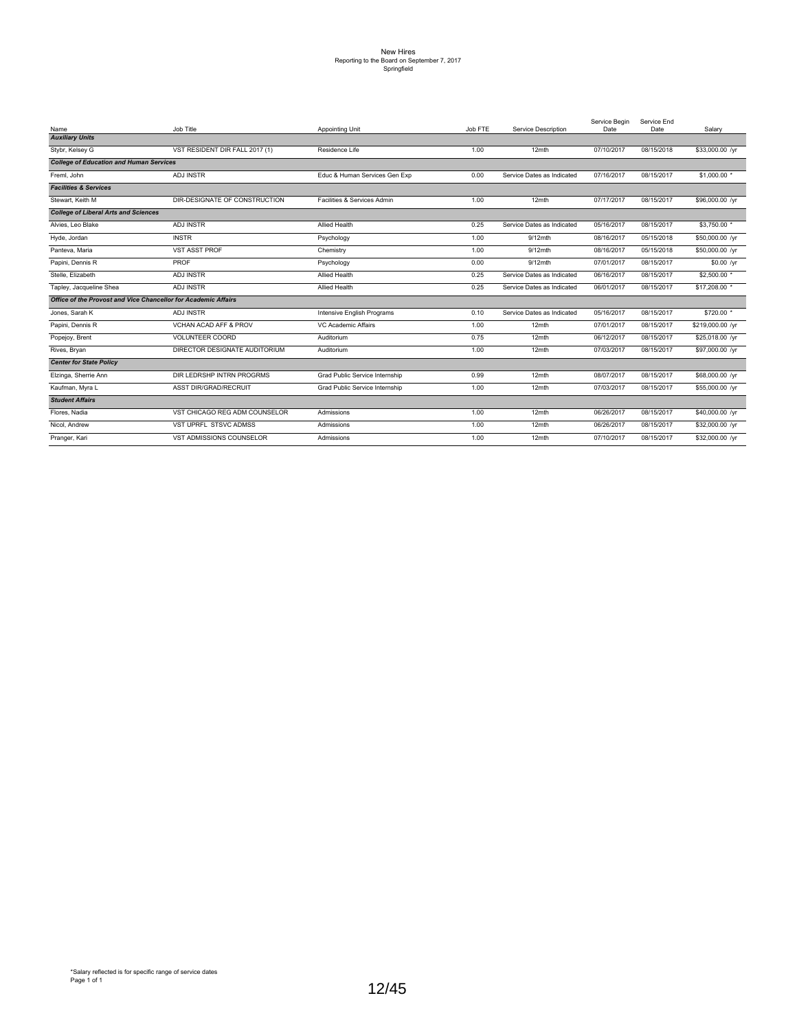# New Hires

Reporting to the Board on September 7, 2017

Springfield

| Name | Job Title | Appointing Unit | Job FTE | Service Description | Service Begin Date | Service End Date | Salary |
|---|---|---|---|---|---|---|---|
| ***Auxiliary Units*** | | | | | | | |
| Stybr, Kelsey G | VST RESIDENT DIR FALL 2017 (1) | Residence Life | 1.00 | 12mth | 07/10/2017 | 08/15/2018 | $33,000.00 /yr |
| ***College of Education and Human Services*** | | | | | | | |
| Freml, John | ADJ INSTR | Educ & Human Services Gen Exp | 0.00 | Service Dates as Indicated | 07/16/2017 | 08/15/2017 | $1,000.00 * |
| ***Facilities & Services*** | | | | | | | |
| Stewart, Keith M | DIR-DESIGNATE OF CONSTRUCTION | Facilities & Services Admin | 1.00 | 12mth | 07/17/2017 | 08/15/2017 | $96,000.00 /yr |
| ***College of Liberal Arts and Sciences*** | | | | | | | |
| Alvies, Leo Blake | ADJ INSTR | Allied Health | 0.25 | Service Dates as Indicated | 05/16/2017 | 08/15/2017 | $3,750.00 * |
| Hyde, Jordan | INSTR | Psychology | 1.00 | 9/12mth | 08/16/2017 | 05/15/2018 | $50,000.00 /yr |
| Panteva, Maria | VST ASST PROF | Chemistry | 1.00 | 9/12mth | 08/16/2017 | 05/15/2018 | $50,000.00 /yr |
| Papini, Dennis R | PROF | Psychology | 0.00 | 9/12mth | 07/01/2017 | 08/15/2017 | $0.00 /yr |
| Stelle, Elizabeth | ADJ INSTR | Allied Health | 0.25 | Service Dates as Indicated | 06/16/2017 | 08/15/2017 | $2,500.00 * |
| Tapley, Jacqueline Shea | ADJ INSTR | Allied Health | 0.25 | Service Dates as Indicated | 06/01/2017 | 08/15/2017 | $17,208.00 * |
| ***Office of the Provost and Vice Chancellor for Academic Affairs*** | | | | | | | |
| Jones, Sarah K | ADJ INSTR | Intensive English Programs | 0.10 | Service Dates as Indicated | 05/16/2017 | 08/15/2017 | $720.00 * |
| Papini, Dennis R | VCHAN ACAD AFF & PROV | VC Academic Affairs | 1.00 | 12mth | 07/01/2017 | 08/15/2017 | $219,000.00 /yr |
| Popejoy, Brent | VOLUNTEER COORD | Auditorium | 0.75 | 12mth | 06/12/2017 | 08/15/2017 | $25,018.00 /yr |
| Rives, Bryan | DIRECTOR DESIGNATE AUDITORIUM | Auditorium | 1.00 | 12mth | 07/03/2017 | 08/15/2017 | $97,000.00 /yr |
| ***Center for State Policy*** | | | | | | | |
| Elzinga, Sherrie Ann | DIR LEDRSHP INTRN PROGRMS | Grad Public Service Internship | 0.99 | 12mth | 08/07/2017 | 08/15/2017 | $68,000.00 /yr |
| Kaufman, Myra L | ASST DIR/GRAD/RECRUIT | Grad Public Service Internship | 1.00 | 12mth | 07/03/2017 | 08/15/2017 | $55,000.00 /yr |
| ***Student Affairs*** | | | | | | | |
| Flores, Nadia | VST CHICAGO REG ADM COUNSELOR | Admissions | 1.00 | 12mth | 06/26/2017 | 08/15/2017 | $40,000.00 /yr |
| Nicol, Andrew | VST UPRFL STSVC ADMSS | Admissions | 1.00 | 12mth | 06/26/2017 | 08/15/2017 | $32,000.00 /yr |
| Pranger, Kari | VST ADMISSIONS COUNSELOR | Admissions | 1.00 | 12mth | 07/10/2017 | 08/15/2017 | $32,000.00 /yr |

*Salary reflected is for specific range of service dates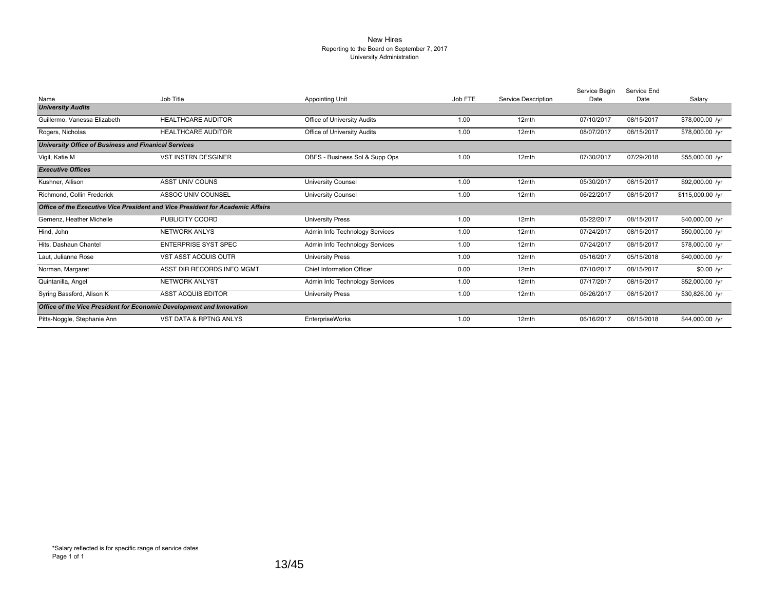# New Hires

Reporting to the Board on September 7, 2017

University Administration

| Name | Job Title | Appointing Unit | Job FTE | Service Description | Service Begin Date | Service End Date | Salary |
|---|---|---|---|---|---|---|---|
| ***University Audits*** | | | | | | | |
| Guillermo, Vanessa Elizabeth | HEALTHCARE AUDITOR | Office of University Audits | 1.00 | 12mth | 07/10/2017 | 08/15/2017 | $78,000.00 /yr |
| Rogers, Nicholas | HEALTHCARE AUDITOR | Office of University Audits | 1.00 | 12mth | 08/07/2017 | 08/15/2017 | $78,000.00 /yr |
| ***University Office of Business and Finanical Services*** | | | | | | | |
| Vigil, Katie M | VST INSTRN DESGINER | OBFS - Business Sol & Supp Ops | 1.00 | 12mth | 07/30/2017 | 07/29/2018 | $55,000.00 /yr |
| ***Executive Offices*** | | | | | | | |
| Kushner, Allison | ASST UNIV COUNS | University Counsel | 1.00 | 12mth | 05/30/2017 | 08/15/2017 | $92,000.00 /yr |
| Richmond, Collin Frederick | ASSOC UNIV COUNSEL | University Counsel | 1.00 | 12mth | 06/22/2017 | 08/15/2017 | $115,000.00 /yr |
| ***Office of the Executive Vice President and Vice President for Academic Affairs*** | | | | | | | |
| Gernenz, Heather Michelle | PUBLICITY COORD | University Press | 1.00 | 12mth | 05/22/2017 | 08/15/2017 | $40,000.00 /yr |
| Hind, John | NETWORK ANLYS | Admin Info Technology Services | 1.00 | 12mth | 07/24/2017 | 08/15/2017 | $50,000.00 /yr |
| Hits, Dashaun Chantel | ENTERPRISE SYST SPEC | Admin Info Technology Services | 1.00 | 12mth | 07/24/2017 | 08/15/2017 | $78,000.00 /yr |
| Laut, Julianne Rose | VST ASST ACQUIS OUTR | University Press | 1.00 | 12mth | 05/16/2017 | 05/15/2018 | $40,000.00 /yr |
| Norman, Margaret | ASST DIR RECORDS INFO MGMT | Chief Information Officer | 0.00 | 12mth | 07/10/2017 | 08/15/2017 | $0.00 /yr |
| Quintanilla, Angel | NETWORK ANLYST | Admin Info Technology Services | 1.00 | 12mth | 07/17/2017 | 08/15/2017 | $52,000.00 /yr |
| Syring Bassford, Alison K | ASST ACQUIS EDITOR | University Press | 1.00 | 12mth | 06/26/2017 | 08/15/2017 | $30,826.00 /yr |
| ***Office of the Vice President for Economic Development and Innovation*** | | | | | | | |
| Pitts-Noggle, Stephanie Ann | VST DATA & RPTNG ANLYS | EnterpriseWorks | 1.00 | 12mth | 06/16/2017 | 06/15/2018 | $44,000.00 /yr |

*Salary reflected is for specific range of service dates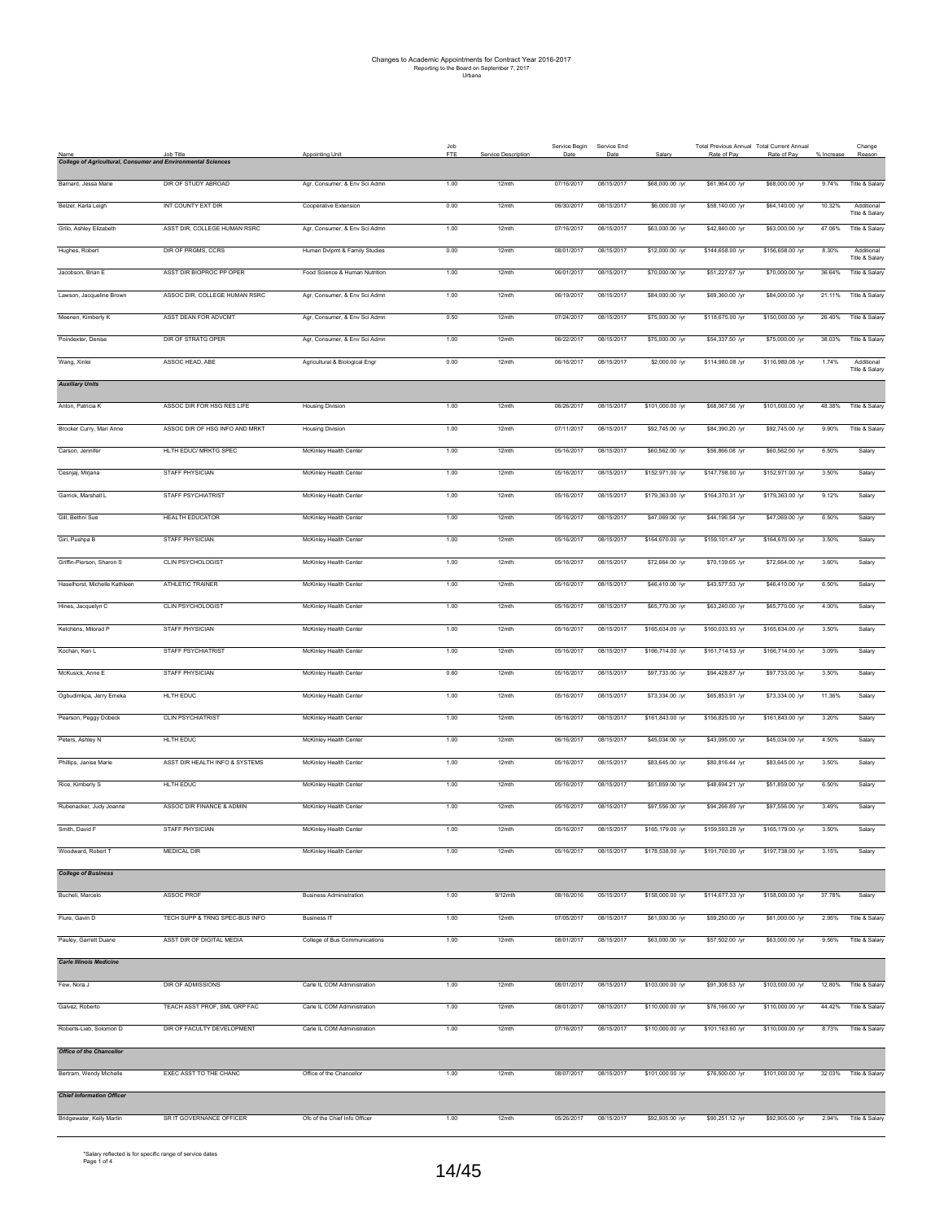# Changes to Academic Appointments for Contract Year 2016-2017

Reporting to the Board on September 7, 2017

Urbana

| Name | Job Title | Appointing Unit | Job FTE | Service Description | Service Begin Date | Service End Date | Salary | Total Previous Annual Rate of Pay | Total Current Annual Rate of Pay | % Increase | Change Reason |
|---|---|---|---|---|---|---|---|---|---|---|---|
| ***College of Agricultural, Consumer and Environmental Sciences*** | | | | | | | | | | | |
| Barnard, Jessa Marie | DIR OF STUDY ABROAD | Agr, Consumer, & Env Sci Admn | 1.00 | 12mth | 07/16/2017 | 08/15/2017 | $68,000.00 /yr | $61,964.00 /yr | $68,000.00 /yr | 9.74% | Title & Salary |
| Belzer, Karla Leigh | INT COUNTY EXT DIR | Cooperative Extension | 0.00 | 12mth | 06/30/2017 | 08/15/2017 | $6,000.00 /yr | $58,140.00 /yr | $64,140.00 /yr | 10.32% | Additional Title & Salary |
| Grilo, Ashley Elizabeth | ASST DIR, COLLEGE HUMAN RSRC | Agr, Consumer, & Env Sci Admn | 1.00 | 12mth | 07/16/2017 | 08/15/2017 | $63,000.00 /yr | $42,840.00 /yr | $63,000.00 /yr | 47.06% | Title & Salary |
| Hughes, Robert | DIR OF PRGMS, CCRS | Human Dvlpmt & Family Studies | 0.00 | 12mth | 08/01/2017 | 08/15/2017 | $12,000.00 /yr | $144,658.00 /yr | $156,658.00 /yr | 8.30% | Additional Title & Salary |
| Jacobson, Brian E | ASST DIR BIOPROC PP OPER | Food Science & Human Nutrition | 1.00 | 12mth | 06/01/2017 | 08/15/2017 | $70,000.00 /yr | $51,227.67 /yr | $70,000.00 /yr | 36.64% | Title & Salary |
| Lawson, Jacqueline Brown | ASSOC DIR, COLLEGE HUMAN RSRC | Agr, Consumer, & Env Sci Admn | 1.00 | 12mth | 06/19/2017 | 08/15/2017 | $84,000.00 /yr | $69,360.00 /yr | $84,000.00 /yr | 21.11% | Title & Salary |
| Meenen, Kimberly K | ASST DEAN FOR ADVCMT | Agr, Consumer, & Env Sci Admn | 0.50 | 12mth | 07/24/2017 | 08/15/2017 | $75,000.00 /yr | $118,675.00 /yr | $150,000.00 /yr | 26.40% | Title & Salary |
| Poindexter, Denise | DIR OF STRATG OPER | Agr, Consumer, & Env Sci Admn | 1.00 | 12mth | 06/22/2017 | 08/15/2017 | $75,000.00 /yr | $54,337.50 /yr | $75,000.00 /yr | 38.03% | Title & Salary |
| Wang, Xinlei | ASSOC HEAD, ABE | Agricultural & Biological Engr | 0.00 | 12mth | 06/16/2017 | 08/15/2017 | $2,000.00 /yr | $114,980.08 /yr | $116,980.08 /yr | 1.74% | Additional Title & Salary |
| ***Auxiliary Units*** | | | | | | | | | | | |
| Anton, Patricia K | ASSOC DIR FOR HSG RES LIFE | Housing Division | 1.00 | 12mth | 06/26/2017 | 08/15/2017 | $101,000.00 /yr | $68,067.56 /yr | $101,000.00 /yr | 48.38% | Title & Salary |
| Brocker Curry, Mari Anne | ASSOC DIR OF HSG INFO AND MRKT | Housing Division | 1.00 | 12mth | 07/11/2017 | 08/15/2017 | $92,745.00 /yr | $84,390.20 /yr | $92,745.00 /yr | 9.90% | Title & Salary |
| Carson, Jennifer | HLTH EDUC/ MRKTG SPEC | McKinley Health Center | 1.00 | 12mth | 05/16/2017 | 08/15/2017 | $60,562.00 /yr | $56,866.08 /yr | $60,562.00 /yr | 6.50% | Salary |
| Cesnjaj, Mirjana | STAFF PHYSICIAN | McKinley Health Center | 1.00 | 12mth | 05/16/2017 | 08/15/2017 | $152,971.00 /yr | $147,798.00 /yr | $152,971.00 /yr | 3.50% | Salary |
| Garrick, Marshall L | STAFF PSYCHIATRIST | McKinley Health Center | 1.00 | 12mth | 05/16/2017 | 08/15/2017 | $179,363.00 /yr | $164,370.31 /yr | $179,363.00 /yr | 9.12% | Salary |
| Gill, Bethni Sue | HEALTH EDUCATOR | McKinley Health Center | 1.00 | 12mth | 05/16/2017 | 08/15/2017 | $47,069.00 /yr | $44,196.54 /yr | $47,069.00 /yr | 6.50% | Salary |
| Giri, Pushpa B | STAFF PHYSICIAN | McKinley Health Center | 1.00 | 12mth | 05/16/2017 | 08/15/2017 | $164,670.00 /yr | $159,101.47 /yr | $164,670.00 /yr | 3.50% | Salary |
| Griffin-Pierson, Sharon S | CLIN PSYCHOLOGIST | McKinley Health Center | 1.00 | 12mth | 05/16/2017 | 08/15/2017 | $72,664.00 /yr | $70,139.65 /yr | $72,664.00 /yr | 3.60% | Salary |
| Haselhorst, Michelle Kathleen | ATHLETIC TRAINER | McKinley Health Center | 1.00 | 12mth | 05/16/2017 | 08/15/2017 | $46,410.00 /yr | $43,577.53 /yr | $46,410.00 /yr | 6.50% | Salary |
| Hines, Jacquelyn C | CLIN PSYCHOLOGIST | McKinley Health Center | 1.00 | 12mth | 05/16/2017 | 08/15/2017 | $65,770.00 /yr | $63,240.00 /yr | $65,770.00 /yr | 4.00% | Salary |
| Ketchens, Milorad P | STAFF PHYSICIAN | McKinley Health Center | 1.00 | 12mth | 05/16/2017 | 08/15/2017 | $165,634.00 /yr | $160,033.93 /yr | $165,634.00 /yr | 3.50% | Salary |
| Kochan, Ken L | STAFF PSYCHIATRIST | McKinley Health Center | 1.00 | 12mth | 05/16/2017 | 08/15/2017 | $166,714.00 /yr | $161,714.53 /yr | $166,714.00 /yr | 3.09% | Salary |
| McKusick, Anne E | STAFF PHYSICIAN | McKinley Health Center | 0.60 | 12mth | 05/16/2017 | 08/15/2017 | $97,733.00 /yr | $94,428.87 /yr | $97,733.00 /yr | 3.50% | Salary |
| Ogbudimkpa, Jerry Emeka | HLTH EDUC | McKinley Health Center | 1.00 | 12mth | 05/16/2017 | 08/15/2017 | $73,334.00 /yr | $65,853.91 /yr | $73,334.00 /yr | 11.36% | Salary |
| Pearson, Peggy Dobeck | CLIN PSYCHIATRIST | McKinley Health Center | 1.00 | 12mth | 05/16/2017 | 08/15/2017 | $161,843.00 /yr | $156,825.00 /yr | $161,843.00 /yr | 3.20% | Salary |
| Peters, Ashley N | HLTH EDUC | McKinley Health Center | 1.00 | 12mth | 06/16/2017 | 08/15/2017 | $45,034.00 /yr | $43,095.00 /yr | $45,034.00 /yr | 4.50% | Salary |
| Phillips, Janise Marie | ASST DIR HEALTH INFO & SYSTEMS | McKinley Health Center | 1.00 | 12mth | 05/16/2017 | 08/15/2017 | $83,645.00 /yr | $80,816.44 /yr | $83,645.00 /yr | 3.50% | Salary |
| Rice, Kimberly S | HLTH EDUC | McKinley Health Center | 1.00 | 12mth | 05/16/2017 | 08/15/2017 | $51,859.00 /yr | $48,694.21 /yr | $51,859.00 /yr | 6.50% | Salary |
| Rubenacker, Judy Joanne | ASSOC DIR FINANCE & ADMIN | McKinley Health Center | 1.00 | 12mth | 05/16/2017 | 08/15/2017 | $97,556.00 /yr | $94,266.89 /yr | $97,556.00 /yr | 3.49% | Salary |
| Smith, David F | STAFF PHYSICIAN | McKinley Health Center | 1.00 | 12mth | 05/16/2017 | 08/15/2017 | $165,179.00 /yr | $159,593.28 /yr | $165,179.00 /yr | 3.50% | Salary |
| Woodward, Robert T | MEDICAL DIR | McKinley Health Center | 1.00 | 12mth | 05/16/2017 | 08/15/2017 | $178,538.00 /yr | $191,700.00 /yr | $197,738.00 /yr | 3.15% | Salary |
| ***College of Business*** | | | | | | | | | | | |
| Bucheli, Marcelo | ASSOC PROF | Business Administration | 1.00 | 9/12mth | 08/16/2016 | 05/15/2017 | $158,000.00 /yr | $114,677.33 /yr | $158,000.00 /yr | 37.78% | Salary |
| Flure, Gavin D | TECH SUPP & TRNG SPEC-BUS INFO | Business IT | 1.00 | 12mth | 07/05/2017 | 08/15/2017 | $61,000.00 /yr | $59,250.00 /yr | $61,000.00 /yr | 2.95% | Title & Salary |
| Pauley, Garrett Duane | ASST DIR OF DIGITAL MEDIA | College of Bus Communications | 1.00 | 12mth | 08/01/2017 | 08/15/2017 | $63,000.00 /yr | $57,502.00 /yr | $63,000.00 /yr | 9.56% | Title & Salary |
| ***Carle Illinois Medicine*** | | | | | | | | | | | |
| Few, Nora J | DIR OF ADMISSIONS | Carle IL COM Administration | 1.00 | 12mth | 08/01/2017 | 08/15/2017 | $103,000.00 /yr | $91,308.53 /yr | $103,000.00 /yr | 12.80% | Title & Salary |
| Galvez, Roberto | TEACH ASST PROF, SML GRP FAC | Carle IL COM Administration | 1.00 | 12mth | 08/01/2017 | 08/15/2017 | $110,000.00 /yr | $76,166.00 /yr | $110,000.00 /yr | 44.42% | Title & Salary |
| Roberts-Lieb, Solomon D | DIR OF FACULTY DEVELOPMENT | Carle IL COM Administration | 1.00 | 12mth | 07/16/2017 | 08/15/2017 | $110,000.00 /yr | $101,163.60 /yr | $110,000.00 /yr | 8.73% | Title & Salary |
| ***Office of the Chancellor*** | | | | | | | | | | | |
| Bertram, Wendy Michelle | EXEC ASST TO THE CHANC | Office of the Chancellor | 1.00 | 12mth | 08/07/2017 | 08/15/2017 | $101,000.00 /yr | $76,500.00 /yr | $101,000.00 /yr | 32.03% | Title & Salary |
| ***Chief Information Officer*** | | | | | | | | | | | |
| Bridgewater, Kelly Martin | SR IT GOVERNANCE OFFICER | Ofc of the Chief Info Officer | 1.00 | 12mth | 05/26/2017 | 08/15/2017 | $92,905.00 /yr | $90,251.12 /yr | $92,905.00 /yr | 2.94% | Title & Salary |

*Salary reflected is for specific range of service dates

Page 1 of 4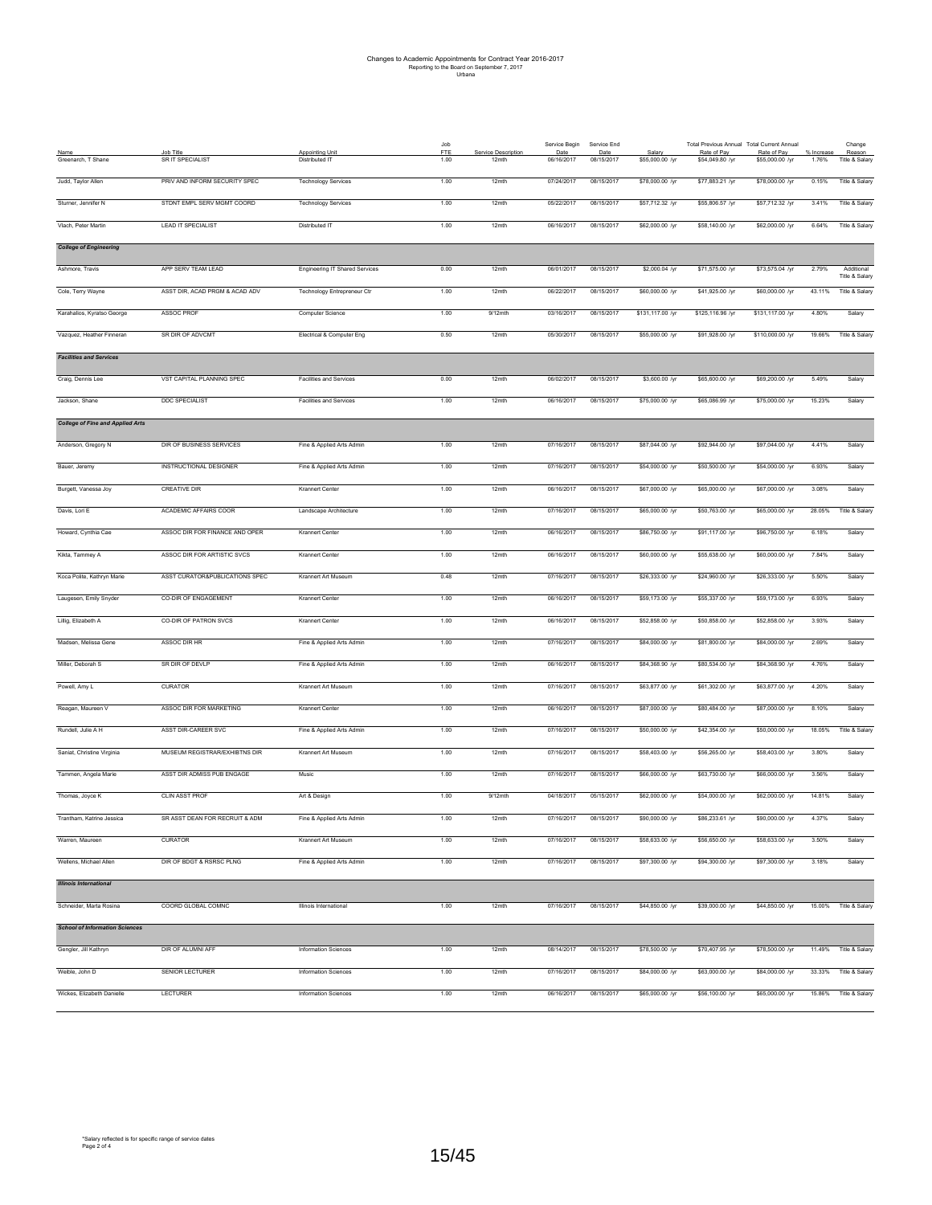# Changes to Academic Appointments for Contract Year 2016-2017

Reporting to the Board on September 7, 2017

Urbana

| Name | Job Title | Appointing Unit | Job FTE | Service Description | Service Begin Date | Service End Date | Salary | Total Previous Annual Rate of Pay | Total Current Annual Rate of Pay | % Increase | Change Reason |
|---|---|---|---|---|---|---|---|---|---|---|---|
| Greenarch, T Shane | SR IT SPECIALIST | Distributed IT | 1.00 | 12mth | 06/16/2017 | 08/15/2017 | $55,000.00 /yr | $54,049.80 /yr | $55,000.00 /yr | 1.76% | Title & Salary |
| Judd, Taylor Allen | PRIV AND INFORM SECURITY SPEC | Technology Services | 1.00 | 12mth | 07/24/2017 | 08/15/2017 | $78,000.00 /yr | $77,883.21 /yr | $78,000.00 /yr | 0.15% | Title & Salary |
| Sturner, Jennifer N | STDNT EMPL SERV MGMT COORD | Technology Services | 1.00 | 12mth | 05/22/2017 | 08/15/2017 | $57,712.32 /yr | $55,806.57 /yr | $57,712.32 /yr | 3.41% | Title & Salary |
| Vlach, Peter Martin | LEAD IT SPECIALIST | Distributed IT | 1.00 | 12mth | 06/16/2017 | 08/15/2017 | $62,000.00 /yr | $58,140.00 /yr | $62,000.00 /yr | 6.64% | Title & Salary |
| ***College of Engineering*** | | | | | | | | | | | |
| Ashmore, Travis | APP SERV TEAM LEAD | Engineering IT Shared Services | 0.00 | 12mth | 06/01/2017 | 08/15/2017 | $2,000.04 /yr | $71,575.00 /yr | $73,575.04 /yr | 2.79% | Additional Title & Salary |
| Cole, Terry Wayne | ASST DIR, ACAD PRGM & ACAD ADV | Technology Entrepreneur Ctr | 1.00 | 12mth | 06/22/2017 | 08/15/2017 | $60,000.00 /yr | $41,925.00 /yr | $60,000.00 /yr | 43.11% | Title & Salary |
| Karahalios, Kyratso George | ASSOC PROF | Computer Science | 1.00 | 9/12mth | 03/16/2017 | 08/15/2017 | $131,117.00 /yr | $125,116.96 /yr | $131,117.00 /yr | 4.80% | Salary |
| Vazquez, Heather Finneran | SR DIR OF ADVCMT | Electrical & Computer Eng | 0.50 | 12mth | 05/30/2017 | 08/15/2017 | $55,000.00 /yr | $91,928.00 /yr | $110,000.00 /yr | 19.66% | Title & Salary |
| ***Facilities and Services*** | | | | | | | | | | | |
| Craig, Dennis Lee | VST CAPITAL PLANNING SPEC | Facilities and Services | 0.00 | 12mth | 06/02/2017 | 08/15/2017 | $3,600.00 /yr | $65,600.00 /yr | $69,200.00 /yr | 5.49% | Salary |
| Jackson, Shane | DDC SPECIALIST | Facilities and Services | 1.00 | 12mth | 06/16/2017 | 08/15/2017 | $75,000.00 /yr | $65,086.99 /yr | $75,000.00 /yr | 15.23% | Salary |
| ***College of Fine and Applied Arts*** | | | | | | | | | | | |
| Anderson, Gregory N | DIR OF BUSINESS SERVICES | Fine & Applied Arts Admin | 1.00 | 12mth | 07/16/2017 | 08/15/2017 | $87,044.00 /yr | $92,944.00 /yr | $97,044.00 /yr | 4.41% | Salary |
| Bauer, Jeremy | INSTRUCTIONAL DESIGNER | Fine & Applied Arts Admin | 1.00 | 12mth | 07/16/2017 | 08/15/2017 | $54,000.00 /yr | $50,500.00 /yr | $54,000.00 /yr | 6.93% | Salary |
| Burgett, Vanessa Joy | CREATIVE DIR | Krannert Center | 1.00 | 12mth | 06/16/2017 | 08/15/2017 | $67,000.00 /yr | $65,000.00 /yr | $67,000.00 /yr | 3.08% | Salary |
| Davis, Lori E | ACADEMIC AFFAIRS COOR | Landscape Architecture | 1.00 | 12mth | 07/16/2017 | 08/15/2017 | $65,000.00 /yr | $50,763.00 /yr | $65,000.00 /yr | 28.05% | Title & Salary |
| Howard, Cynthia Cae | ASSOC DIR FOR FINANCE AND OPER | Krannert Center | 1.00 | 12mth | 06/16/2017 | 08/15/2017 | $86,750.00 /yr | $91,117.00 /yr | $96,750.00 /yr | 6.18% | Salary |
| Klikta, Tammey A | ASSOC DIR FOR ARTISTIC SVCS | Krannert Center | 1.00 | 12mth | 06/16/2017 | 08/15/2017 | $60,000.00 /yr | $55,638.00 /yr | $60,000.00 /yr | 7.84% | Salary |
| Koca Polite, Kathryn Marie | ASST CURATOR&PUBLICATIONS SPEC | Krannert Art Museum | 0.48 | 12mth | 07/16/2017 | 08/15/2017 | $26,333.00 /yr | $24,960.00 /yr | $26,333.00 /yr | 5.50% | Salary |
| Laugesen, Emily Snyder | CO-DIR OF ENGAGEMENT | Krannert Center | 1.00 | 12mth | 06/16/2017 | 08/15/2017 | $59,173.00 /yr | $55,337.00 /yr | $59,173.00 /yr | 6.93% | Salary |
| Lillig, Elizabeth A | CO-DIR OF PATRON SVCS | Krannert Center | 1.00 | 12mth | 06/16/2017 | 08/15/2017 | $52,858.00 /yr | $50,858.00 /yr | $52,858.00 /yr | 3.93% | Salary |
| Madsen, Melissa Gene | ASSOC DIR HR | Fine & Applied Arts Admin | 1.00 | 12mth | 07/16/2017 | 08/15/2017 | $84,000.00 /yr | $81,800.00 /yr | $84,000.00 /yr | 2.69% | Salary |
| Miller, Deborah S | SR DIR OF DEVLP | Fine & Applied Arts Admin | 1.00 | 12mth | 06/16/2017 | 08/15/2017 | $84,368.90 /yr | $80,534.00 /yr | $84,368.90 /yr | 4.76% | Salary |
| Powell, Amy L | CURATOR | Krannert Art Museum | 1.00 | 12mth | 07/16/2017 | 08/15/2017 | $63,877.00 /yr | $61,302.00 /yr | $63,877.00 /yr | 4.20% | Salary |
| Reagan, Maureen V | ASSOC DIR FOR MARKETING | Krannert Center | 1.00 | 12mth | 06/16/2017 | 08/15/2017 | $87,000.00 /yr | $80,484.00 /yr | $87,000.00 /yr | 8.10% | Salary |
| Rundell, Julie A H | ASST DIR-CAREER SVC | Fine & Applied Arts Admin | 1.00 | 12mth | 07/16/2017 | 08/15/2017 | $50,000.00 /yr | $42,354.00 /yr | $50,000.00 /yr | 18.05% | Title & Salary |
| Saniat, Christine Virginia | MUSEUM REGISTRAR/EXHIBTNS DIR | Krannert Art Museum | 1.00 | 12mth | 07/16/2017 | 08/15/2017 | $58,403.00 /yr | $56,265.00 /yr | $58,403.00 /yr | 3.80% | Salary |
| Tammen, Angela Marie | ASST DIR ADMISS PUB ENGAGE | Music | 1.00 | 12mth | 07/16/2017 | 08/15/2017 | $66,000.00 /yr | $63,730.00 /yr | $66,000.00 /yr | 3.56% | Salary |
| Thomas, Joyce K | CLIN ASST PROF | Art & Design | 1.00 | 9/12mth | 04/18/2017 | 05/15/2017 | $62,000.00 /yr | $54,000.00 /yr | $62,000.00 /yr | 14.81% | Salary |
| Trantham, Katrine Jessica | SR ASST DEAN FOR RECRUIT & ADM | Fine & Applied Arts Admin | 1.00 | 12mth | 07/16/2017 | 08/15/2017 | $90,000.00 /yr | $86,233.61 /yr | $90,000.00 /yr | 4.37% | Salary |
| Warren, Maureen | CURATOR | Krannert Art Museum | 1.00 | 12mth | 07/16/2017 | 08/15/2017 | $58,633.00 /yr | $56,650.00 /yr | $58,633.00 /yr | 3.50% | Salary |
| Wellens, Michael Allen | DIR OF BDGT & RSRSC PLNG | Fine & Applied Arts Admin | 1.00 | 12mth | 07/16/2017 | 08/15/2017 | $97,300.00 /yr | $94,300.00 /yr | $97,300.00 /yr | 3.18% | Salary |
| ***Illinois International*** | | | | | | | | | | | |
| Schneider, Marta Rosina | COORD GLOBAL COMNC | Illinois International | 1.00 | 12mth | 07/16/2017 | 08/15/2017 | $44,850.00 /yr | $39,000.00 /yr | $44,850.00 /yr | 15.00% | Title & Salary |
| ***School of Information Sciences*** | | | | | | | | | | | |
| Gengler, Jill Kathryn | DIR OF ALUMNI AFF | Information Sciences | 1.00 | 12mth | 08/14/2017 | 08/15/2017 | $78,500.00 /yr | $70,407.95 /yr | $78,500.00 /yr | 11.49% | Title & Salary |
| Weible, John D | SENIOR LECTURER | Information Sciences | 1.00 | 12mth | 07/16/2017 | 08/15/2017 | $84,000.00 /yr | $63,000.00 /yr | $84,000.00 /yr | 33.33% | Title & Salary |
| Wickes, Elizabeth Danielle | LECTURER | Information Sciences | 1.00 | 12mth | 06/16/2017 | 08/15/2017 | $65,000.00 /yr | $56,100.00 /yr | $65,000.00 /yr | 15.86% | Title & Salary |

*Salary reflected is for specific range of service dates

Page 2 of 4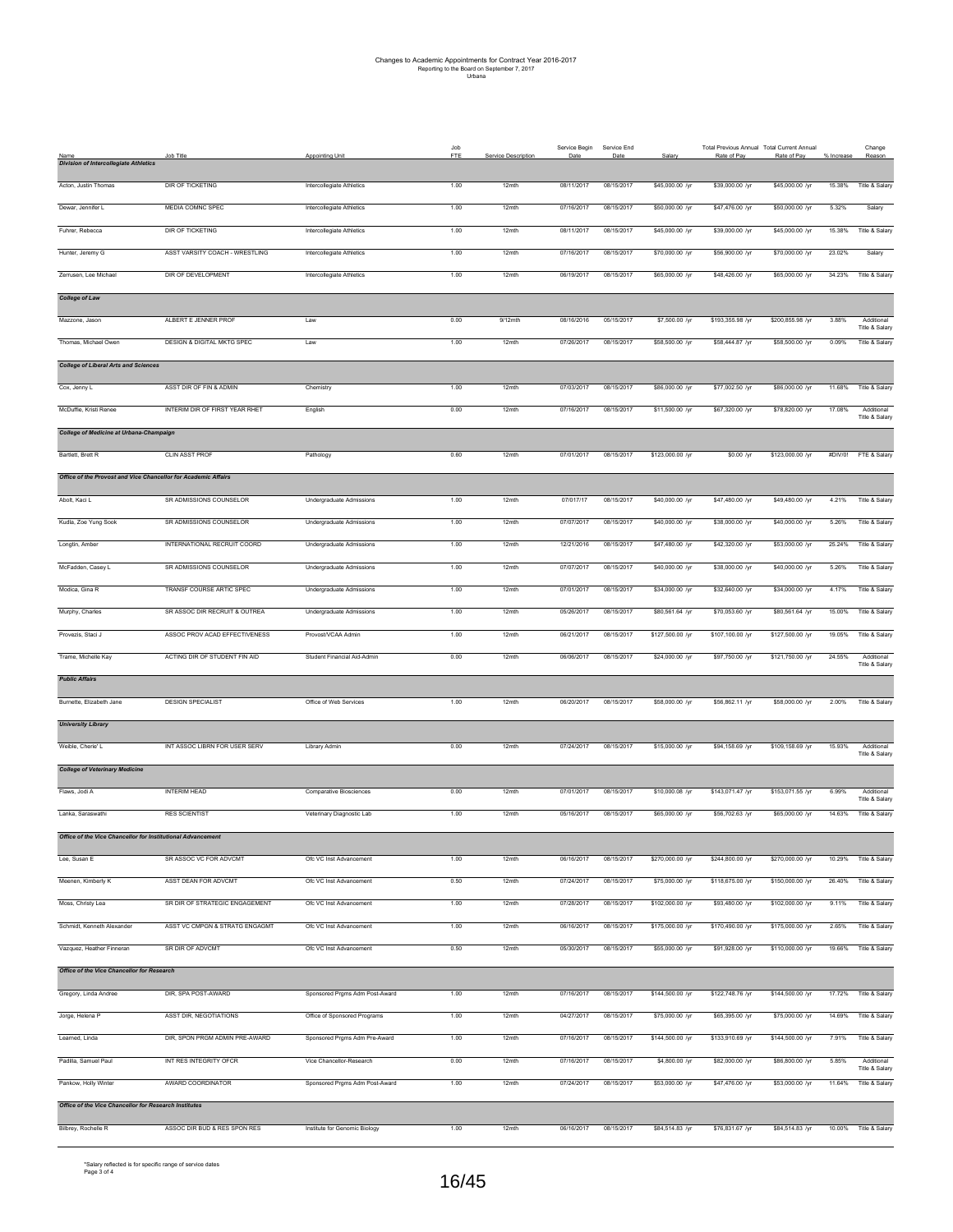# Changes to Academic Appointments for Contract Year 2016-2017

Reporting to the Board on September 7, 2017

Urbana

| Name | Job Title | Appointing Unit | Job FTE | Service Description | Service Begin Date | Service End Date | Salary | Total Previous Annual Rate of Pay | Total Current Annual Rate of Pay | % Increase | Change Reason |
|---|---|---|---|---|---|---|---|---|---|---|---|
| ***Division of Intercollegiate Athletics*** | | | | | | | | | | | |
| Acton, Justin Thomas | DIR OF TICKETING | Intercollegiate Athletics | 1.00 | 12mth | 08/11/2017 | 08/15/2017 | $45,000.00 /yr | $39,000.00 /yr | $45,000.00 /yr | 15.38% | Title & Salary |
| Dewar, Jennifer L | MEDIA COMNC SPEC | Intercollegiate Athletics | 1.00 | 12mth | 07/16/2017 | 08/15/2017 | $50,000.00 /yr | $47,476.00 /yr | $50,000.00 /yr | 5.32% | Salary |
| Fuhrer, Rebecca | DIR OF TICKETING | Intercollegiate Athletics | 1.00 | 12mth | 08/11/2017 | 08/15/2017 | $45,000.00 /yr | $39,000.00 /yr | $45,000.00 /yr | 15.38% | Title & Salary |
| Hunter, Jeremy G | ASST VARSITY COACH - WRESTLING | Intercollegiate Athletics | 1.00 | 12mth | 07/16/2017 | 08/15/2017 | $70,000.00 /yr | $56,900.00 /yr | $70,000.00 /yr | 23.02% | Salary |
| Zerrusen, Lee Michael | DIR OF DEVELOPMENT | Intercollegiate Athletics | 1.00 | 12mth | 06/19/2017 | 08/15/2017 | $65,000.00 /yr | $48,426.00 /yr | $65,000.00 /yr | 34.23% | Title & Salary |
| ***College of Law*** | | | | | | | | | | | |
| Mazzone, Jason | ALBERT E JENNER PROF | Law | 0.00 | 9/12mth | 08/16/2016 | 05/15/2017 | $7,500.00 /yr | $193,355.98 /yr | $200,855.98 /yr | 3.88% | Additional Title & Salary |
| Thomas, Michael Owen | DESIGN & DIGITAL MKTG SPEC | Law | 1.00 | 12mth | 07/26/2017 | 08/15/2017 | $58,500.00 /yr | $58,444.87 /yr | $58,500.00 /yr | 0.09% | Title & Salary |
| ***College of Liberal Arts and Sciences*** | | | | | | | | | | | |
| Cox, Jenny L | ASST DIR OF FIN & ADMIN | Chemistry | 1.00 | 12mth | 07/03/2017 | 08/15/2017 | $86,000.00 /yr | $77,002.50 /yr | $86,000.00 /yr | 11.68% | Title & Salary |
| McDuffie, Kristi Renee | INTERIM DIR OF FIRST YEAR RHET | English | 0.00 | 12mth | 07/16/2017 | 08/15/2017 | $11,500.00 /yr | $67,320.00 /yr | $78,820.00 /yr | 17.08% | Additional Title & Salary |
| ***College of Medicine at Urbana-Champaign*** | | | | | | | | | | | |
| Bartlett, Brett R | CLIN ASST PROF | Pathology | 0.60 | 12mth | 07/01/2017 | 08/15/2017 | $123,000.00 /yr | $0.00 /yr | $123,000.00 /yr | #DIV/0! | FTE & Salary |
| ***Office of the Provost and Vice Chancellor for Academic Affairs*** | | | | | | | | | | | |
| Abolt, Kaci L | SR ADMISSIONS COUNSELOR | Undergraduate Admissions | 1.00 | 12mth | 07/017/17 | 08/15/2017 | $40,000.00 /yr | $47,480.00 /yr | $49,480.00 /yr | 4.21% | Title & Salary |
| Kudla, Zoe Yung Sook | SR ADMISSIONS COUNSELOR | Undergraduate Admissions | 1.00 | 12mth | 07/07/2017 | 08/15/2017 | $40,000.00 /yr | $38,000.00 /yr | $40,000.00 /yr | 5.26% | Title & Salary |
| Longtin, Amber | INTERNATIONAL RECRUIT COORD | Undergraduate Admissions | 1.00 | 12mth | 12/21/2016 | 08/15/2017 | $47,480.00 /yr | $42,320.00 /yr | $53,000.00 /yr | 25.24% | Title & Salary |
| McFadden, Casey L | SR ADMISSIONS COUNSELOR | Undergraduate Admissions | 1.00 | 12mth | 07/07/2017 | 08/15/2017 | $40,000.00 /yr | $38,000.00 /yr | $40,000.00 /yr | 5.26% | Title & Salary |
| Modica, Gina R | TRANSF COURSE ARTIC SPEC | Undergraduate Admissions | 1.00 | 12mth | 07/01/2017 | 08/15/2017 | $34,000.00 /yr | $32,640.00 /yr | $34,000.00 /yr | 4.17% | Title & Salary |
| Murphy, Charles | SR ASSOC DIR RECRUIT & OUTREA | Undergraduate Admissions | 1.00 | 12mth | 05/26/2017 | 08/15/2017 | $80,561.64 /yr | $70,053.60 /yr | $80,561.64 /yr | 15.00% | Title & Salary |
| Provezis, Staci J | ASSOC PROV ACAD EFFECTIVENESS | Provost/VCAA Admin | 1.00 | 12mth | 06/21/2017 | 08/15/2017 | $127,500.00 /yr | $107,100.00 /yr | $127,500.00 /yr | 19.05% | Title & Salary |
| Trame, Michelle Kay | ACTING DIR OF STUDENT FIN AID | Student Financial Aid-Admin | 0.00 | 12mth | 06/06/2017 | 08/15/2017 | $24,000.00 /yr | $97,750.00 /yr | $121,750.00 /yr | 24.55% | Additional Title & Salary |
| ***Public Affairs*** | | | | | | | | | | | |
| Burnette, Elizabeth Jane | DESIGN SPECIALIST | Office of Web Services | 1.00 | 12mth | 06/20/2017 | 08/15/2017 | $58,000.00 /yr | $56,862.11 /yr | $58,000.00 /yr | 2.00% | Title & Salary |
| ***University Library*** | | | | | | | | | | | |
| Weible, Cherie' L | INT ASSOC LIBRN FOR USER SERV | Library Admin | 0.00 | 12mth | 07/24/2017 | 08/15/2017 | $15,000.00 /yr | $94,158.69 /yr | $109,158.69 /yr | 15.93% | Additional Title & Salary |
| ***College of Veterinary Medicine*** | | | | | | | | | | | |
| Flaws, Jodi A | INTERIM HEAD | Comparative Biosciences | 0.00 | 12mth | 07/01/2017 | 08/15/2017 | $10,000.08 /yr | $143,071.47 /yr | $153,071.55 /yr | 6.99% | Additional Title & Salary |
| Lanka, Saraswathi | RES SCIENTIST | Veterinary Diagnostic Lab | 1.00 | 12mth | 05/16/2017 | 08/15/2017 | $65,000.00 /yr | $56,702.63 /yr | $65,000.00 /yr | 14.63% | Title & Salary |
| ***Office of the Vice Chancellor for Institutional Advancement*** | | | | | | | | | | | |
| Lee, Susan E | SR ASSOC VC FOR ADVCMT | Ofc VC Inst Advancement | 1.00 | 12mth | 06/16/2017 | 08/15/2017 | $270,000.00 /yr | $244,800.00 /yr | $270,000.00 /yr | 10.29% | Title & Salary |
| Meenen, Kimberly K | ASST DEAN FOR ADVCMT | Ofc VC Inst Advancement | 0.50 | 12mth | 07/24/2017 | 08/15/2017 | $75,000.00 /yr | $118,675.00 /yr | $150,000.00 /yr | 26.40% | Title & Salary |
| Moss, Christy Lea | SR DIR OF STRATEGIC ENGAGEMENT | Ofc VC Inst Advancement | 1.00 | 12mth | 07/28/2017 | 08/15/2017 | $102,000.00 /yr | $93,480.00 /yr | $102,000.00 /yr | 9.11% | Title & Salary |
| Schmidt, Kenneth Alexander | ASST VC CMPGN & STRATG ENGAGMT | Ofc VC Inst Advancement | 1.00 | 12mth | 06/16/2017 | 08/15/2017 | $175,000.00 /yr | $170,490.00 /yr | $175,000.00 /yr | 2.65% | Title & Salary |
| Vazquez, Heather Finneran | SR DIR OF ADVCMT | Ofc VC Inst Advancement | 0.50 | 12mth | 05/30/2017 | 08/15/2017 | $55,000.00 /yr | $91,928.00 /yr | $110,000.00 /yr | 19.66% | Title & Salary |
| ***Office of the Vice Chancellor for Research*** | | | | | | | | | | | |
| Gregory, Linda Andree | DIR, SPA POST-AWARD | Sponsored Prgms Adm Post-Award | 1.00 | 12mth | 07/16/2017 | 08/15/2017 | $144,500.00 /yr | $122,748.76 /yr | $144,500.00 /yr | 17.72% | Title & Salary |
| Jorge, Helena P | ASST DIR, NEGOTIATIONS | Office of Sponsored Programs | 1.00 | 12mth | 04/27/2017 | 08/15/2017 | $75,000.00 /yr | $65,395.00 /yr | $75,000.00 /yr | 14.69% | Title & Salary |
| Learned, Linda | DIR, SPON PRGM ADMIN PRE-AWARD | Sponsored Prgms Adm Pre-Award | 1.00 | 12mth | 07/16/2017 | 08/15/2017 | $144,500.00 /yr | $133,910.69 /yr | $144,500.00 /yr | 7.91% | Title & Salary |
| Padilla, Samuel Paul | INT RES INTEGRITY OFCR | Vice Chancellor-Research | 0.00 | 12mth | 07/16/2017 | 08/15/2017 | $4,800.00 /yr | $82,000.00 /yr | $86,800.00 /yr | 5.85% | Additional Title & Salary |
| Pankow, Holly Winter | AWARD COORDINATOR | Sponsored Prgms Adm Post-Award | 1.00 | 12mth | 07/24/2017 | 08/15/2017 | $53,000.00 /yr | $47,476.00 /yr | $53,000.00 /yr | 11.64% | Title & Salary |
| ***Office of the Vice Chancellor for Research Institutes*** | | | | | | | | | | | |
| Bilbrey, Rochelle R | ASSOC DIR BUD & RES SPON RES | Institute for Genomic Biology | 1.00 | 12mth | 06/16/2017 | 08/15/2017 | $84,514.83 /yr | $76,831.67 /yr | $84,514.83 /yr | 10.00% | Title & Salary |

*Salary reflected is for specific range of service dates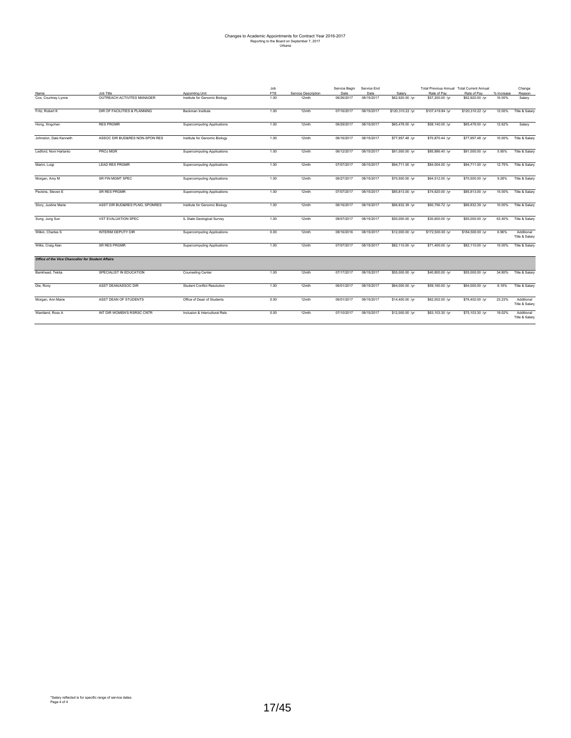# Changes to Academic Appointments for Contract Year 2016-2017
Reporting to the Board on September 7, 2017
Urbana

| Name | Job Title | Appointing Unit | Job FTE | Service Description | Service Begin Date | Service End Date | Salary | Total Previous Annual Rate of Pay | Total Current Annual Rate of Pay | % Increase | Change Reason |
|---|---|---|---|---|---|---|---|---|---|---|---|
| Cox, Courtney Lynne | OUTREACH ACTIVITES MANAGER | Institute for Genomic Biology | 1.00 | 12mth | 06/26/2017 | 08/15/2017 | $62,920.00 /yr | $57,200.00 /yr | $62,920.00 /yr | 10.00% | Salary |
| Fritz, Robert K | DIR OF FACILITIES & PLANNING | Beckman Institute | 1.00 | 12mth | 07/16/2017 | 08/15/2017 | $120,310.22 /yr | $107,419.84 /yr | $120,310.22 /yr | 12.00% | Title & Salary |
| Hong, Xingchen | RES PRGMR | Supercomputing Applications | 1.00 | 12mth | 06/29/2017 | 08/15/2017 | $65,478.00 /yr | $58,140.00 /yr | $65,478.00 /yr | 12.62% | Salary |
| Johnston, Dale Kenneth | ASSOC DIR BUD&RES NON-SPON RES | Institute for Genomic Biology | 1.00 | 12mth | 06/16/2017 | 08/15/2017 | $77,957.48 /yr | $70,870.44 /yr | $77,957.48 /yr | 10.00% | Title & Salary |
| Ledford, Noni Hartanto | PROJ MGR | Supercomputing Applications | 1.00 | 12mth | 06/12/2017 | 08/15/2017 | $91,000.00 /yr | $85,886.40 /yr | $91,000.00 /yr | 5.95% | Title & Salary |
| Marini, Luigi | LEAD RES PRGMR | Supercomputing Applications | 1.00 | 12mth | 07/07/2017 | 08/15/2017 | $94,711.00 /yr | $84,004.00 /yr | $94,711.00 /yr | 12.75% | Title & Salary |
| Morgan, Amy M | SR FIN MGMT SPEC | Supercomputing Applications | 1.00 | 12mth | 06/27/2017 | 08/15/2017 | $70,500.00 /yr | $64,512.00 /yr | $70,500.00 /yr | 9.28% | Title & Salary |
| Peckins, Steven E | SR RES PRGMR | Supercomputing Applications | 1.00 | 12mth | 07/07/2017 | 08/15/2017 | $85,813.00 /yr | $74,620.00 /yr | $85,813.00 /yr | 15.00% | Title & Salary |
| Story, Justine Marie | ASST DIR BUD&RES PLNG, SPONRES | Institute for Genomic Biology | 1.00 | 12mth | 06/16/2017 | 08/15/2017 | $66,832.39 /yr | $60,756.72 /yr | $66,832.39 /yr | 10.00% | Title & Salary |
| Sung, Jung Sun | VST EVALUATION SPEC | IL State Geological Survey | 1.00 | 12mth | 08/07/2017 | 08/15/2017 | $50,000.00 /yr | $30,600.00 /yr | $50,000.00 /yr | 63.40% | Title & Salary |
| Wilkin, Charles S | INTERIM DEPUTY DIR | Supercomputing Applications | 0.00 | 12mth | 08/16/2016 | 08/15/2017 | $12,000.00 /yr | $172,500.00 /yr | $184,500.00 /yr | 6.96% | Additional Title & Salary |
| Willis, Craig Alan | SR RES PRGMR | Supercomputing Applications | 1.00 | 12mth | 07/07/2017 | 08/15/2017 | $82,110.00 /yr | $71,400.00 /yr | $82,110.00 /yr | 15.00% | Title & Salary |
| ***Office of the Vice Chancellor for Student Affairs*** | | | | | | | | | | | |
| Bankhead, Tekita | SPECIALIST IN EDUCATION | Counseling Center | 1.00 | 12mth | 07/17/2017 | 08/15/2017 | $55,000.00 /yr | $40,800.00 /yr | $55,000.00 /yr | 34.80% | Title & Salary |
| Die, Rony | ASST DEAN/ASSOC DIR | Student Conflict Resolution | 1.00 | 12mth | 06/01/2017 | 08/15/2017 | $64,000.00 /yr | $59,160.00 /yr | $64,000.00 /yr | 8.18% | Title & Salary |
| Morgan, Ann Marie | ASST DEAN OF STUDENTS | Office of Dean of Students | 0.00 | 12mth | 06/01/2017 | 08/15/2017 | $14,400.00 /yr | $62,002.00 /yr | $76,402.00 /yr | 23.23% | Additional Title & Salary |
| Wantland, Ross A | INT DIR WOMEN'S RSRSC CNTR | Inclusion & Intercultural Rels | 0.00 | 12mth | 07/10/2017 | 08/15/2017 | $12,000.00 /yr | $63,103.30 /yr | $75,103.30 /yr | 19.02% | Additional Title & Salary |

*Salary reflected is for specific range of service dates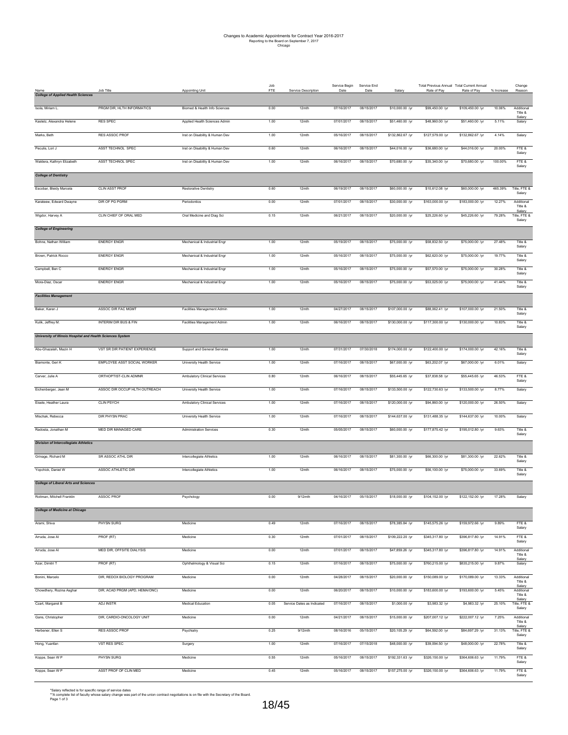# Changes to Academic Appointments for Contract Year 2016-2017

Reporting to the Board on September 7, 2017

Chicago

| Name | Job Title | Appointing Unit | Job FTE | Service Description | Service Begin Date | Service End Date | Salary | Total Previous Annual Rate of Pay | Total Current Annual Rate of Pay | % Increase | Change Reason |
|---|---|---|---|---|---|---|---|---|---|---|---|
| ***College of Applied Health Sciences*** | | | | | | | | | | | |
| Isola, Miriam L. | PRGM DIR, HLTH INFORMATICS | Biomed & Health Info Sciences | 0.00 | 12mth | 07/16/2017 | 08/15/2017 | $10,000.00 /yr | $99,450.00 /yr | $109,450.00 /yr | 10.06% | Additional Title & Salary |
| Kastelz, Alexandra Helene | RES SPEC | Applied Health Sciences Admin | 1.00 | 12mth | 07/01/2017 | 08/15/2017 | $51,460.00 /yr | $48,960.00 /yr | $51,460.00 /yr | 5.11% | Salary |
| Marks, Beth | RES ASSOC PROF | Inst on Disability & Human Dev | 1.00 | 12mth | 05/16/2017 | 08/15/2017 | $132,862.67 /yr | $127,579.00 /yr | $132,862.67 /yr | 4.14% | Salary |
| Peculis, Lori J | ASST TECHNOL SPEC | Inst on Disability & Human Dev | 0.60 | 12mth | 06/16/2017 | 08/15/2017 | $44,016.00 /yr | $36,680.00 /yr | $44,016.00 /yr | 20.00% | FTE & Salary |
| Waldera, Kathryn Elizabeth | ASST TECHNOL SPEC | Inst on Disability & Human Dev | 1.00 | 12mth | 06/16/2017 | 08/15/2017 | $70,680.00 /yr | $35,340.00 /yr | $70,680.00 /yr | 100.00% | FTE & Salary |
| ***College of Dentistry*** | | | | | | | | | | | |
| Escobar, Bleidy Marcela | CLIN ASST PROF | Restorative Dentistry | 0.60 | 12mth | 06/19/2017 | 08/15/2017 | $60,000.00 /yr | $10,612.08 /yr | $60,000.00 /yr | 465.39% | Title, FTE & Salary |
| Karateew, Edward Dwayne | DIR OF PG PGRM | Periodontics | 0.00 | 12mth | 07/01/2017 | 08/15/2017 | $30,000.00 /yr | $163,000.00 /yr | $183,000.00 /yr | 12.27% | Additional Title & Salary |
| Wigdor, Harvey A | CLIN CHIEF OF ORAL MED | Oral Medicine and Diag Sci | 0.15 | 12mth | 06/21/2017 | 08/15/2017 | $20,000.00 /yr | $25,226.60 /yr | $45,226.60 /yr | 79.28% | Title, FTE & Salary |
| ***College of Engineering*** | | | | | | | | | | | |
| Bohne, Nathan William | ENERGY ENGR | Mechanical & Industrial Engr | 1.00 | 12mth | 05/19/2017 | 08/15/2017 | $75,000.00 /yr | $58,832.50 /yr | $75,000.00 /yr | 27.48% | Title & Salary |
| Brown, Patrick Rocco | ENERGY ENGR | Mechanical & Industrial Engr | 1.00 | 12mth | 05/16/2017 | 08/15/2017 | $75,000.00 /yr | $62,620.00 /yr | $75,000.00 /yr | 19.77% | Title & Salary |
| Campbell, Ben C | ENERGY ENGR | Mechanical & Industrial Engr | 1.00 | 12mth | 05/16/2017 | 08/15/2017 | $75,000.00 /yr | $57,570.00 /yr | $75,000.00 /yr | 30.28% | Title & Salary |
| Mora-Diaz, Oscar | ENERGY ENGR | Mechanical & Industrial Engr | 1.00 | 12mth | 05/16/2017 | 08/15/2017 | $75,000.00 /yr | $53,025.00 /yr | $75,000.00 /yr | 41.44% | Title & Salary |
| ***Facilities Management*** | | | | | | | | | | | |
| Baker, Karen J | ASSOC DIR FAC MGMT | Facilities Management Admin | 1.00 | 12mth | 04/27/2017 | 08/15/2017 | $107,000.00 /yr | $88,062.41 /yr | $107,000.00 /yr | 21.50% | Title & Salary |
| Kulik, Jeffrey M. | INTERIM DIR BUS & FIN | Facilities Management Admin | 1.00 | 12mth | 06/16/2017 | 08/15/2017 | $130,000.00 /yr | $117,300.00 /yr | $130,000.00 /yr | 10.83% | Title & Salary |
| ***University of Illinois Hospital and Health Sciences System*** | | | | | | | | | | | |
| Abu-Ghazalah, Mazin H | VST SR DIR PATIENT EXPERIENCE | Support and General Services | 1.00 | 12mth | 07/31/2017 | 07/30/2018 | $174,000.00 /yr | $122,400.00 /yr | $174,000.00 /yr | 42.16% | Title & Salary |
| Biamonte, Geri K | EMPLOYEE ASST SOCIAL WORKER | University Health Service | 1.00 | 12mth | 07/16/2017 | 08/15/2017 | $67,000.00 /yr | $63,202.07 /yr | $67,000.00 /yr | 6.01% | Salary |
| Carver, Julie A | ORTHOPTIST-CLIN ADMNR | Ambulatory Clinical Services | 0.80 | 12mth | 06/16/2017 | 08/15/2017 | $55,445.65 /yr | $37,838.58 /yr | $55,445.65 /yr | 46.53% | FTE & Salary |
| Eichenberger, Jean M | ASSOC DIR OCCUP HLTH OUTREACH | University Health Service | 1.00 | 12mth | 07/16/2017 | 08/15/2017 | $133,500.00 /yr | $122,730.63 /yr | $133,500.00 /yr | 8.77% | Salary |
| Eisele, Heather Laura | CLIN PSYCH | Ambulatory Clinical Services | 1.00 | 12mth | 07/16/2017 | 08/15/2017 | $120,000.00 /yr | $94,860.00 /yr | $120,000.00 /yr | 26.50% | Salary |
| Mischak, Rebecca | DIR PHYSN PRAC | University Health Service | 1.00 | 12mth | 07/16/2017 | 08/15/2017 | $144,637.00 /yr | $131,488.35 /yr | $144,637.00 /yr | 10.00% | Salary |
| Radosta, Jonathan M | MED DIR MANAGED CARE | Administration Services | 0.30 | 12mth | 05/05/2017 | 08/15/2017 | $60,000.00 /yr | $177,875.42 /yr | $195,012.80 /yr | 9.63% | Title & Salary |
| ***Division of Intercollegiate Athletics*** | | | | | | | | | | | |
| Grinage, Richard M | SR ASSOC ATHL DIR | Intercollegiate Athletics | 1.00 | 12mth | 06/16/2017 | 08/15/2017 | $81,300.00 /yr | $66,300.00 /yr | $81,300.00 /yr | 22.62% | Title & Salary |
| Yopchick, Daniel W | ASSOC ATHLETIC DIR | Intercollegiate Athletics | 1.00 | 12mth | 06/16/2017 | 08/15/2017 | $75,000.00 /yr | $56,100.00 /yr | $75,000.00 /yr | 33.69% | Title & Salary |
| ***College of Liberal Arts and Sciences*** | | | | | | | | | | | |
| Roitman, Mitchell Franklin | ASSOC PROF | Psychology | 0.00 | 9/12mth | 04/16/2017 | 05/15/2017 | $18,000.00 /yr | $104,152.00 /yr | $122,152.00 /yr | 17.28% | Salary |
| ***College of Medicine at Chicago*** | | | | | | | | | | | |
| Arami, Shiva | PHYSN SURG | Medicine | 0.49 | 12mth | 07/16/2017 | 08/15/2017 | $78,385.84 /yr | $145,575.26 /yr | $159,972.66 /yr | 9.89% | FTE & Salary |
| Arruda, Jose Al | PROF (RT) | Medicine | 0.30 | 12mth | 07/01/2017 | 08/15/2017 | $109,222.20 /yr | $345,317.80 /yr | $396,817.80 /yr | 14.91% | FTE & Salary |
| Arruda, Jose Al | MED DIR, OFFSITE DIALYSIS | Medicine | 0.00 | 12mth | 07/01/2017 | 08/15/2017 | $47,859.26 /yr | $345,317.80 /yr | $396,817.80 /yr | 14.91% | Additional Title & Salary |
| Azar, Dimitri T | PROF (RT) | Ophthalmology & Visual Sci | 0.15 | 12mth | 07/16/2017 | 08/15/2017 | $75,000.00 /yr | $760,215.00 /yr | $835,215.00 /yr | 9.87% | Salary |
| Bonini, Marcelo | DIR, REDOX BIOLOGY PROGRAM | Medicine | 0.00 | 12mth | 04/28/2017 | 08/15/2017 | $20,000.00 /yr | $150,089.00 /yr | $170,089.00 /yr | 13.33% | Additional Title & Salary |
| Chowdhery, Rozina Asghar | DIR, ACAD PRGM (APD, HEMA/ONC) | Medicine | 0.00 | 12mth | 06/20/2017 | 08/15/2017 | $10,000.00 /yr | $183,600.00 /yr | $193,600.00 /yr | 5.45% | Additional Title & Salary |
| Czart, Margaret B | ADJ INSTR | Medical Education | 0.05 | Service Dates as Indicated | 07/16/2017 | 08/15/2017 | $1,000.00 /yr | $3,983.32 /yr | $4,983.32 /yr | 25.10% | Title, FTE & Salary |
| Gans, Christopher | DIR, CARDIO-ONCOLOGY UNIT | Medicine | 0.00 | 12mth | 04/21/2017 | 08/15/2017 | $15,000.00 /yr | $207,007.12 /yr | $222,007.12 /yr | 7.25% | Additional Title & Salary |
| Herbener, Ellen S | RES ASSOC PROF | Psychiatry | 0.25 | 9/12mth | 08/16/2016 | 05/15/2017 | $20,105.29 /yr | $64,592.00 /yr | $84,697.29 /yr | 31.13% | Title, FTE & Salary |
| Hong, Yuanfan | VST RES SPEC | Surgery | 1.00 | 12mth | 07/16/2017 | 07/15/2018 | $48,000.00 /yr | $39,094.50 /yr | $48,000.00 /yr | 22.78% | Title & Salary |
| Koppe, Sean W P | PHYSN SURG | Medicine | 0.55 | 12mth | 05/16/2017 | 08/15/2017 | $192,331.63 /yr | $326,150.00 /yr | $364,606.63 /yr | 11.79% | FTE & Salary |
| Koppe, Sean W P | ASST PROF OF CLIN MED | Medicine | 0.45 | 12mth | 05/16/2017 | 08/15/2017 | $157,275.00 /yr | $326,150.00 /yr | $364,606.63 /yr | 11.79% | FTE & Salary |

*Salary reflected is for specific range of service dates

**A complete list of faculty whose salary change was part of the union contract negotiations is on file with the Secretary of the Board.

Page 1 of 3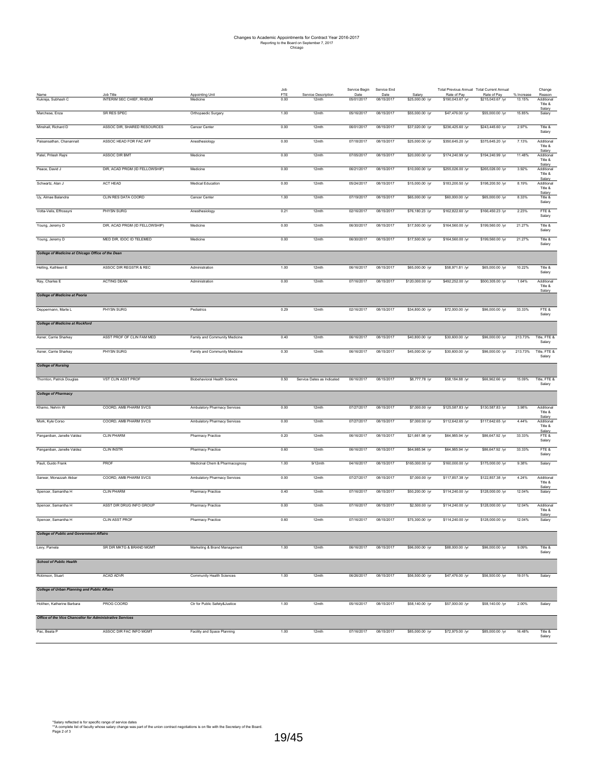# Changes to Academic Appointments for Contract Year 2016-2017

Reporting to the Board on September 7, 2017

Chicago

| Name | Job Title | Appointing Unit | Job FTE | Service Description | Service Begin Date | Service End Date | Salary | Total Previous Annual Rate of Pay | Total Current Annual Rate of Pay | % Increase | Change Reason |
|---|---|---|---|---|---|---|---|---|---|---|---|
| Kukreja, Subhash C | INTERIM SEC CHIEF, RHEUM | Medicine | 0.00 | 12mth | 05/01/2017 | 08/15/2017 | $25,000.00 /yr | $190,043.67 /yr | $215,043.67 /yr | 13.15% | Additional Title & Salary |
| Marchese, Enza | SR RES SPEC | Orthopaedic Surgery | 1.00 | 12mth | 05/16/2017 | 08/15/2017 | $55,000.00 /yr | $47,476.00 /yr | $55,000.00 /yr | 15.85% | Salary |
| Minshall, Richard D | ASSOC DIR, SHARED RESOURCES | Cancer Center | 0.00 | 12mth | 06/01/2017 | 08/15/2017 | $37,020.00 /yr | $236,425.60 /yr | $243,445.60 /yr | 2.97% | Title & Salary |
| Paisansathan, Chanannait | ASSOC HEAD FOR FAC AFF | Anesthesiology | 0.00 | 12mth | 07/18/2017 | 08/15/2017 | $25,000.00 /yr | $350,645.20 /yr | $375,645.20 /yr | 7.13% | Additional Title & Salary |
| Patel, Pritesh Rajni | ASSOC DIR BMT | Medicine | 0.00 | 12mth | 07/05/2017 | 08/15/2017 | $20,000.00 /yr | $174,240.99 /yr | $194,240.99 /yr | 11.48% | Additional Title & Salary |
| Peace, David J | DIR, ACAD PRGM (ID FELLOWSHIP) | Medicine | 0.00 | 12mth | 06/21/2017 | 08/15/2017 | $10,000.00 /yr | $255,026.00 /yr | $265,026.00 /yr | 3.92% | Additional Title & Salary |
| Schwartz, Alan J | ACT HEAD | Medical Education | 0.00 | 12mth | 05/24/2017 | 08/15/2017 | $15,000.00 /yr | $183,200.50 /yr | $198,200.50 /yr | 8.19% | Additional Title & Salary |
| Uy, Aimae Balandra | CLIN RES DATA COORD | Cancer Center | 1.00 | 12mth | 07/19/2017 | 08/15/2017 | $65,000.00 /yr | $60,000.00 /yr | $65,000.00 /yr | 8.33% | Title & Salary |
| Votta-Velis, Effrossyni | PHYSN SURG | Anesthesiology | 0.21 | 12mth | 02/16/2017 | 08/15/2017 | $76,180.23 /yr | $162,822.60 /yr | $166,450.23 /yr | 2.23% | FTE & Salary |
| Young, Jeremy D | DIR, ACAD PRGM (ID FELLOWSHIP) | Medicine | 0.00 | 12mth | 06/30/2017 | 08/15/2017 | $17,500.00 /yr | $164,560.00 /yr | $199,560.00 /yr | 21.27% | Title & Salary |
| Young, Jeremy D | MED DIR, IDOC ID TELEMED | Medicine | 0.00 | 12mth | 06/30/2017 | 08/15/2017 | $17,500.00 /yr | $164,560.00 /yr | $199,560.00 /yr | 21.27% | Title & Salary |
| ***College of Medicine at Chicago Office of the Dean*** | | | | | | | | | | | |
| Helling, Kathleen E | ASSOC DIR REGSTR & REC | Administration | 1.00 | 12mth | 06/16/2017 | 08/15/2017 | $65,000.00 /yr | $58,971.81 /yr | $65,000.00 /yr | 10.22% | Title & Salary |
| Ray, Charles E | ACTING DEAN | Administration | 0.00 | 12mth | 07/16/2017 | 08/15/2017 | $120,000.00 /yr | $492,252.00 /yr | $500,305.00 /yr | 1.64% | Additional Title & Salary |
| ***College of Medicine at Peoria*** | | | | | | | | | | | |
| Deppermann, Marte L | PHYSN SURG | Pediatrics | 0.29 | 12mth | 02/16/2017 | 08/15/2017 | $34,800.00 /yr | $72,000.00 /yr | $96,000.00 /yr | 33.33% | FTE & Salary |
| ***College of Medicine at Rockford*** | | | | | | | | | | | |
| Asner, Carrie Sharkey | ASST PROF OF CLIN FAM MED | Family and Community Medicine | 0.40 | 12mth | 06/16/2017 | 08/15/2017 | $40,800.00 /yr | $30,600.00 /yr | $96,000.00 /yr | 213.73% | Title, FTE & Salary |
| Asner, Carrie Sharkey | PHYSN SURG | Family and Community Medicine | 0.30 | 12mth | 06/16/2017 | 08/15/2017 | $45,000.00 /yr | $30,600.00 /yr | $96,000.00 /yr | 213.73% | Title, FTE & Salary |
| ***College of Nursing*** | | | | | | | | | | | |
| Thornton, Patrick Douglas | VST CLIN ASST PROF | Biobehavioral Health Science | 0.50 | Service Dates as Indicated | 06/16/2017 | 08/15/2017 | $8,777.78 /yr | $58,184.88 /yr | $66,962.66 /yr | 15.09% | Title, FTE & Salary |
| ***College of Pharmacy*** | | | | | | | | | | | |
| Khamo, Nehrin W | COORD, AMB PHARM SVCS | Ambulatory Pharmacy Services | 0.00 | 12mth | 07/27/2017 | 08/15/2017 | $7,000.00 /yr | $125,587.83 /yr | $130,587.83 /yr | 3.98% | Additional Title & Salary |
| Mork, Kyle Corso | COORD, AMB PHARM SVCS | Ambulatory Pharmacy Services | 0.00 | 12mth | 07/27/2017 | 08/15/2017 | $7,000.00 /yr | $112,642.65 /yr | $117,642.65 /yr | 4.44% | Additional Title & Salary |
| Panganiban, Janelle Valdez | CLIN PHARM | Pharmacy Practice | 0.20 | 12mth | 06/16/2017 | 08/15/2017 | $21,661.98 /yr | $64,985.94 /yr | $86,647.92 /yr | 33.33% | FTE & Salary |
| Panganiban, Janelle Valdez | CLIN INSTR | Pharmacy Practice | 0.60 | 12mth | 06/16/2017 | 08/15/2017 | $64,985.94 /yr | $64,985.94 /yr | $86,647.92 /yr | 33.33% | FTE & Salary |
| Pauli, Guido Frank | PROF | Medicinal Chem & Pharmacognosy | 1.00 | 9/12mth | 04/16/2017 | 08/15/2017 | $165,000.00 /yr | $160,000.00 /yr | $175,000.00 /yr | 9.38% | Salary |
| Sarwar, Monazzah Akbar | COORD, AMB PHARM SVCS | Ambulatory Pharmacy Services | 0.00 | 12mth | 07/27/2017 | 08/15/2017 | $7,000.00 /yr | $117,857.38 /yr | $122,857.38 /yr | 4.24% | Additional Title & Salary |
| Spencer, Samantha H | CLIN PHARM | Pharmacy Practice | 0.40 | 12mth | 07/16/2017 | 08/15/2017 | $50,200.00 /yr | $114,240.00 /yr | $128,000.00 /yr | 12.04% | Salary |
| Spencer, Samantha H | ASST DIR DRUG INFO GROUP | Pharmacy Practice | 0.00 | 12mth | 07/16/2017 | 08/15/2017 | $2,500.00 /yr | $114,240.00 /yr | $128,000.00 /yr | 12.04% | Additional Title & Salary |
| Spencer, Samantha H | CLIN ASST PROF | Pharmacy Practice | 0.60 | 12mth | 07/16/2017 | 08/15/2017 | $75,300.00 /yr | $114,240.00 /yr | $128,000.00 /yr | 12.04% | Salary |
| ***College of Public and Government Affairs*** | | | | | | | | | | | |
| Levy, Pamela | SR DIR MKTG & BRAND MGMT | Marketing & Brand Management | 1.00 | 12mth | 06/16/2017 | 08/15/2017 | $96,000.00 /yr | $88,000.00 /yr | $96,000.00 /yr | 9.09% | Title & Salary |
| ***School of Public Health*** | | | | | | | | | | | |
| Robinson, Stuart | ACAD ADVR | Community Health Sciences | 1.00 | 12mth | 06/26/2017 | 08/15/2017 | $56,500.00 /yr | $47,476.00 /yr | $56,500.00 /yr | 19.01% | Salary |
| ***College of Urban Planning and Public Affairs*** | | | | | | | | | | | |
| Holihen, Katherine Barbara | PROG COORD | Ctr for Public Safety&Justice | 1.00 | 12mth | 05/16/2017 | 08/15/2017 | $58,140.00 /yr | $57,000.00 /yr | $58,140.00 /yr | 2.00% | Salary |
| ***Office of the Vice Chancellor for Administrative Services*** | | | | | | | | | | | |
| Pac, Beata P | ASSOC DIR FAC INFO MGMT | Facility and Space Planning | 1.00 | 12mth | 07/16/2017 | 08/15/2017 | $85,000.00 /yr | $72,975.00 /yr | $85,000.00 /yr | 16.48% | Title & Salary |

*Salary reflected is for specific range of service dates

**A complete list of faculty whose salary change was part of the union contract negotiations is on file with the Secretary of the Board.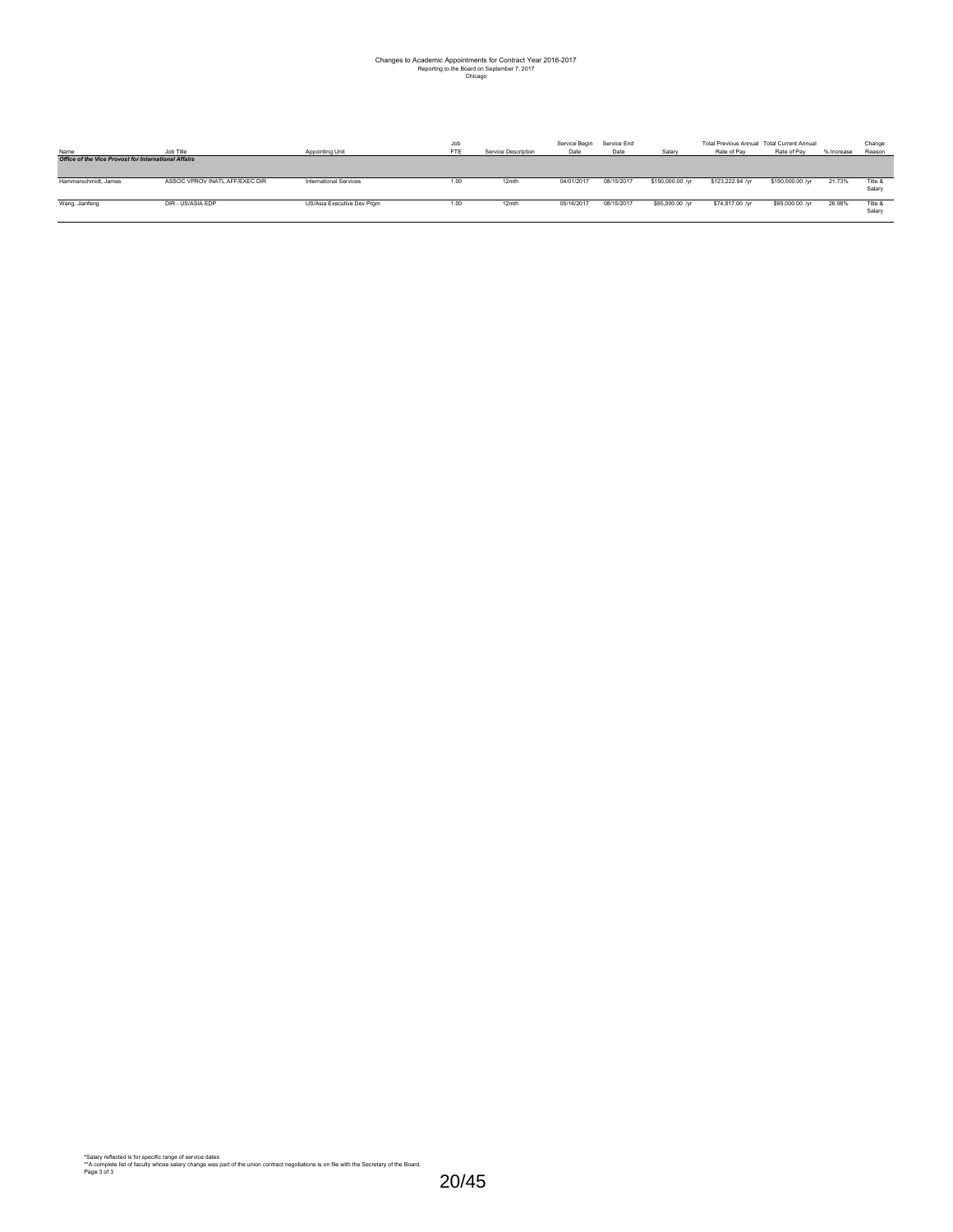# Changes to Academic Appointments for Contract Year 2016-2017

Reporting to the Board on September 7, 2017

Chicago

| Name | Job Title | Appointing Unit | Job FTE | Service Description | Service Begin Date | Service End Date | Salary | Total Previous Annual Rate of Pay | Total Current Annual Rate of Pay | % Increase | Change Reason |
|---|---|---|---|---|---|---|---|---|---|---|---|
| ***Office of the Vice Provost for International Affairs*** | | | | | | | | | | | |
| Hammerschmidt, James | ASSOC VPROV INATL AFF/EXEC DIR | International Services | 1.00 | 12mth | 04/01/2017 | 08/15/2017 | $150,000.00 /yr | $123,222.94 /yr | $150,000.00 /yr | 21.73% | Title & Salary |
| Wang, Jianfeng | DIR - US/ASIA EDP | US/Asia Executive Dev Prgm | 1.00 | 12mth | 05/16/2017 | 08/15/2017 | $95,000.00 /yr | $74,817.00 /yr | $95,000.00 /yr | 26.98% | Title & Salary |

*Salary reflected is for specific range of service dates

**A complete list of faculty whose salary change was part of the union contract negotiations is on file with the Secretary of the Board.

Page 3 of 3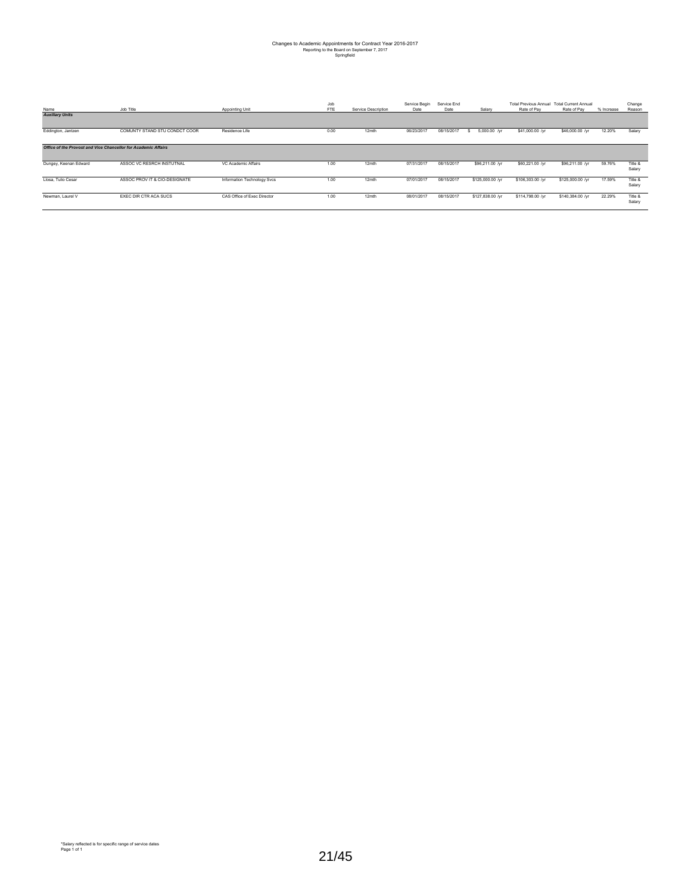# Changes to Academic Appointments for Contract Year 2016-2017

Reporting to the Board on September 7, 2017

Springfield

| Name | Job Title | Appointing Unit | Job FTE | Service Description | Service Begin Date | Service End Date | Salary | Total Previous Annual Rate of Pay | Total Current Annual Rate of Pay | % Increase | Change Reason |
|---|---|---|---|---|---|---|---|---|---|---|---|
| ***Auxiliary Units*** | | | | | | | | | | | |
| Eddington, Jantzen | COMUNTY STAND STU CONDCT COOR | Residence Life | 0.00 | 12mth | 06/23/2017 | 08/15/2017 | $ 5,000.00 /yr | $41,000.00 /yr | $46,000.00 /yr | 12.20% | Salary |
| ***Office of the Provost and Vice Chancellor for Academic Affairs*** | | | | | | | | | | | |
| Dungey, Keenan Edward | ASSOC VC RESRCH INSTUTNAL | VC Academic Affairs | 1.00 | 12mth | 07/31/2017 | 08/15/2017 | $96,211.00 /yr | $60,221.00 /yr | $96,211.00 /yr | 59.76% | Title & Salary |
| Llosa, Tulio Cesar | ASSOC PROV IT & CIO-DESIGNATE | Information Technology Svcs | 1.00 | 12mth | 07/01/2017 | 08/15/2017 | $125,000.00 /yr | $106,303.00 /yr | $125,000.00 /yr | 17.59% | Title & Salary |
| Newman, Laurel V | EXEC DIR CTR ACA SUCS | CAS Office of Exec Director | 1.00 | 12mth | 08/01/2017 | 08/15/2017 | $127,838.00 /yr | $114,798.00 /yr | $140,384.00 /yr | 22.29% | Title & Salary |

*Salary reflected is for specific range of service dates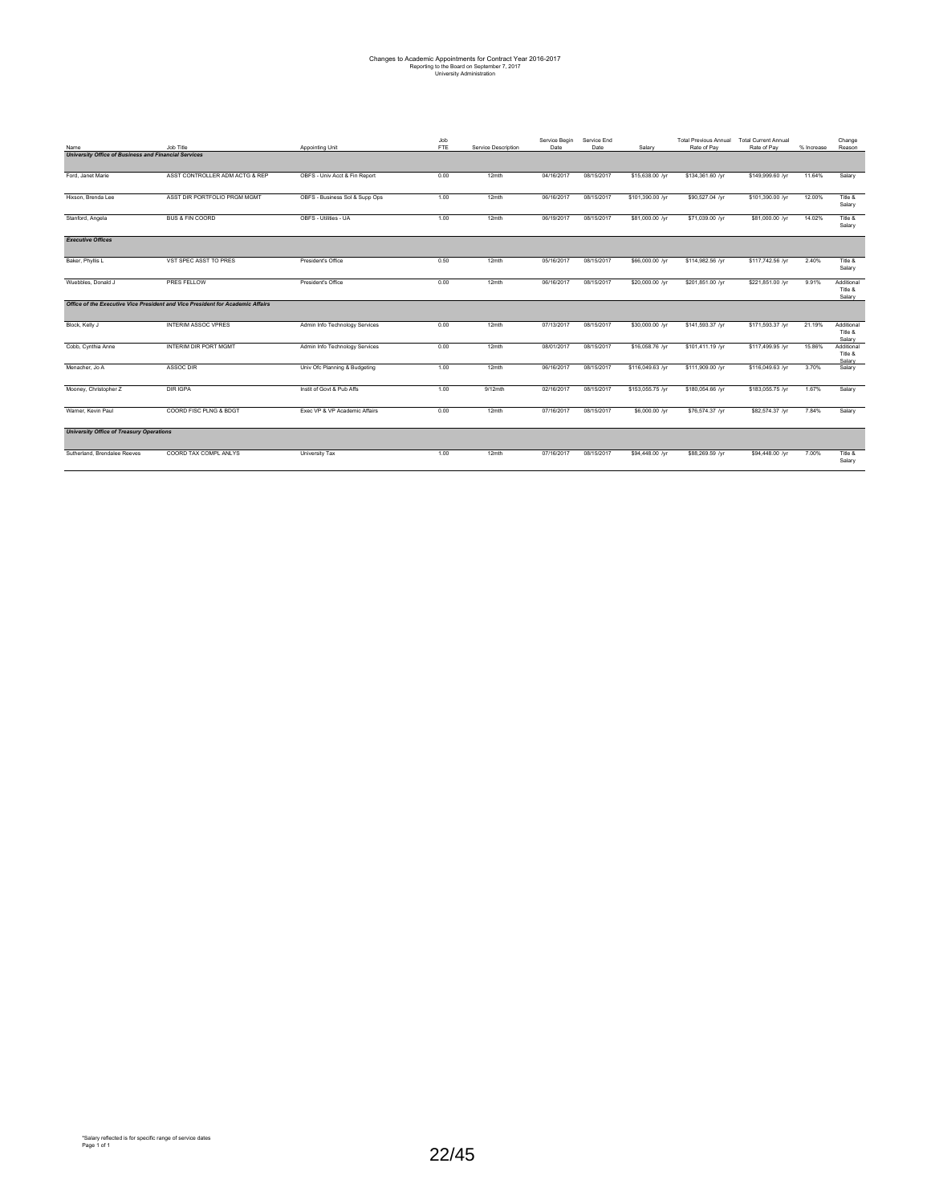# Changes to Academic Appointments for Contract Year 2016-2017

Reporting to the Board on September 7, 2017

University Administration

| Name | Job Title | Appointing Unit | Job FTE | Service Description | Service Begin Date | Service End Date | Salary | Total Previous Annual Rate of Pay | Total Current Annual Rate of Pay | % Increase | Change Reason |
|---|---|---|---|---|---|---|---|---|---|---|---|
| ***University Office of Business and Financial Services*** | | | | | | | | | | | |
| Ford, Janet Marie | ASST CONTROLLER ADM ACTG & REP | OBFS - Univ Acct & Fin Report | 0.00 | 12mth | 04/16/2017 | 08/15/2017 | $15,638.00 /yr | $134,361.60 /yr | $149,999.60 /yr | 11.64% | Salary |
| Hixson, Brenda Lee | ASST DIR PORTFOLIO PRGM MGMT | OBFS - Business Sol & Supp Ops | 1.00 | 12mth | 06/16/2017 | 08/15/2017 | $101,390.00 /yr | $90,527.04 /yr | $101,390.00 /yr | 12.00% | Title & Salary |
| Stanford, Angela | BUS & FIN COORD | OBFS - Utilities - UA | 1.00 | 12mth | 06/19/2017 | 08/15/2017 | $81,000.00 /yr | $71,039.00 /yr | $81,000.00 /yr | 14.02% | Title & Salary |
| ***Executive Offices*** | | | | | | | | | | | |
| Baker, Phyllis L | VST SPEC ASST TO PRES | President's Office | 0.50 | 12mth | 05/16/2017 | 08/15/2017 | $66,000.00 /yr | $114,982.56 /yr | $117,742.56 /yr | 2.40% | Title & Salary |
| Wuebbles, Donald J | PRES FELLOW | President's Office | 0.00 | 12mth | 06/16/2017 | 08/15/2017 | $20,000.00 /yr | $201,851.00 /yr | $221,851.00 /yr | 9.91% | Additional Title & Salary |
| ***Office of the Executive Vice President and Vice President for Academic Affairs*** | | | | | | | | | | | |
| Block, Kelly J | INTERIM ASSOC VPRES | Admin Info Technology Services | 0.00 | 12mth | 07/13/2017 | 08/15/2017 | $30,000.00 /yr | $141,593.37 /yr | $171,593.37 /yr | 21.19% | Additional Title & Salary |
| Cobb, Cynthia Anne | INTERIM DIR PORT MGMT | Admin Info Technology Services | 0.00 | 12mth | 08/01/2017 | 08/15/2017 | $16,088.76 /yr | $101,411.19 /yr | $117,499.95 /yr | 15.86% | Additional Title & Salary |
| Menacher, Jo A | ASSOC DIR | Univ Ofc Planning & Budgeting | 1.00 | 12mth | 06/16/2017 | 08/15/2017 | $116,049.63 /yr | $111,909.00 /yr | $116,049.63 /yr | 3.70% | Salary |
| Mooney, Christopher Z | DIR IGPA | Instit of Govt & Pub Affs | 1.00 | 9/12mth | 02/16/2017 | 08/15/2017 | $153,055.75 /yr | $180,054.66 /yr | $183,055.75 /yr | 1.67% | Salary |
| Warner, Kevin Paul | COORD FISC PLNG & BDGT | Exec VP & VP Academic Affairs | 0.00 | 12mth | 07/16/2017 | 08/15/2017 | $6,000.00 /yr | $76,574.37 /yr | $82,574.37 /yr | 7.84% | Salary |
| ***University Office of Treasury Operations*** | | | | | | | | | | | |
| Sutherland, Brendalee Reeves | COORD TAX COMPL ANLYS | University Tax | 1.00 | 12mth | 07/16/2017 | 08/15/2017 | $94,448.00 /yr | $88,269.59 /yr | $94,448.00 /yr | 7.00% | Title & Salary |

*Salary reflected is for specific range of service dates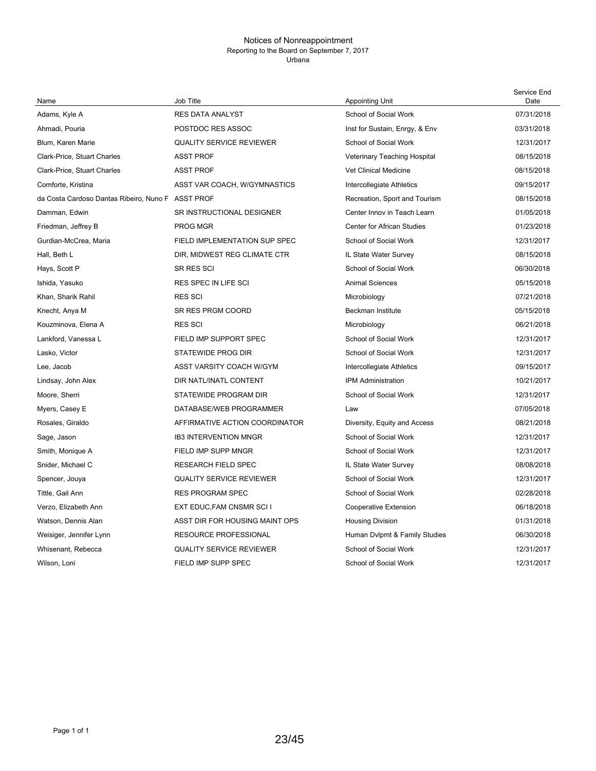# Notices of Nonreappointment

Reporting to the Board on September 7, 2017

Urbana

| Name | Job Title | Appointing Unit | Service End Date |
|---|---|---|---|
| Adams, Kyle A | RES DATA ANALYST | School of Social Work | 07/31/2018 |
| Ahmadi, Pouria | POSTDOC RES ASSOC | Inst for Sustain, Enrgy, & Env | 03/31/2018 |
| Blum, Karen Marie | QUALITY SERVICE REVIEWER | School of Social Work | 12/31/2017 |
| Clark-Price, Stuart Charles | ASST PROF | Veterinary Teaching Hospital | 08/15/2018 |
| Clark-Price, Stuart Charles | ASST PROF | Vet Clinical Medicine | 08/15/2018 |
| Comforte, Kristina | ASST VAR COACH, W/GYMNASTICS | Intercollegiate Athletics | 09/15/2017 |
| da Costa Cardoso Dantas Ribeiro, Nuno F | ASST PROF | Recreation, Sport and Tourism | 08/15/2018 |
| Damman, Edwin | SR INSTRUCTIONAL DESIGNER | Center Innov in Teach Learn | 01/05/2018 |
| Friedman, Jeffrey B | PROG MGR | Center for African Studies | 01/23/2018 |
| Gurdian-McCrea, Maria | FIELD IMPLEMENTATION SUP SPEC | School of Social Work | 12/31/2017 |
| Hall, Beth L | DIR, MIDWEST REG CLIMATE CTR | IL State Water Survey | 08/15/2018 |
| Hays, Scott P | SR RES SCI | School of Social Work | 06/30/2018 |
| Ishida, Yasuko | RES SPEC IN LIFE SCI | Animal Sciences | 05/15/2018 |
| Khan, Sharik Rahil | RES SCI | Microbiology | 07/21/2018 |
| Knecht, Anya M | SR RES PRGM COORD | Beckman Institute | 05/15/2018 |
| Kouzminova, Elena A | RES SCI | Microbiology | 06/21/2018 |
| Lankford, Vanessa L | FIELD IMP SUPPORT SPEC | School of Social Work | 12/31/2017 |
| Lasko, Victor | STATEWIDE PROG DIR | School of Social Work | 12/31/2017 |
| Lee, Jacob | ASST VARSITY COACH W/GYM | Intercollegiate Athletics | 09/15/2017 |
| Lindsay, John Alex | DIR NATL/INATL CONTENT | IPM Administration | 10/21/2017 |
| Moore, Sherri | STATEWIDE PROGRAM DIR | School of Social Work | 12/31/2017 |
| Myers, Casey E | DATABASE/WEB PROGRAMMER | Law | 07/05/2018 |
| Rosales, Giraldo | AFFIRMATIVE ACTION COORDINATOR | Diversity, Equity and Access | 08/21/2018 |
| Sage, Jason | IB3 INTERVENTION MNGR | School of Social Work | 12/31/2017 |
| Smith, Monique A | FIELD IMP SUPP MNGR | School of Social Work | 12/31/2017 |
| Snider, Michael C | RESEARCH FIELD SPEC | IL State Water Survey | 08/08/2018 |
| Spencer, Jouya | QUALITY SERVICE REVIEWER | School of Social Work | 12/31/2017 |
| Tittle, Gail Ann | RES PROGRAM SPEC | School of Social Work | 02/28/2018 |
| Verzo, Elizabeth Ann | EXT EDUC,FAM CNSMR SCI I | Cooperative Extension | 06/18/2018 |
| Watson, Dennis Alan | ASST DIR FOR HOUSING MAINT OPS | Housing Division | 01/31/2018 |
| Weisiger, Jennifer Lynn | RESOURCE PROFESSIONAL | Human Dvlpmt & Family Studies | 06/30/2018 |
| Whisenant, Rebecca | QUALITY SERVICE REVIEWER | School of Social Work | 12/31/2017 |
| Wilson, Loni | FIELD IMP SUPP SPEC | School of Social Work | 12/31/2017 |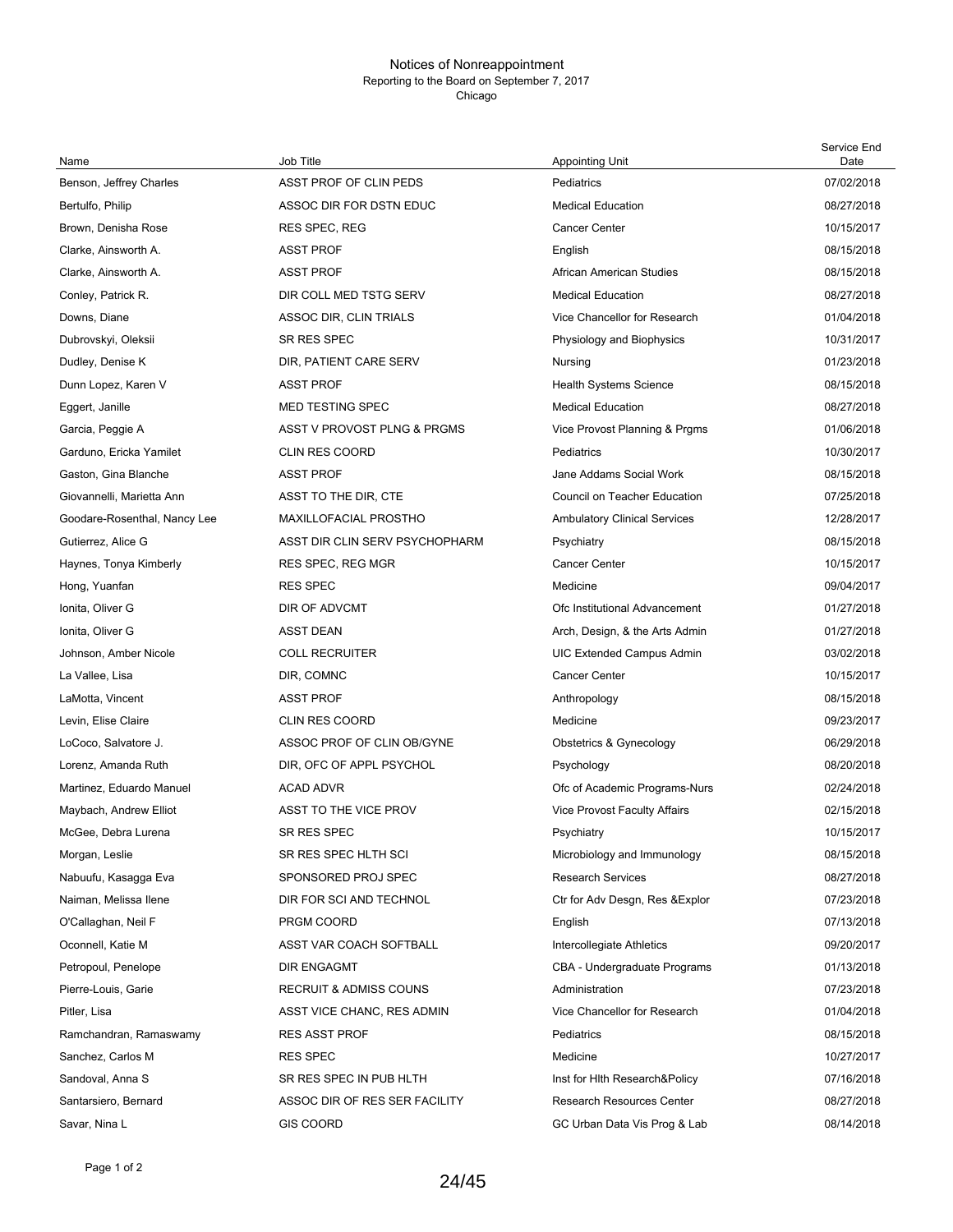# Notices of Nonreappointment

Reporting to the Board on September 7, 2017

Chicago

| Name | Job Title | Appointing Unit | Service End Date |
|---|---|---|---|
| Benson, Jeffrey Charles | ASST PROF OF CLIN PEDS | Pediatrics | 07/02/2018 |
| Bertulfo, Philip | ASSOC DIR FOR DSTN EDUC | Medical Education | 08/27/2018 |
| Brown, Denisha Rose | RES SPEC, REG | Cancer Center | 10/15/2017 |
| Clarke, Ainsworth A. | ASST PROF | English | 08/15/2018 |
| Clarke, Ainsworth A. | ASST PROF | African American Studies | 08/15/2018 |
| Conley, Patrick R. | DIR COLL MED TSTG SERV | Medical Education | 08/27/2018 |
| Downs, Diane | ASSOC DIR, CLIN TRIALS | Vice Chancellor for Research | 01/04/2018 |
| Dubrovskyi, Oleksii | SR RES SPEC | Physiology and Biophysics | 10/31/2017 |
| Dudley, Denise K | DIR, PATIENT CARE SERV | Nursing | 01/23/2018 |
| Dunn Lopez, Karen V | ASST PROF | Health Systems Science | 08/15/2018 |
| Eggert, Janille | MED TESTING SPEC | Medical Education | 08/27/2018 |
| Garcia, Peggie A | ASST V PROVOST PLNG & PRGMS | Vice Provost Planning & Prgms | 01/06/2018 |
| Garduno, Ericka Yamilet | CLIN RES COORD | Pediatrics | 10/30/2017 |
| Gaston, Gina Blanche | ASST PROF | Jane Addams Social Work | 08/15/2018 |
| Giovannelli, Marietta Ann | ASST TO THE DIR, CTE | Council on Teacher Education | 07/25/2018 |
| Goodare-Rosenthal, Nancy Lee | MAXILLOFACIAL PROSTHO | Ambulatory Clinical Services | 12/28/2017 |
| Gutierrez, Alice G | ASST DIR CLIN SERV PSYCHOPHARM | Psychiatry | 08/15/2018 |
| Haynes, Tonya Kimberly | RES SPEC, REG MGR | Cancer Center | 10/15/2017 |
| Hong, Yuanfan | RES SPEC | Medicine | 09/04/2017 |
| Ionita, Oliver G | DIR OF ADVCMT | Ofc Institutional Advancement | 01/27/2018 |
| Ionita, Oliver G | ASST DEAN | Arch, Design, & the Arts Admin | 01/27/2018 |
| Johnson, Amber Nicole | COLL RECRUITER | UIC Extended Campus Admin | 03/02/2018 |
| La Vallee, Lisa | DIR, COMNC | Cancer Center | 10/15/2017 |
| LaMotta, Vincent | ASST PROF | Anthropology | 08/15/2018 |
| Levin, Elise Claire | CLIN RES COORD | Medicine | 09/23/2017 |
| LoCoco, Salvatore J. | ASSOC PROF OF CLIN OB/GYNE | Obstetrics & Gynecology | 06/29/2018 |
| Lorenz, Amanda Ruth | DIR, OFC OF APPL PSYCHOL | Psychology | 08/20/2018 |
| Martinez, Eduardo Manuel | ACAD ADVR | Ofc of Academic Programs-Nurs | 02/24/2018 |
| Maybach, Andrew Elliot | ASST TO THE VICE PROV | Vice Provost Faculty Affairs | 02/15/2018 |
| McGee, Debra Lurena | SR RES SPEC | Psychiatry | 10/15/2017 |
| Morgan, Leslie | SR RES SPEC HLTH SCI | Microbiology and Immunology | 08/15/2018 |
| Nabuufu, Kasagga Eva | SPONSORED PROJ SPEC | Research Services | 08/27/2018 |
| Naiman, Melissa Ilene | DIR FOR SCI AND TECHNOL | Ctr for Adv Desgn, Res &Explor | 07/23/2018 |
| O'Callaghan, Neil F | PRGM COORD | English | 07/13/2018 |
| Oconnell, Katie M | ASST VAR COACH SOFTBALL | Intercollegiate Athletics | 09/20/2017 |
| Petropoul, Penelope | DIR ENGAGMT | CBA - Undergraduate Programs | 01/13/2018 |
| Pierre-Louis, Garie | RECRUIT & ADMISS COUNS | Administration | 07/23/2018 |
| Pitler, Lisa | ASST VICE CHANC, RES ADMIN | Vice Chancellor for Research | 01/04/2018 |
| Ramchandran, Ramaswamy | RES ASST PROF | Pediatrics | 08/15/2018 |
| Sanchez, Carlos M | RES SPEC | Medicine | 10/27/2017 |
| Sandoval, Anna S | SR RES SPEC IN PUB HLTH | Inst for Hlth Research&Policy | 07/16/2018 |
| Santarsiero, Bernard | ASSOC DIR OF RES SER FACILITY | Research Resources Center | 08/27/2018 |
| Savar, Nina L | GIS COORD | GC Urban Data Vis Prog & Lab | 08/14/2018 |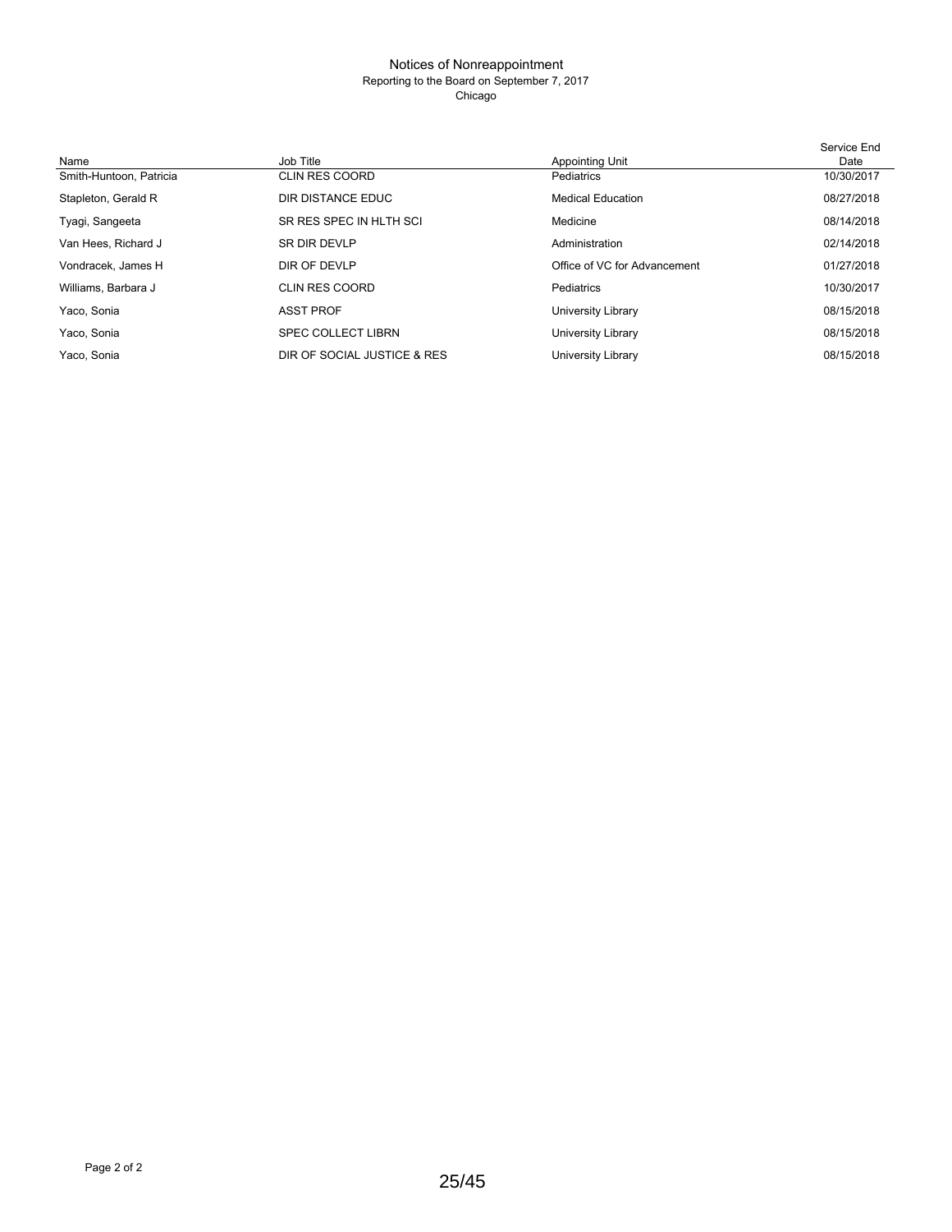# Notices of Nonreappointment

Reporting to the Board on September 7, 2017

Chicago

| Name | Job Title | Appointing Unit | Service End Date |
|---|---|---|---|
| Smith-Huntoon, Patricia | CLIN RES COORD | Pediatrics | 10/30/2017 |
| Stapleton, Gerald R | DIR DISTANCE EDUC | Medical Education | 08/27/2018 |
| Tyagi, Sangeeta | SR RES SPEC IN HLTH SCI | Medicine | 08/14/2018 |
| Van Hees, Richard J | SR DIR DEVLP | Administration | 02/14/2018 |
| Vondracek, James H | DIR OF DEVLP | Office of VC for Advancement | 01/27/2018 |
| Williams, Barbara J | CLIN RES COORD | Pediatrics | 10/30/2017 |
| Yaco, Sonia | ASST PROF | University Library | 08/15/2018 |
| Yaco, Sonia | SPEC COLLECT LIBRN | University Library | 08/15/2018 |
| Yaco, Sonia | DIR OF SOCIAL JUSTICE & RES | University Library | 08/15/2018 |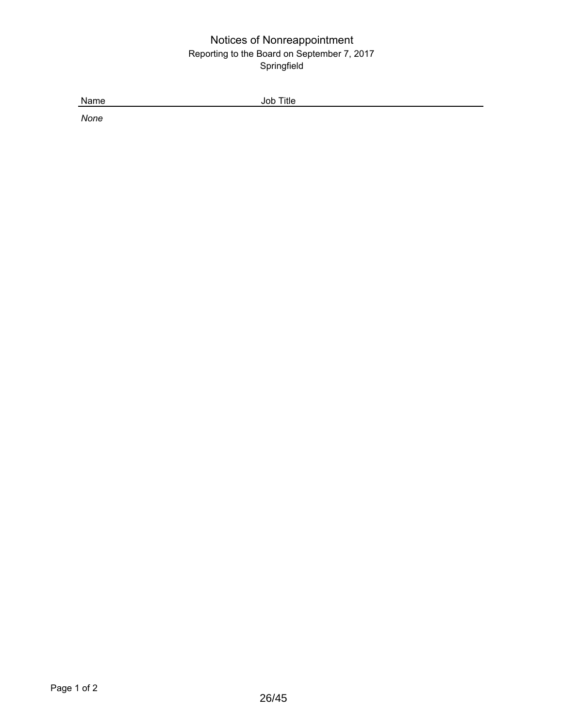# Notices of Nonreappointment

Reporting to the Board on September 7, 2017

Springfield

| Name | Job Title |
| --- | --- |
| *None* | |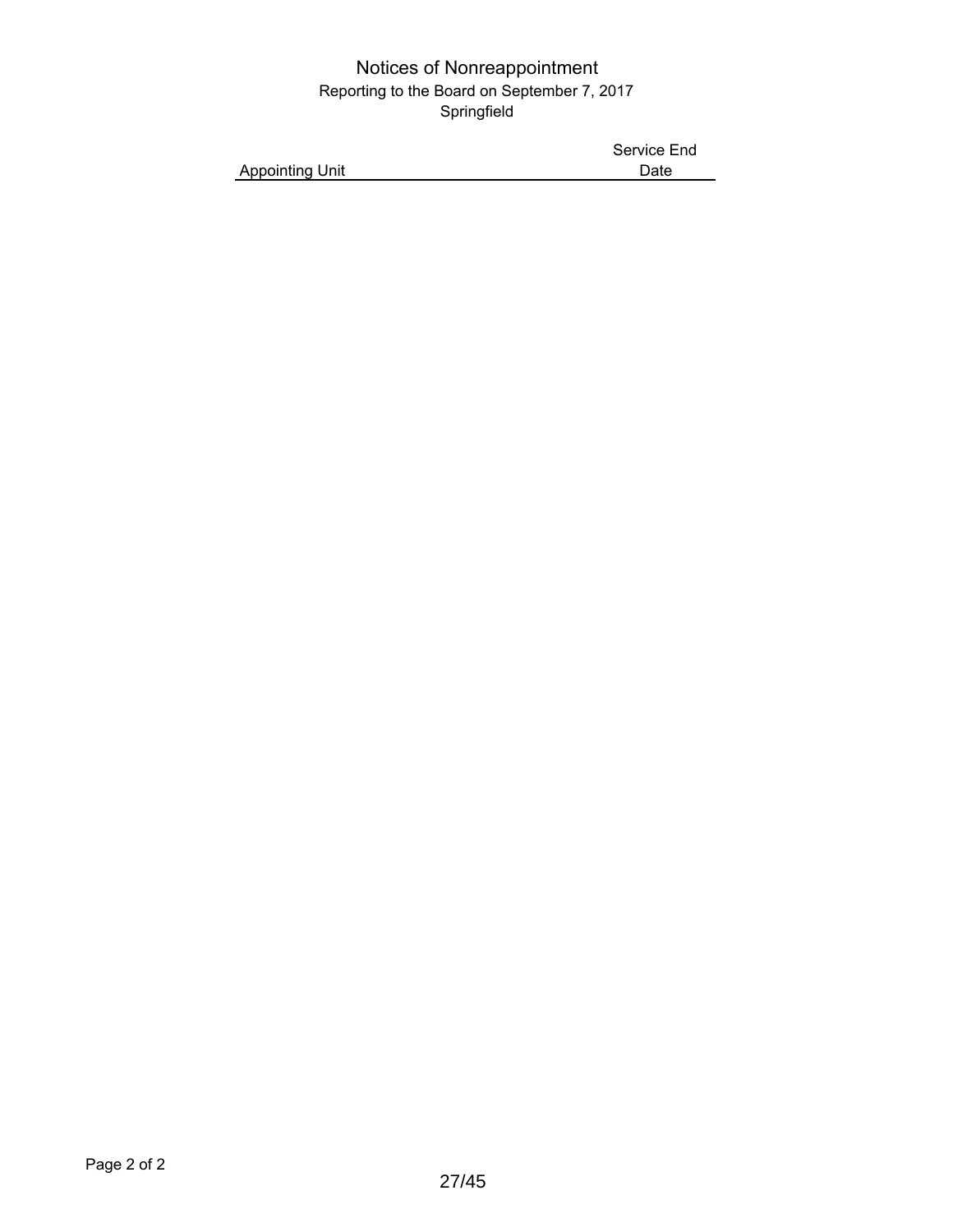# Notices of Nonreappointment

Reporting to the Board on September 7, 2017

Springfield

| Appointing Unit | Service End Date |
| --- | --- |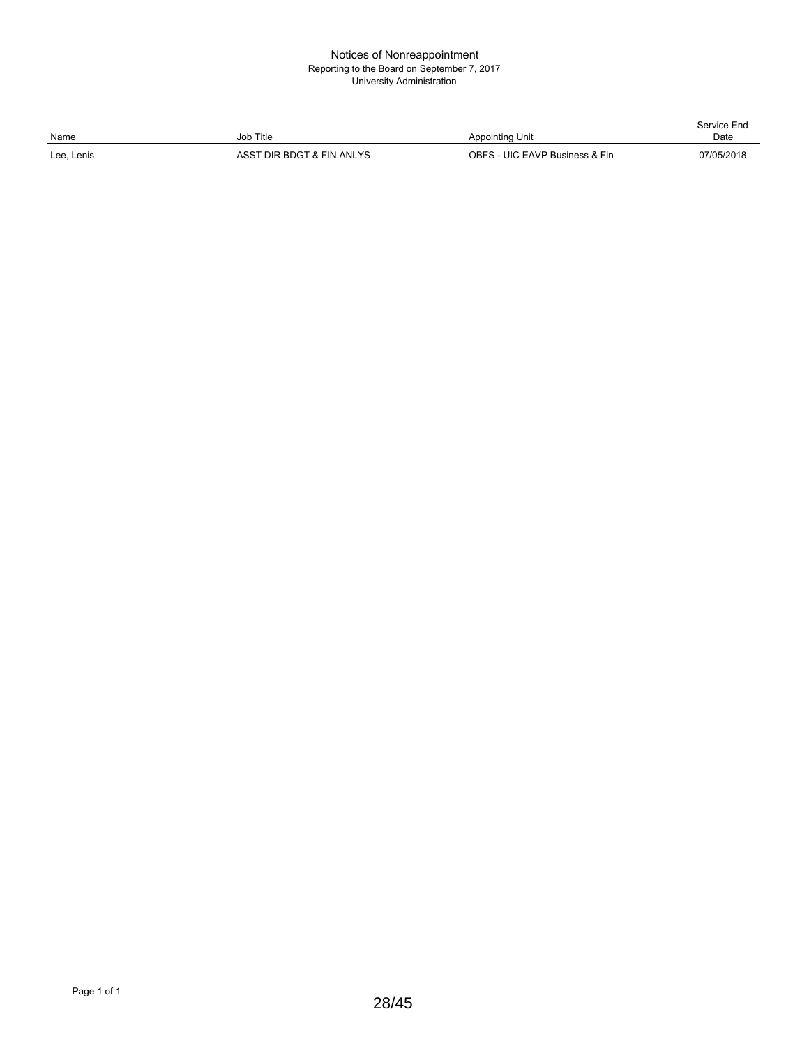# Notices of Nonreappointment

Reporting to the Board on September 7, 2017

University Administration

| Name | Job Title | Appointing Unit | Service End Date |
| --- | --- | --- | --- |
| Lee, Lenis | ASST DIR BDGT & FIN ANLYS | OBFS - UIC EAVP Business & Fin | 07/05/2018 |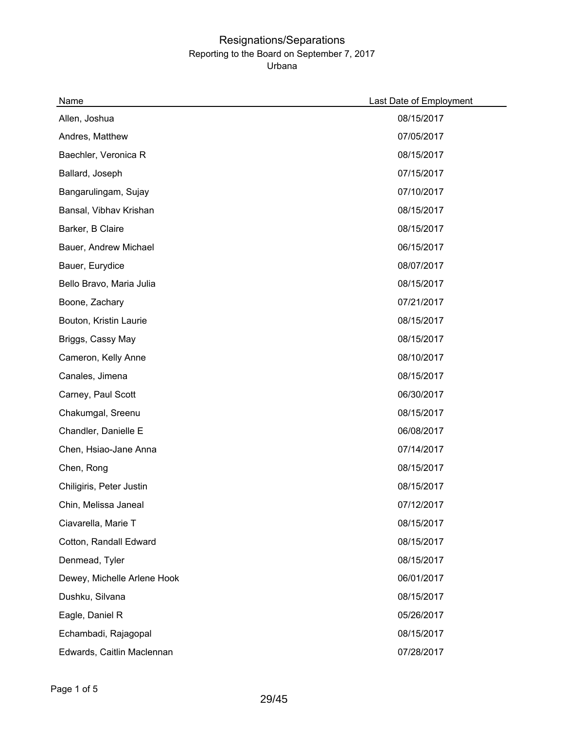# Resignations/Separations

Reporting to the Board on September 7, 2017

Urbana

| Name | Last Date of Employment |
|---|---|
| Allen, Joshua | 08/15/2017 |
| Andres, Matthew | 07/05/2017 |
| Baechler, Veronica R | 08/15/2017 |
| Ballard, Joseph | 07/15/2017 |
| Bangarulingam, Sujay | 07/10/2017 |
| Bansal, Vibhav Krishan | 08/15/2017 |
| Barker, B Claire | 08/15/2017 |
| Bauer, Andrew Michael | 06/15/2017 |
| Bauer, Eurydice | 08/07/2017 |
| Bello Bravo, Maria Julia | 08/15/2017 |
| Boone, Zachary | 07/21/2017 |
| Bouton, Kristin Laurie | 08/15/2017 |
| Briggs, Cassy May | 08/15/2017 |
| Cameron, Kelly Anne | 08/10/2017 |
| Canales, Jimena | 08/15/2017 |
| Carney, Paul Scott | 06/30/2017 |
| Chakumgal, Sreenu | 08/15/2017 |
| Chandler, Danielle E | 06/08/2017 |
| Chen, Hsiao-Jane Anna | 07/14/2017 |
| Chen, Rong | 08/15/2017 |
| Chiligiris, Peter Justin | 08/15/2017 |
| Chin, Melissa Janeal | 07/12/2017 |
| Ciavarella, Marie T | 08/15/2017 |
| Cotton, Randall Edward | 08/15/2017 |
| Denmead, Tyler | 08/15/2017 |
| Dewey, Michelle Arlene Hook | 06/01/2017 |
| Dushku, Silvana | 08/15/2017 |
| Eagle, Daniel R | 05/26/2017 |
| Echambadi, Rajagopal | 08/15/2017 |
| Edwards, Caitlin Maclennan | 07/28/2017 |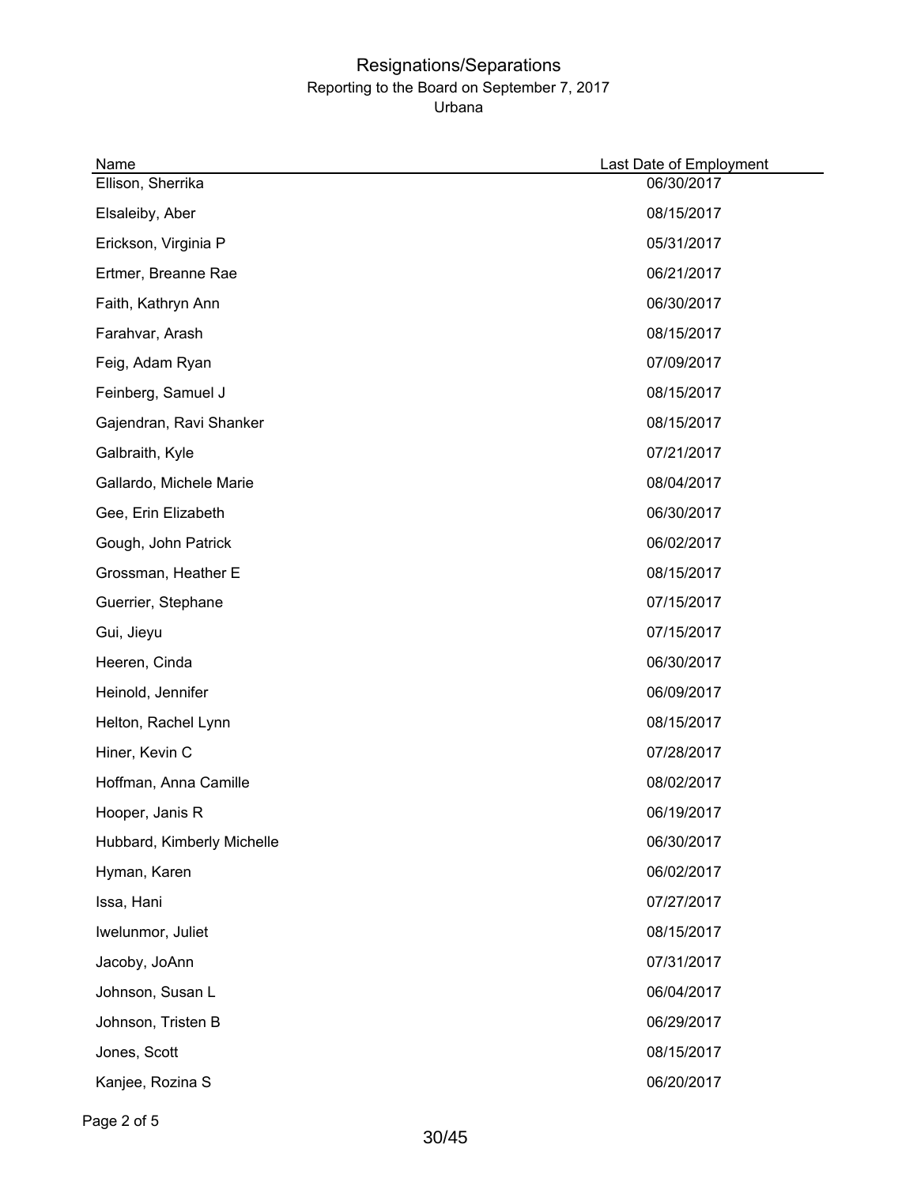# Resignations/Separations

Reporting to the Board on September 7, 2017

Urbana

| Name | Last Date of Employment |
| --- | --- |
| Ellison, Sherrika | 06/30/2017 |
| Elsaleiby, Aber | 08/15/2017 |
| Erickson, Virginia P | 05/31/2017 |
| Ertmer, Breanne Rae | 06/21/2017 |
| Faith, Kathryn Ann | 06/30/2017 |
| Farahvar, Arash | 08/15/2017 |
| Feig, Adam Ryan | 07/09/2017 |
| Feinberg, Samuel J | 08/15/2017 |
| Gajendran, Ravi Shanker | 08/15/2017 |
| Galbraith, Kyle | 07/21/2017 |
| Gallardo, Michele Marie | 08/04/2017 |
| Gee, Erin Elizabeth | 06/30/2017 |
| Gough, John Patrick | 06/02/2017 |
| Grossman, Heather E | 08/15/2017 |
| Guerrier, Stephane | 07/15/2017 |
| Gui, Jieyu | 07/15/2017 |
| Heeren, Cinda | 06/30/2017 |
| Heinold, Jennifer | 06/09/2017 |
| Helton, Rachel Lynn | 08/15/2017 |
| Hiner, Kevin C | 07/28/2017 |
| Hoffman, Anna Camille | 08/02/2017 |
| Hooper, Janis R | 06/19/2017 |
| Hubbard, Kimberly Michelle | 06/30/2017 |
| Hyman, Karen | 06/02/2017 |
| Issa, Hani | 07/27/2017 |
| Iwelunmor, Juliet | 08/15/2017 |
| Jacoby, JoAnn | 07/31/2017 |
| Johnson, Susan L | 06/04/2017 |
| Johnson, Tristen B | 06/29/2017 |
| Jones, Scott | 08/15/2017 |
| Kanjee, Rozina S | 06/20/2017 |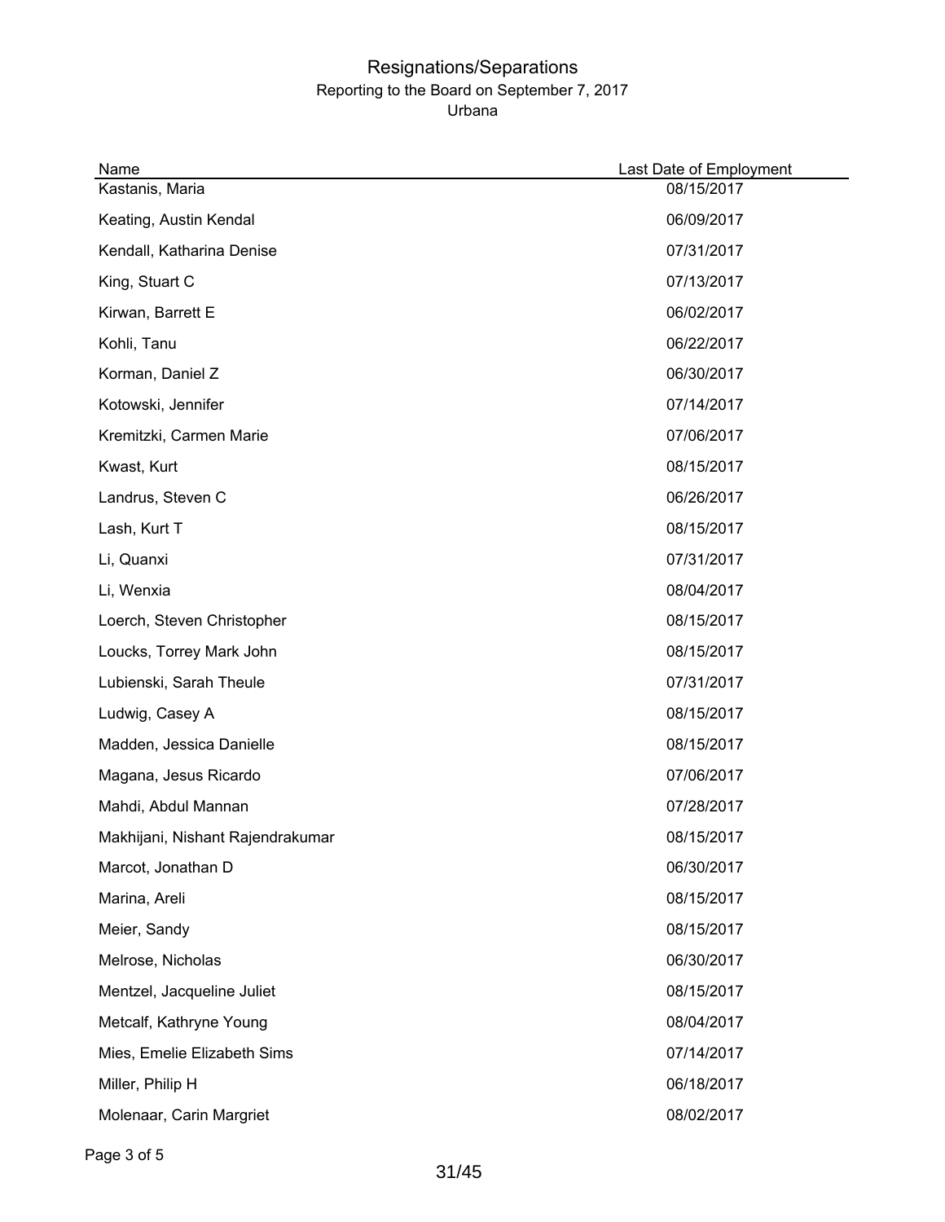# Resignations/Separations

Reporting to the Board on September 7, 2017

Urbana

| Name | Last Date of Employment |
| --- | --- |
| Kastanis, Maria | 08/15/2017 |
| Keating, Austin Kendal | 06/09/2017 |
| Kendall, Katharina Denise | 07/31/2017 |
| King, Stuart C | 07/13/2017 |
| Kirwan, Barrett E | 06/02/2017 |
| Kohli, Tanu | 06/22/2017 |
| Korman, Daniel Z | 06/30/2017 |
| Kotowski, Jennifer | 07/14/2017 |
| Kremitzki, Carmen Marie | 07/06/2017 |
| Kwast, Kurt | 08/15/2017 |
| Landrus, Steven C | 06/26/2017 |
| Lash, Kurt T | 08/15/2017 |
| Li, Quanxi | 07/31/2017 |
| Li, Wenxia | 08/04/2017 |
| Loerch, Steven Christopher | 08/15/2017 |
| Loucks, Torrey Mark John | 08/15/2017 |
| Lubienski, Sarah Theule | 07/31/2017 |
| Ludwig, Casey A | 08/15/2017 |
| Madden, Jessica Danielle | 08/15/2017 |
| Magana, Jesus Ricardo | 07/06/2017 |
| Mahdi, Abdul Mannan | 07/28/2017 |
| Makhijani, Nishant Rajendrakumar | 08/15/2017 |
| Marcot, Jonathan D | 06/30/2017 |
| Marina, Areli | 08/15/2017 |
| Meier, Sandy | 08/15/2017 |
| Melrose, Nicholas | 06/30/2017 |
| Mentzel, Jacqueline Juliet | 08/15/2017 |
| Metcalf, Kathryne Young | 08/04/2017 |
| Mies, Emelie Elizabeth Sims | 07/14/2017 |
| Miller, Philip H | 06/18/2017 |
| Molenaar, Carin Margriet | 08/02/2017 |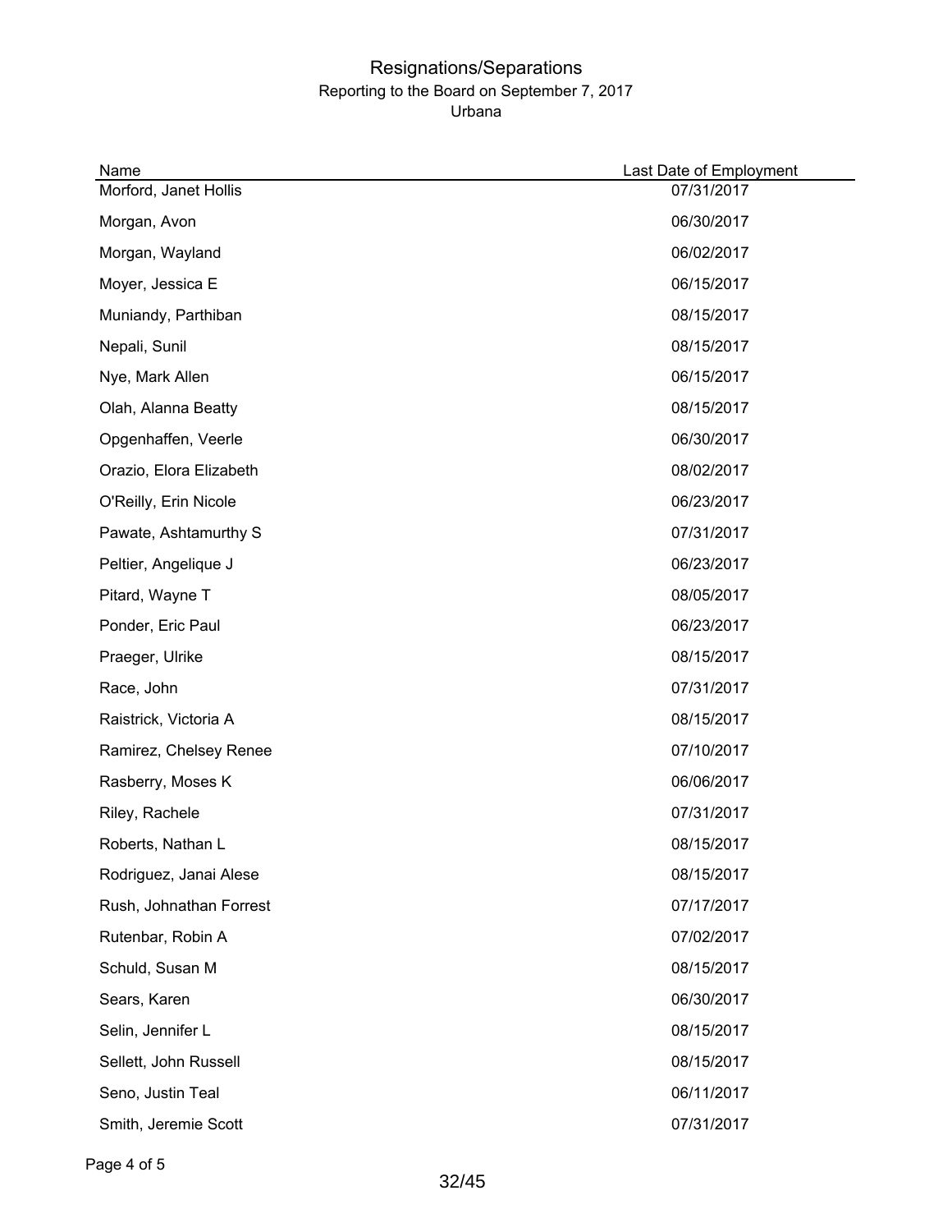# Resignations/Separations

Reporting to the Board on September 7, 2017

Urbana

| Name | Last Date of Employment |
| --- | --- |
| Morford, Janet Hollis | 07/31/2017 |
| Morgan, Avon | 06/30/2017 |
| Morgan, Wayland | 06/02/2017 |
| Moyer, Jessica E | 06/15/2017 |
| Muniandy, Parthiban | 08/15/2017 |
| Nepali, Sunil | 08/15/2017 |
| Nye, Mark Allen | 06/15/2017 |
| Olah, Alanna Beatty | 08/15/2017 |
| Opgenhaffen, Veerle | 06/30/2017 |
| Orazio, Elora Elizabeth | 08/02/2017 |
| O'Reilly, Erin Nicole | 06/23/2017 |
| Pawate, Ashtamurthy S | 07/31/2017 |
| Peltier, Angelique J | 06/23/2017 |
| Pitard, Wayne T | 08/05/2017 |
| Ponder, Eric Paul | 06/23/2017 |
| Praeger, Ulrike | 08/15/2017 |
| Race, John | 07/31/2017 |
| Raistrick, Victoria A | 08/15/2017 |
| Ramirez, Chelsey Renee | 07/10/2017 |
| Rasberry, Moses K | 06/06/2017 |
| Riley, Rachele | 07/31/2017 |
| Roberts, Nathan L | 08/15/2017 |
| Rodriguez, Janai Alese | 08/15/2017 |
| Rush, Johnathan Forrest | 07/17/2017 |
| Rutenbar, Robin A | 07/02/2017 |
| Schuld, Susan M | 08/15/2017 |
| Sears, Karen | 06/30/2017 |
| Selin, Jennifer L | 08/15/2017 |
| Sellett, John Russell | 08/15/2017 |
| Seno, Justin Teal | 06/11/2017 |
| Smith, Jeremie Scott | 07/31/2017 |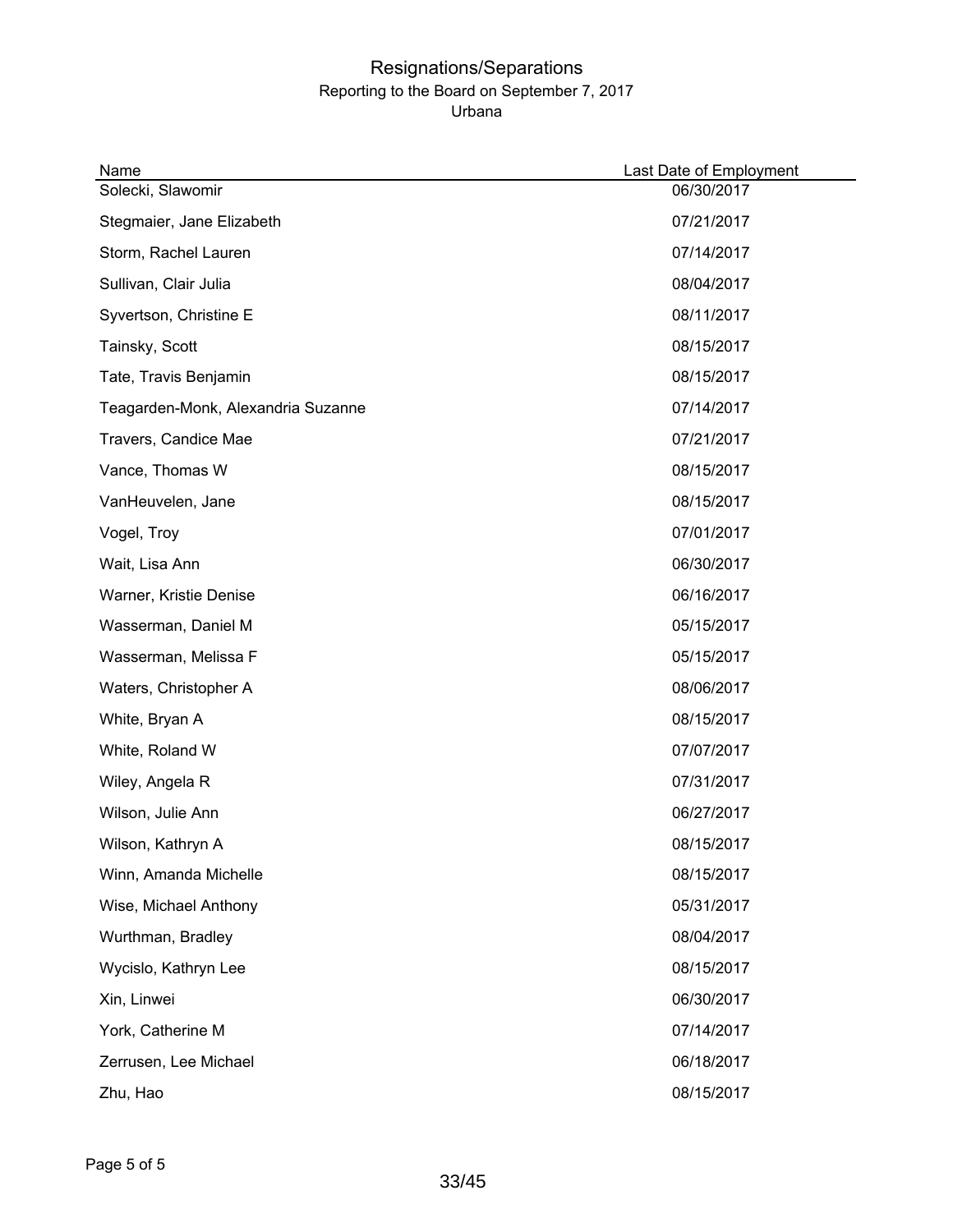# Resignations/Separations

## Reporting to the Board on September 7, 2017

### Urbana

| Name | Last Date of Employment |
|---|---|
| Solecki, Slawomir | 06/30/2017 |
| Stegmaier, Jane Elizabeth | 07/21/2017 |
| Storm, Rachel Lauren | 07/14/2017 |
| Sullivan, Clair Julia | 08/04/2017 |
| Syvertson, Christine E | 08/11/2017 |
| Tainsky, Scott | 08/15/2017 |
| Tate, Travis Benjamin | 08/15/2017 |
| Teagarden-Monk, Alexandria Suzanne | 07/14/2017 |
| Travers, Candice Mae | 07/21/2017 |
| Vance, Thomas W | 08/15/2017 |
| VanHeuvelen, Jane | 08/15/2017 |
| Vogel, Troy | 07/01/2017 |
| Wait, Lisa Ann | 06/30/2017 |
| Warner, Kristie Denise | 06/16/2017 |
| Wasserman, Daniel M | 05/15/2017 |
| Wasserman, Melissa F | 05/15/2017 |
| Waters, Christopher A | 08/06/2017 |
| White, Bryan A | 08/15/2017 |
| White, Roland W | 07/07/2017 |
| Wiley, Angela R | 07/31/2017 |
| Wilson, Julie Ann | 06/27/2017 |
| Wilson, Kathryn A | 08/15/2017 |
| Winn, Amanda Michelle | 08/15/2017 |
| Wise, Michael Anthony | 05/31/2017 |
| Wurthman, Bradley | 08/04/2017 |
| Wycislo, Kathryn Lee | 08/15/2017 |
| Xin, Linwei | 06/30/2017 |
| York, Catherine M | 07/14/2017 |
| Zerrusen, Lee Michael | 06/18/2017 |
| Zhu, Hao | 08/15/2017 |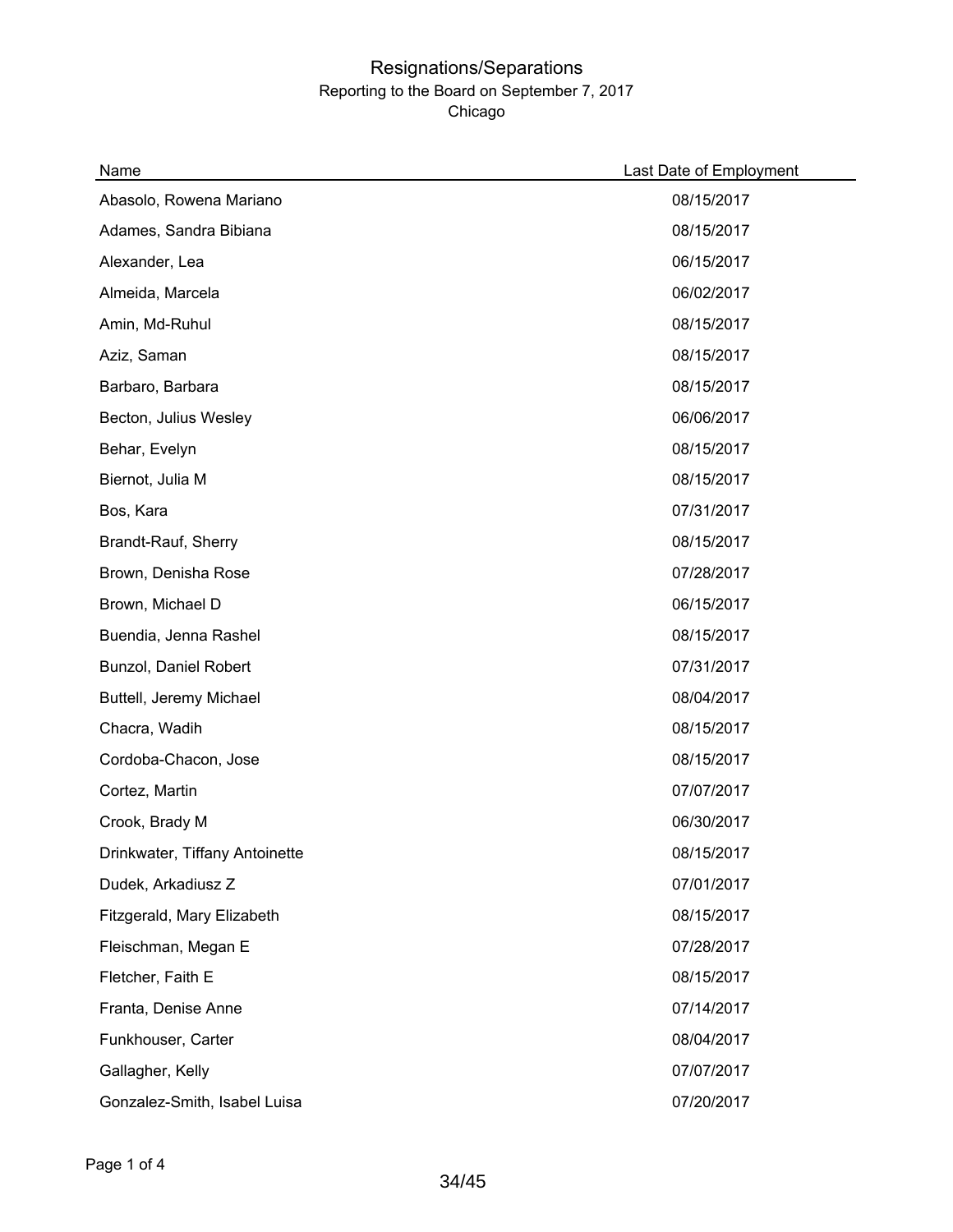# Resignations/Separations

Reporting to the Board on September 7, 2017

Chicago

| Name | Last Date of Employment |
| --- | --- |
| Abasolo, Rowena Mariano | 08/15/2017 |
| Adames, Sandra Bibiana | 08/15/2017 |
| Alexander, Lea | 06/15/2017 |
| Almeida, Marcela | 06/02/2017 |
| Amin, Md-Ruhul | 08/15/2017 |
| Aziz, Saman | 08/15/2017 |
| Barbaro, Barbara | 08/15/2017 |
| Becton, Julius Wesley | 06/06/2017 |
| Behar, Evelyn | 08/15/2017 |
| Biernot, Julia M | 08/15/2017 |
| Bos, Kara | 07/31/2017 |
| Brandt-Rauf, Sherry | 08/15/2017 |
| Brown, Denisha Rose | 07/28/2017 |
| Brown, Michael D | 06/15/2017 |
| Buendia, Jenna Rashel | 08/15/2017 |
| Bunzol, Daniel Robert | 07/31/2017 |
| Buttell, Jeremy Michael | 08/04/2017 |
| Chacra, Wadih | 08/15/2017 |
| Cordoba-Chacon, Jose | 08/15/2017 |
| Cortez, Martin | 07/07/2017 |
| Crook, Brady M | 06/30/2017 |
| Drinkwater, Tiffany Antoinette | 08/15/2017 |
| Dudek, Arkadiusz Z | 07/01/2017 |
| Fitzgerald, Mary Elizabeth | 08/15/2017 |
| Fleischman, Megan E | 07/28/2017 |
| Fletcher, Faith E | 08/15/2017 |
| Franta, Denise Anne | 07/14/2017 |
| Funkhouser, Carter | 08/04/2017 |
| Gallagher, Kelly | 07/07/2017 |
| Gonzalez-Smith, Isabel Luisa | 07/20/2017 |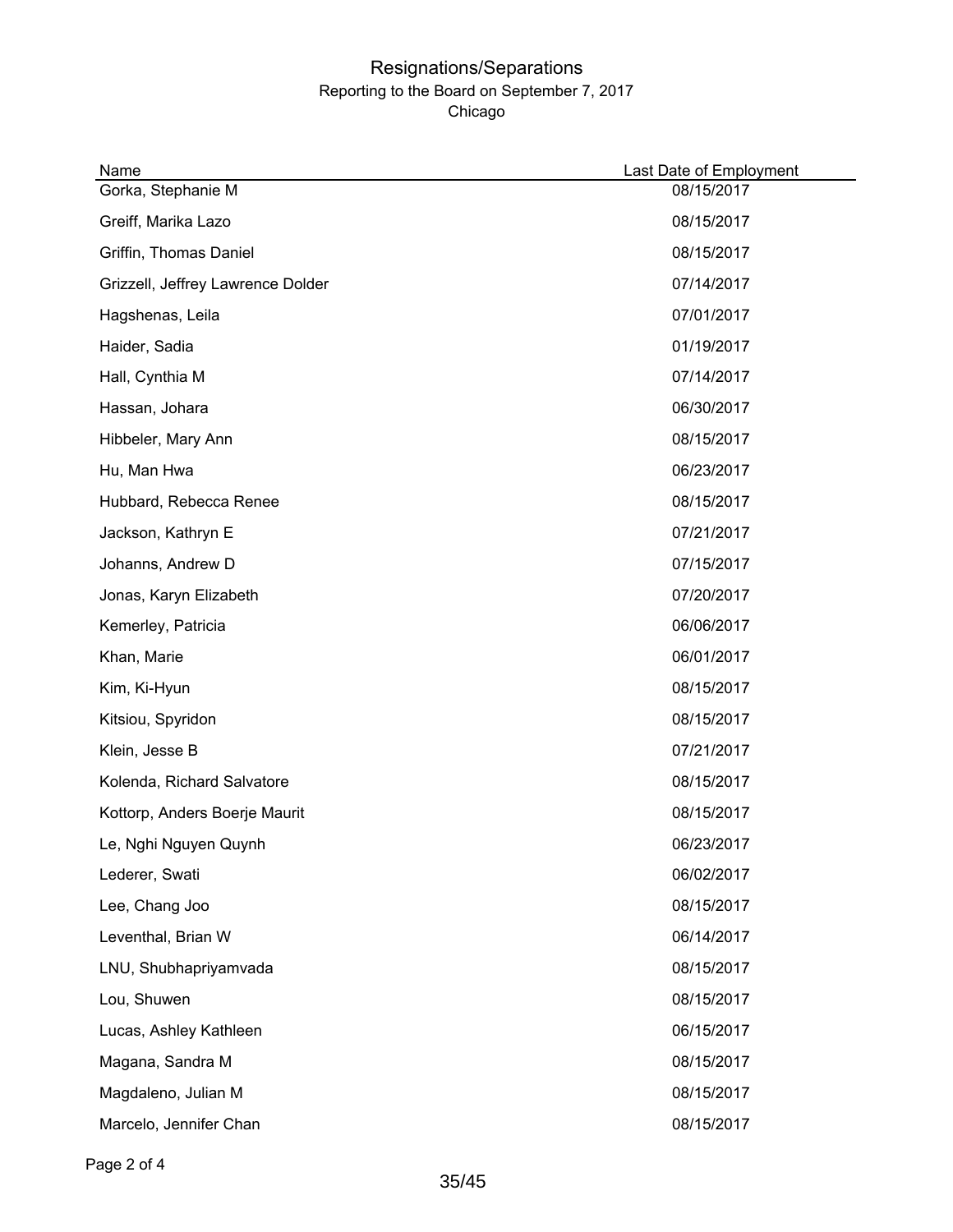# Resignations/Separations

Reporting to the Board on September 7, 2017

Chicago

| Name | Last Date of Employment |
| --- | --- |
| Gorka, Stephanie M | 08/15/2017 |
| Greiff, Marika Lazo | 08/15/2017 |
| Griffin, Thomas Daniel | 08/15/2017 |
| Grizzell, Jeffrey Lawrence Dolder | 07/14/2017 |
| Hagshenas, Leila | 07/01/2017 |
| Haider, Sadia | 01/19/2017 |
| Hall, Cynthia M | 07/14/2017 |
| Hassan, Johara | 06/30/2017 |
| Hibbeler, Mary Ann | 08/15/2017 |
| Hu, Man Hwa | 06/23/2017 |
| Hubbard, Rebecca Renee | 08/15/2017 |
| Jackson, Kathryn E | 07/21/2017 |
| Johanns, Andrew D | 07/15/2017 |
| Jonas, Karyn Elizabeth | 07/20/2017 |
| Kemerley, Patricia | 06/06/2017 |
| Khan, Marie | 06/01/2017 |
| Kim, Ki-Hyun | 08/15/2017 |
| Kitsiou, Spyridon | 08/15/2017 |
| Klein, Jesse B | 07/21/2017 |
| Kolenda, Richard Salvatore | 08/15/2017 |
| Kottorp, Anders Boerje Maurit | 08/15/2017 |
| Le, Nghi Nguyen Quynh | 06/23/2017 |
| Lederer, Swati | 06/02/2017 |
| Lee, Chang Joo | 08/15/2017 |
| Leventhal, Brian W | 06/14/2017 |
| LNU, Shubhapriyamvada | 08/15/2017 |
| Lou, Shuwen | 08/15/2017 |
| Lucas, Ashley Kathleen | 06/15/2017 |
| Magana, Sandra M | 08/15/2017 |
| Magdaleno, Julian M | 08/15/2017 |
| Marcelo, Jennifer Chan | 08/15/2017 |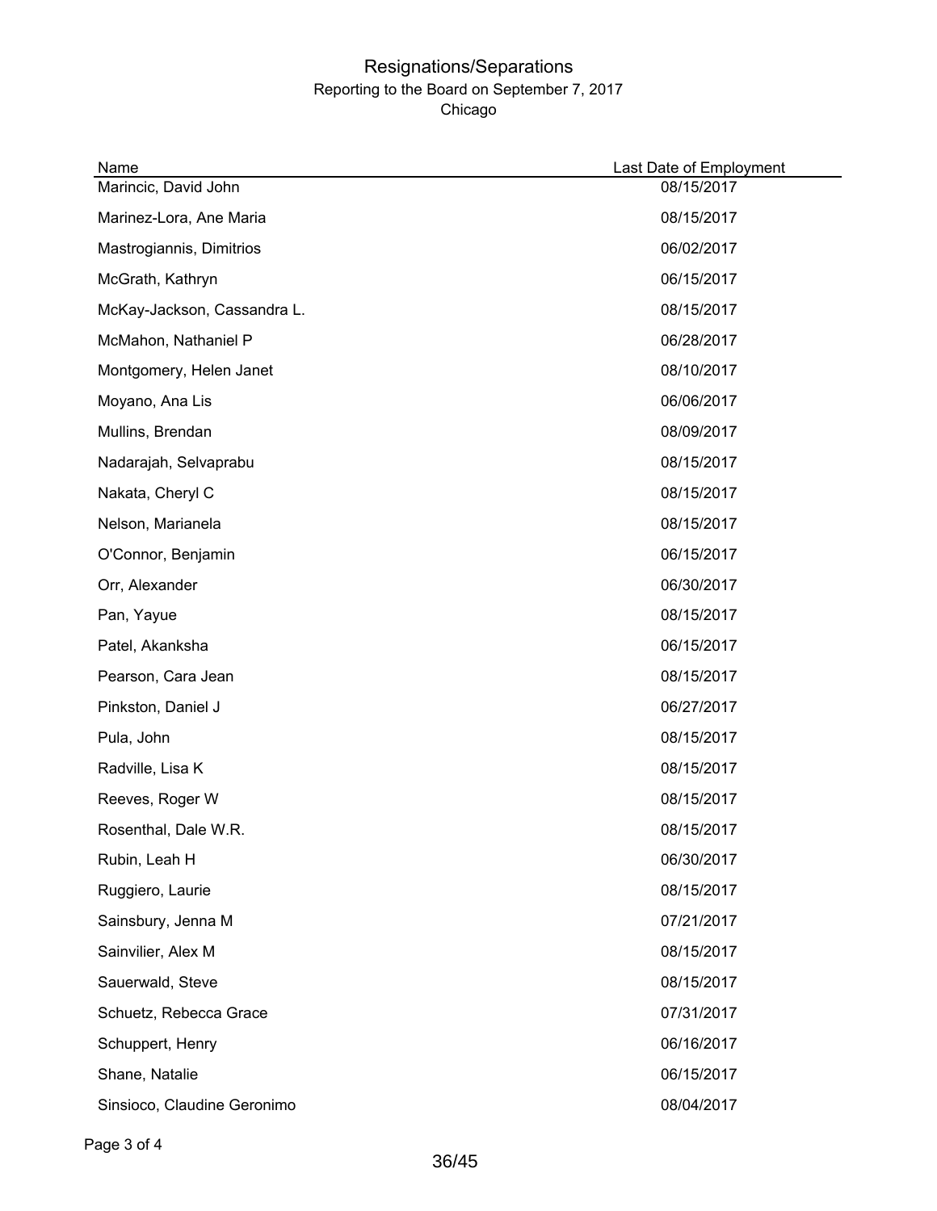# Resignations/Separations

Reporting to the Board on September 7, 2017

Chicago

| Name | Last Date of Employment |
|---|---|
| Marincic, David John | 08/15/2017 |
| Marinez-Lora, Ane Maria | 08/15/2017 |
| Mastrogiannis, Dimitrios | 06/02/2017 |
| McGrath, Kathryn | 06/15/2017 |
| McKay-Jackson, Cassandra L. | 08/15/2017 |
| McMahon, Nathaniel P | 06/28/2017 |
| Montgomery, Helen Janet | 08/10/2017 |
| Moyano, Ana Lis | 06/06/2017 |
| Mullins, Brendan | 08/09/2017 |
| Nadarajah, Selvaprabu | 08/15/2017 |
| Nakata, Cheryl C | 08/15/2017 |
| Nelson, Marianela | 08/15/2017 |
| O'Connor, Benjamin | 06/15/2017 |
| Orr, Alexander | 06/30/2017 |
| Pan, Yayue | 08/15/2017 |
| Patel, Akanksha | 06/15/2017 |
| Pearson, Cara Jean | 08/15/2017 |
| Pinkston, Daniel J | 06/27/2017 |
| Pula, John | 08/15/2017 |
| Radville, Lisa K | 08/15/2017 |
| Reeves, Roger W | 08/15/2017 |
| Rosenthal, Dale W.R. | 08/15/2017 |
| Rubin, Leah H | 06/30/2017 |
| Ruggiero, Laurie | 08/15/2017 |
| Sainsbury, Jenna M | 07/21/2017 |
| Sainvilier, Alex M | 08/15/2017 |
| Sauerwald, Steve | 08/15/2017 |
| Schuetz, Rebecca Grace | 07/31/2017 |
| Schuppert, Henry | 06/16/2017 |
| Shane, Natalie | 06/15/2017 |
| Sinsioco, Claudine Geronimo | 08/04/2017 |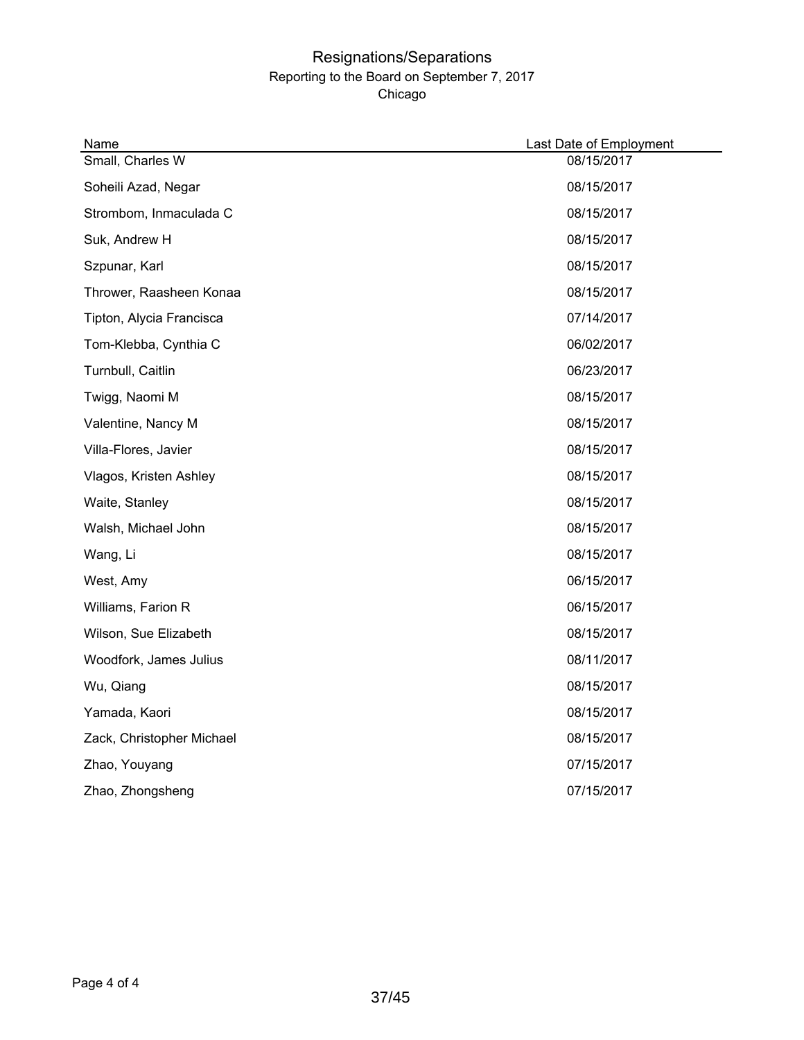# Resignations/Separations

Reporting to the Board on September 7, 2017

Chicago

| Name | Last Date of Employment |
| --- | --- |
| Small, Charles W | 08/15/2017 |
| Soheili Azad, Negar | 08/15/2017 |
| Strombom, Inmaculada C | 08/15/2017 |
| Suk, Andrew H | 08/15/2017 |
| Szpunar, Karl | 08/15/2017 |
| Thrower, Raasheen Konaa | 08/15/2017 |
| Tipton, Alycia Francisca | 07/14/2017 |
| Tom-Klebba, Cynthia C | 06/02/2017 |
| Turnbull, Caitlin | 06/23/2017 |
| Twigg, Naomi M | 08/15/2017 |
| Valentine, Nancy M | 08/15/2017 |
| Villa-Flores, Javier | 08/15/2017 |
| Vlagos, Kristen Ashley | 08/15/2017 |
| Waite, Stanley | 08/15/2017 |
| Walsh, Michael John | 08/15/2017 |
| Wang, Li | 08/15/2017 |
| West, Amy | 06/15/2017 |
| Williams, Farion R | 06/15/2017 |
| Wilson, Sue Elizabeth | 08/15/2017 |
| Woodfork, James Julius | 08/11/2017 |
| Wu, Qiang | 08/15/2017 |
| Yamada, Kaori | 08/15/2017 |
| Zack, Christopher Michael | 08/15/2017 |
| Zhao, Youyang | 07/15/2017 |
| Zhao, Zhongsheng | 07/15/2017 |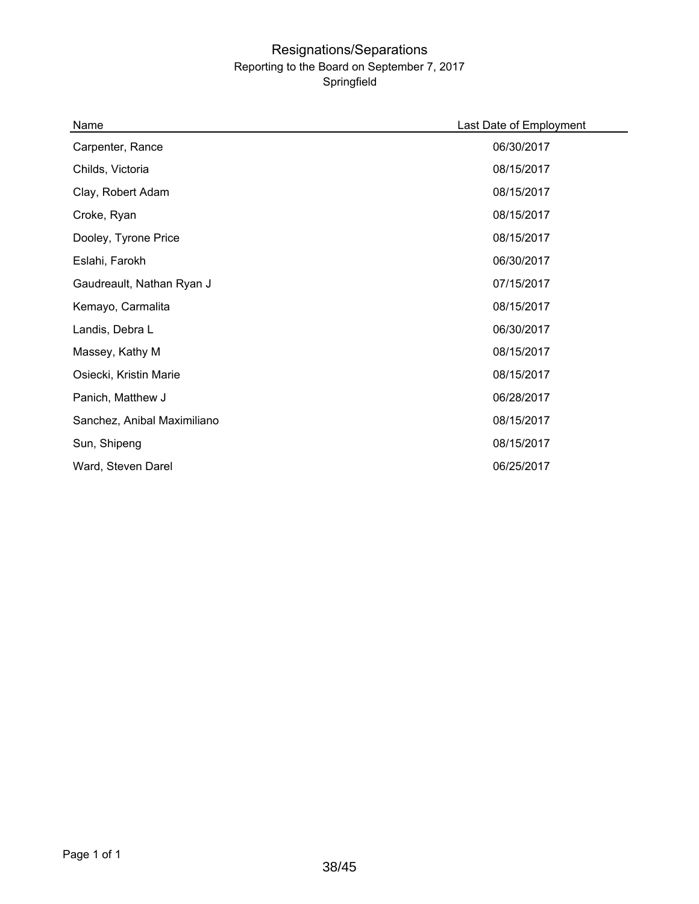# Resignations/Separations

Reporting to the Board on September 7, 2017

Springfield

| Name | Last Date of Employment |
| --- | --- |
| Carpenter, Rance | 06/30/2017 |
| Childs, Victoria | 08/15/2017 |
| Clay, Robert Adam | 08/15/2017 |
| Croke, Ryan | 08/15/2017 |
| Dooley, Tyrone Price | 08/15/2017 |
| Eslahi, Farokh | 06/30/2017 |
| Gaudreault, Nathan Ryan J | 07/15/2017 |
| Kemayo, Carmalita | 08/15/2017 |
| Landis, Debra L | 06/30/2017 |
| Massey, Kathy M | 08/15/2017 |
| Osiecki, Kristin Marie | 08/15/2017 |
| Panich, Matthew J | 06/28/2017 |
| Sanchez, Anibal Maximiliano | 08/15/2017 |
| Sun, Shipeng | 08/15/2017 |
| Ward, Steven Darel | 06/25/2017 |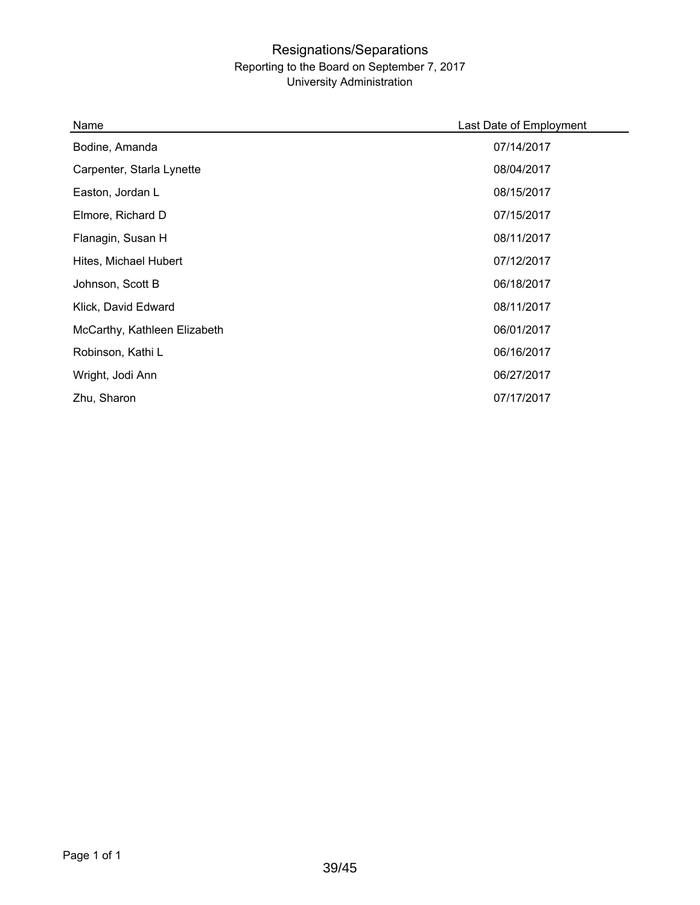# Resignations/Separations

Reporting to the Board on September 7, 2017

University Administration

| Name | Last Date of Employment |
|---|---|
| Bodine, Amanda | 07/14/2017 |
| Carpenter, Starla Lynette | 08/04/2017 |
| Easton, Jordan L | 08/15/2017 |
| Elmore, Richard D | 07/15/2017 |
| Flanagin, Susan H | 08/11/2017 |
| Hites, Michael Hubert | 07/12/2017 |
| Johnson, Scott B | 06/18/2017 |
| Klick, David Edward | 08/11/2017 |
| McCarthy, Kathleen Elizabeth | 06/01/2017 |
| Robinson, Kathi L | 06/16/2017 |
| Wright, Jodi Ann | 06/27/2017 |
| Zhu, Sharon | 07/17/2017 |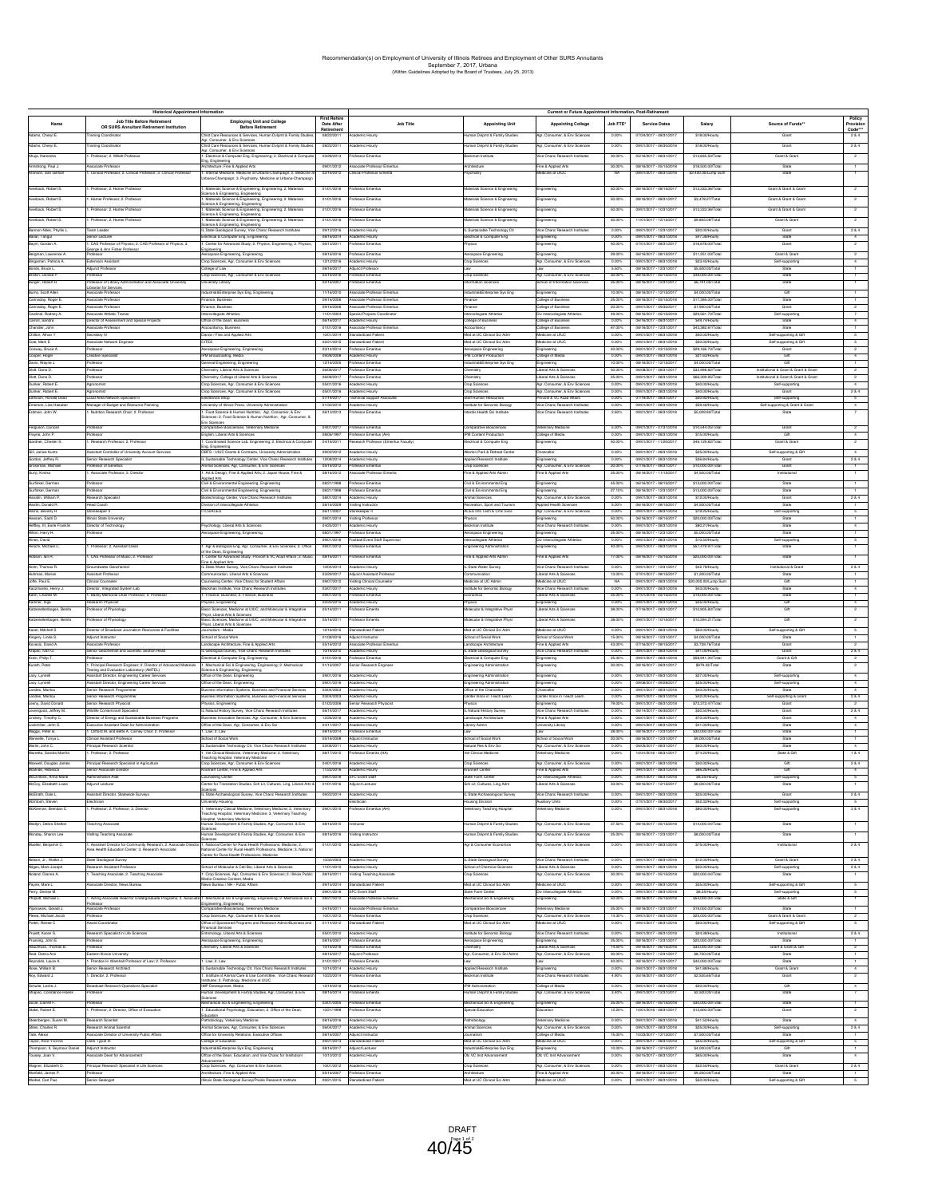# Recommendation(s) on Employment of University of Illinois Retirees and Employment of Other SURS Annuitants
September 7, 2017, Urbana
(Within Guidelines Adopted by the Board of Trustees, July 25, 2013)

| Historical Appointment Information | | | | Current or Future Appointment Information, Post-Retirement | | | | | | | |
|---|---|---|---|---|---|---|---|---|---|---|---|
| Name | Job Title Before Retirement OR SURS Annuitant Retirement Institution | Employing Unit and College Before Retirement | First Rehire Date After Retirement | Job Title | Appointing Unit | Appointing College | Job FTE* | Service Dates | Salary | Source of Funds** | Policy Provision Code*** |
| Adams, Cheryl K. | Training Coordinator | Child Care Resources & Services, Human Dvlpmt & Family Studies, Agr, Consumer, & Env Sciences | 08/22/2011 | Academic Hourly | Human Dvlpmt & Family Studies | Agr, Consumer, & Env Sciences | 0.00% | 07/04/2017 - 08/31/2017 | $18.00/Hourly | Grant | 2 & 4 |
| Adams, Cheryl K. | Training Coordinator | Child Care Resources & Services, Human Dvlpmt & Family Studies, Agr, Consumer, & Env Sciences | 08/22/2011 | Academic Hourly | Human Dvlpmt & Family Studies | Agr, Consumer, & Env Sciences | 0.00% | 09/01/2017 - 09/30/2018 | $18.00/Hourly | Grant | 2 & 4 |
| Afrupi, Narendra | 1. Professor; 2. Willett Professor | 1. Electrical & Computer Eng, Engineering; 2. Electrical & Computer Eng, Engineering | 03/28/2013 | Professor Emeritus | Beckman Institute | Vice Chanc Research Institutes | 20.00% | 05/16/2017 - 08/31/2017 | $13,655.50/Total | Grant & Grant | 2 |
| Armstrong, Paul J. | Associate Professor | Architecture, Fine & Applied Arts | 09/01/2012 | Associate Professor Emeritus | Architecture | Fine & Applied Arts | 25.00% | 08/16/2017 - 05/15/2018 | $18,500.00/Total | State | 1 |
| Aronson, Saul Samuel | 1. Clinical Professor; 2. Clinical Professor; 3. Clinical Professor | 1. Internal Medicine, Medicine at Urbana-Champaign; 2. Medicine at Urbana-Champaign; 3. Psychiatry, Medicine at Urbana-Champaign | 02/16/2012 | Clinical Professor Emerita | Psychiatry | Medicine at UIUC | NA | 09/07/2017 - 08/31/2018 | $2,450.00/Lump Sum | State | 1 |
| Averback, Robert S. | 1. Professor; 2. Hoeft Professor | 1. Materials Science & Engineering, Engineering; 2. Materials Science & Engineering, Engineering | 01/01/2016 | Professor Emeritus | Materials Science & Engineering | Engineering | 50.00% | 08/16/2017 - 08/15/2017 | $13,333.36/Total | Grant & Grant & Grant | 2 |
| Averback, Robert S. | 1. Professor; 2. Hoeft Professor | 1. Materials Science & Engineering, Engineering; 2. Materials Science & Engineering, Engineering | 01/01/2016 | Professor Emeritus | Materials Science & Engineering | Engineering | 50.00% | 08/16/2017 - 08/31/2017 | $3,476.27/Total | Grant & Grant & Grant | 2 |
| Averback, Robert S. | 1. Professor; 2. Hoeft Professor | 1. Materials Science & Engineering, Engineering; 2. Materials Science & Engineering, Engineering | 01/01/2016 | Professor Emeritus | Materials Science & Engineering | Engineering | 50.00% | 09/01/2017 - 10/31/2017 | $13,333.36/Total | Grant & Grant & Grant | 2 |
| Averback, Robert S. | 1. Professor; 2. Hoeft Professor | 1. Materials Science & Engineering, Engineering; 2. Materials Science & Engineering, Engineering | 01/01/2016 | Professor Emeritus | Materials Science & Engineering | Engineering | 50.00% | 11/01/2017 - 12/15/2017 | $9,655.09/Total | Grant & Grant | 2 |
| Bannon-Miles, Phyllis L. | Team Leader | IL State Geological Survey, Vice Chanc Research Institutes | 09/12/2016 | Academic Hourly | IL Sustainable Technology Ctr | Vice Chanc Research Institutes | 0.00% | 09/01/2017 - 12/31/2017 | $20.00/Hourly | Grant | 2 & 4 |
| Basar, Tangul | Senior Lecturer | Electrical & Computer Eng, Engineering | 08/16/2014 | Academic Hourly | Electrical & Computer Eng | Engineering | 0.00% | 09/01/2017 - 08/31/2018 | $47.38/Hourly | State | 4 |
| Baym, Gordon A. | 1. CAS Professor of Physics; 2. CAS Professor of Physics; 3. George & Ann Fisher Professor | 1. Center for Advanced Study; 2. Physics, Engineering; 3. Physics, Engineering | 08/13/2011 | Professor Emeritus | Physics | Engineering | 50.00% | 07/01/2017 - 08/31/2017 | $16,678.00/Total | Grant | 2 |
| Bergman, Lawrence A. | Professor | Aerospace Engineering, Engineering | 08/16/2016 | Professor Emeritus | Aerospace Engineering | Engineering | 29.00% | 08/16/2017 - 08/15/2017 | $11,251.02/Total | Grant & Grant | 2 |
| Bergeman, Patricia A. | Extension Assistant | Crop Sciences, Agr, Consumer & Env Sciences | 12/12/2016 | Academic Hourly | Crop Sciences | Agr, Consumer, & Env Sciences | 0.00% | 09/01/2017 - 08/31/2018 | $23.45/Hourly | Self-supporting | 4 |
| Bonds, Bruce L. | Adjunct Professor | College of Law | 08/16/2017 | Adjunct Professor | Law | Law | 5.00% | 08/16/2017 - 12/31/2017 | $5,000.00/Total | State | 1 |
| Bollero, German A. | Professor | Crop Sciences, Agr, Consumer & Env Sciences | 06/16/2016 | Professor Emeritus | Crop Sciences | Agr, Consumer, & Env Sciences | 30.00% | 08/16/2017 - 05/15/2018 | $48,000.00/Total | State | 1 |
| Burger, Robert H. | Professor of Library Administration and Associate University Librarian for Services | University Library | 03/16/2007 | Professor Emeritus | Information Sciences | School of Information Sciences | 25.00% | 08/16/2017 - 12/31/2017 | $6,191.00/Total | State | 1 |
| Burns, Scott Allen | Associate Professor | Industrial&Enterprise Sys Eng, Engineering | 11/16/2010 | Associate Professor Emeritus | Industrial&Enterprise Sys Eng | Engineering | 10.00% | 08/16/2017 - 12/15/2017 | $4,000.00/Total | Gift | 1 |
| Cannaday, Roger E. | Associate Professor | Finance, Business | 09/16/2006 | Associate Professor Emeritus | Finance | College of Business | 25.00% | 08/16/2017 - 05/15/2018 | $17,395.00/Total | State | 1 |
| Cannaday, Roger E. | Associate Professor | Finance, Business | 09/16/2006 | Associate Professor Emeritus | Finance | College of Business | 20.00% | 09/01/2017 - 09/30/2017 | $1,950.00/Total | Grant | 2 |
| Cardinal, Rodney A. | Associate Athletic Trainer | Intercollegiate Athletics | 11/01/2004 | Special Projects Coordinator | Intercollegiate Athletics | Div Intercollegiate Athletics | 49.00% | 08/16/2017 - 05/15/2018 | $29,561.70/Total | Self-supporting | 7 |
| Cohen, Sandra | Director of Assessment and Special Projects | Office of the Dean, Business | 08/16/2017 | Academic Hourly | College of Business | College of Business | 0.00% | 08/16/2017 - 08/31/2017 | $49.74/Hourly | State | 4 |
| Chandler, John | Associate Professor | Accountancy, Business | 01/01/2016 | Associate Professor Emeritus | Accountancy | College of Business | 67.00% | 08/16/2017 - 12/31/2017 | $43,362.61/Total | State | 1 |
| Chilton, Alvan F. | Secretary III | Dance / Fine and Applied Arts | 10/11/2013 | Standardized Patient | Med at UC Clinical Sci Adm | Medicine at UIUC | 0.00% | 09/01/2017 - 08/31/2018 | $60.00/Hourly | Self-supporting & Gift | 5 |
| Cole, Mark E. | Associate Network Engineer | CITES | 03/21/2016 | Standardized Patient | Med at UC Clinical Sci Adm | Medicine at UIUC | 0.00% | 09/01/2017 - 08/31/2018 | $60.00/Hourly | Self-supporting & Gift | 5 |
| Conway, Bruce A. | Professor | Aerospace Engineering, Engineering | 03/14/2014 | Professor Emeritus | Aerospace Engineering | Engineering | 40.00% | 09/01/2017 - 05/15/2018 | $29,166.70/Total | Grant | 2 |
| Cooper, Roger | Creative Specialist | IPM Broadcasting, Media | 08/08/2008 | Academic Hourly | IPM Content Production | College of Media | 0.00% | 09/01/2017 - 08/31/2018 | $27.50/Hourly | Gift | 4 |
| Davis, Wayne J. | Professor | General Engineering, Engineering | 12/16/2005 | Professor Emeritus | Industrial&Enterprise Sys Eng | Engineering | 10.00% | 08/16/2017 - 12/15/2017 | $4,000.00/Total | Gift | 1 |
| Dlott, Dana D. | Professor | Chemistry, Liberal Arts & Sciences | 08/08/2017 | Professor Emeritus | Chemistry | Liberal Arts & Sciences | 50.00% | 08/08/2017 - 08/31/2017 | $32,998.82/Total | Institutional & Grant & Grant & Grant | 2 |
| Dlott, Dana D. | Professor | Chemistry, College of Liberal Arts & Sciences | 08/08/2017 | Professor Emeritus | Chemistry | Liberal Arts & Sciences | 25.00% | 09/01/2017 - 08/31/2018 | $64,309.90/Total | Institutional & Grant & Grant & Grant | 2 |
| Dunker, Robert E. | Agronomist | Crop Sciences, Agr, Consumer & Env Sciences | 05/01/2016 | Academic Hourly | Crop Sciences | Agr, Consumer, & Env Sciences | 0.00% | 09/01/2017 - 08/31/2018 | $40.00/Hourly | Self-supporting | 4 |
| Dunker, Robert E. | Agronomist | Crop Sciences, Agr, Consumer & Env Sciences | 05/01/2016 | Academic Hourly | Crop Sciences | Agr, Consumer, & Env Sciences | 0.00% | 09/01/2017 - 08/31/2018 | $40.00/Hourly | Grant | 2 & 4 |
| Eckleson, Ronda Dean | Local Area Network Specialist II | Electronics Shop | 01/16/2017 | Human Resources Support Associate | Staff Human Resources | Provost & VC Acad Affairs | 0.00% | 01/16/2017 - 08/31/2017 | $20.50/Hourly | Self-supporting | 5 |
| Emerson, Lisa Hasselel | Manager of Budget and Resource Planning | University of Illinois Press, University Administration | 01/30/2012 | Academic Hourly | Institute for Genomic Biology | Vice Chanc Research Institutes | 0.00% | 09/01/2017 - 08/31/2018 | $59.46/Hourly | Self-supporting & Grant & Grant | 4 |
| Erdman, John W. | 1. Nutrition Research Chair; 2. Professor | 1. Food Science & Human Nutrition, Agr, Consumer, & Env Sciences; 2. Food Science & Human Nutrition, Agr, Consumer, & Env Sciences | 08/13/2013 | Professor Emeritus | Interdis Health Sci Institute | Vice Chanc Research Institutes | 2.60% | 09/01/2017 - 08/31/2018 | $5,209.52/Total | State | 7 |
| Ferguson, Duncan | Professor | Comparative Biosciences, Veterinary Medicine | 09/01/2017 | Professor Emeritus | Comparative Biosciences | Veterinary Medicine | 5.00% | 09/01/2017 - 01/31/2018 | $10,544.00/Total | Grant | 2 |
| Frayne, John P. | Professor | English, Liberal Arts & Sciences | 08/08/1997 | Professor Emeritus (AH) | IPM Content Production | College of Media | 0.00% | 09/01/2017 - 08/31/2018 | $15.00/Hourly | Gift | 4 |
| Gardner, Chester S. | 1. Research Professor; 2. Professor | 1. Coordinated Science Lab, Engineering; 2. Electrical & Computer Eng, Engineering | 01/16/2011 | Research Professor (Emeritus Faculty) | Electrical & Computer Eng | Engineering | 50.00% | 09/01/2017 - 11/30/2017 | $46,129.82/Total | Grant & Grant | 2 |
| Gill, Janice Kuntz | Assistant Controller of University Account Services | OBFS - UIUC Grants & Contracts, University Administration | 09/02/2012 | Academic Hourly | Allerton Park & Retreat Center | Chancellor | 0.00% | 09/01/2017 - 08/31/2018 | $25.00/Hourly | Self-supporting & Gift | 4 |
| Gordon, Jeffrey R. | Senior Research Specialist | IL Sustainable Technology Center, Vice Chanc Research Institutes | 10/08/2014 | Academic Hourly | Applied Research Institute | Engineering | 0.00% | 09/01/2017 - 08/31/2018 | $39.84/Hourly | Grant | 2 & 4 |
| Grossman, Michael | Professor of Genetics | Animal Sciences, Agr, Consumer, & Env Sciences | 08/16/2003 | Professor Emeritus | Crop Sciences | Agr, Consumer, & Env Sciences | 20.00% | 09/16/2017 - 08/31/2017 | $10,000.00/Total | Grant | 2 |
| Gunji, Kimiko | 1. Associate Professor; 2. Director | 1. Art & Design, Fine & Applied Arts; 2. Japan House, Fine & Applied Arts | 08/16/2012 | Associate Professor Emerita | Fine & Applied Arts Admin | Fine & Applied Arts | 25.00% | 08/16/2017 - 11/15/2017 | $4,500.00/Total | Institutional | 1 |
| Gurfinkel, German | Professor | Civil & Environmental Engineering, Engineering | 08/21/1998 | Professor Emeritus | Civil & Environmental Eng | Engineering | 45.00% | 08/16/2017 - 08/15/2017 | $13,000.00/Total | State | 1 |
| Gurfinkel, German | Professor | Civil & Environmental Engineering, Engineering | 08/21/1998 | Professor Emeritus | Civil & Environmental Eng | Engineering | 27.10% | 08/16/2017 - 12/31/2017 | $13,000.00/Total | State | 1 |
| Hanafin, William P. | Research Specialist | Biotechnology Center, Vice Chanc Research Institutes | 08/01/2014 | Academic Hourly | Animal Sciences | Agr, Consumer, & Env Sciences | 0.00% | 09/01/2017 - 08/31/2018 | $12.00/Hourly | Grant | 2 & 4 |
| Hardin, Donald R. | Head Coach | Division of Intercollegiate Athletics | 08/16/2009 | Visiting Instructor | Recreation, Sport and Tourism | Applied Health Sciences | 5.00% | 08/16/2017 - 08/15/2017 | $4,500.00/Total | State | 1 |
| Harris, Beverly H. | Storekeeper II | ITCS/ACES | 08/11/1997 | Storekeeper II | ACES Info Tech & Cmc Svcs | Agr, Consumer, & Env Sciences | 0.00% | 09/01/2017 - 08/31/2018 | $19.35/Hourly | Self-supporting | 5 |
| Hussain, Sadik D. | Illinois State University | | 09/01/2014 | Visiting Professor | Physics | Engineering | 50.00% | 08/16/2017 - 08/31/2018 | $20,000.00/Total | State | 1 |
| Heffley, III, Earle Frankie | Director of Technology | Psychology, Liberal Arts & Sciences | 04/25/2011 | Academic Hourly | Beckman Institute | Vice Chanc Research Institutes | 0.00% | 09/01/2017 - 08/31/2018 | $80.21/Hourly | State | 4 |
| Hilton, Harry H. | Professor | Aerospace Engineering, Engineering | 08/21/1987 | Professor Emeritus | Aerospace Engineering | Engineering | 25.00% | 08/16/2017 - 12/31/2017 | $5,000.00/Total | State | 1 |
| Hinen, David | | | 09/01/2016 | Football Event Staff Supervisor | Intercollegiate Athletics | Div Intercollegiate Athletics | 0.00% | 09/01/2017 - 08/31/2018 | $10.50/Hourly | Self-supporting | 5 |
| Hirsch, Michael C. | 1. Professor; 2. Assistant Dean | 1. Agr & Biological Eng, Agr, Consumer, & Env Sciences; 2. Office of the Dean, Engineering | 09/01/2015 | Professor Emeritus | Engineering Administration | Engineering | 40.00% | 08/16/2017 - 05/15/2018 | $47,575.81/Total | State | 1 |
| Hobson, Bill R. | 1. CAS Professor of Music; 2. Professor | 1. Center for Advanced Study, Provost & VC Acad Affairs; 2. Music, Fine & Applied Arts | 08/16/2011 | Professor Emeritus | Fine & Applied Arts Admin | Fine & Applied Arts | 77.00% | 08/16/2017 - 05/15/2018 | $35,000.00/Total | State | 1 |
| Holm, Thomas R. | Groundwater Geochemist | IL State Water Survey, Vice Chanc Research Institutes | 10/04/2014 | Academic Hourly | IL State Water Survey | Vice Chanc Research Institutes | 0.00% | 09/01/2017 - 12/31/2017 | $42.78/Hourly | Institutional & Grant | 2 & 4 |
| Hofman, Marian | Assistant Professor | Communication, Liberal Arts & Sciences | 03/29/2017 | Adjunct Assistant Professor | Communication | Liberal Arts & Sciences | 13.00% | 07/01/2017 - 08/15/2017 | $1,250.00/Total | State | 1 |
| Jaffe, Paul E. | Clinical Counselor | Counseling Center, Vice Chanc for Student Affairs | 08/07/2013 | Visiting Clinical Counselor | Medicine at UC Admin | Medicine at UIUC | NA | 09/01/2017 - 08/31/2018 | $20,000.00/Lump Sum | Gift | 1 |
| Kaczmarski, Henry J. | Director, Integrated System Lab | Beckman Institute, Vice Chanc Research Institutes | 10/03/2017 | Academic Hourly | Institute for Genomic Biology | Vice Chanc Research Institutes | 0.00% | 10/03/2017 - 08/31/2018 | $43.00/Hourly | State | 4 |
| Kahn, Charles M. | 1. Bailey Memorial Chair Professor; 2. Professor | 1. Finance, Business; 2. Finance, Business | 09/01/2015 | Professor Emeritus | Economics | Liberal Arts & Sciences | 25.00% | 01/01/2018 - 05/15/2018 | $18,000.00/Total | State | 1 |
| Kellner, Ingo | Research Physicist | Physics, Engineering | 12/20/2013 | Academic Hourly | Physics | Engineering | 0.00% | 09/01/2017 - 08/31/2018 | $53.00/Hourly | Gift | 4 |
| Katzenellenbogen, Benita | Professor of Physiology | Basic Sciences, Medicine at UIUC; and Molecular & Integrative Physl, Liberal Arts & Sciences | 05/16/2011 | Professor Emerita | Molecular & Integrative Physl | Liberal Arts & Sciences | 38.00% | 07/16/2017 - 08/31/2017 | $13,905.80/Total | Grant | 2 |
| Katzenellenbogen, Benita | Professor of Physiology | Basic Sciences, Medicine at UIUC; and Molecular & Integrative Physl, Liberal Arts & Sciences | 05/16/2011 | Professor Emerita | Molecular & Integrative Physl | Liberal Arts & Sciences | 38.00% | 09/01/2017 - 10/15/2017 | $10,594.21/Total | Gift | 2 |
| Kazel, Mitchell S. | Director of Broadcast Journalism Resources & Facilities | Journalism - Media | 12/16/2016 | Standardized Patient | Med at UC Clinical Sci Adm | Medicine at UIUC | 0.00% | 09/01/2017 - 08/31/2018 | $60.00/Hourly | Self-supporting & Gift | 5 |
| Kingery, Linda S. | Adjunct Instructor | School of Social Work | 01/08/2016 | Adjunct Instructor | School of Social Work | School of Social Work | 15.00% | 08/16/2017 - 12/31/2017 | $4,000.00/Total | State | 1 |
| Kovacic, David A. | Associate Professor | Landscape Architecture, Fine & Applied Arts | 05/16/2013 | Associate Professor Emeritus | Landscape Architecture | Fine & Applied Arts | 43.00% | 07/16/2017 - 08/15/2017 | $3,739.76/Total | Grant | 2 |
| Krapac, Ivan G. | Senior Geochemist and Scientific Section Head | IL Geological Survey, Vice Chanc Research Institutes | 12/16/2010 | Academic Hourly | IL State Geological Survey | Vice Chanc Research Institutes | 0.00% | 09/01/2017 - 08/31/2018 | $41.00/Hourly | Grant | 2 & 4 |
| Kwiat, Philip T. | Professor | Electrical & Computer Eng, Engineering | 01/01/2016 | Professor Emeritus | Electrical & Computer Eng | Engineering | 25.00% | 09/01/2017 - 09/31/2018 | $88,941.34/Total | Grant & Gift | 2 |
| Kurath, Peter | 1. Principal Research Engineer; 2. Director of Advanced Materials Testing and Evaluation Laboratory (AMTEL) | 1. Mechanical Sci & Engineering, Engineering; 2. Mechanical Science & Engineering, Engineering | 01/16/2007 | Senior Research Engineer | Engineering Administration | Engineering | 20.00% | 08/16/2017 - 08/31/2017 | $979.30/Total | State | 2 |
| Lacy, Lynnell | Assistant Director, Engineering Career Services | Office of the Dean, Engineering | 09/01/2016 | Academic Hourly | Engineering Administration | Engineering | 0.00% | 09/01/2017 - 08/31/2018 | $27.00/Hourly | Self-supporting | 4 |
| Lacy, Lynnell | Assistant Director, Engineering Career Services | Office of the Dean, Engineering | 09/01/2016 | Academic Hourly | Engineering Administration | Engineering | 0.00% | 09/06/2017 - 09/08/2017 | $25.00/Hourly | Self-supporting | 4 |
| Landes, Marilou | Senior Research Programmer | Business Information Systems, Business and Financial Services | 03/04/2008 | Academic Hourly | Engineering Administration | Chancellor | 0.00% | 09/01/2017 - 08/31/2018 | $40.00/Hourly | State | 4 |
| Landes, Marilou | Senior Research Programmer | Business Information Systems, Business and Financial Services | 03/04/2008 | Academic Hourly | Center Innov in Teach Learn | Center Innov in Teach Learn | 0.00% | 09/01/2017 - 08/31/2018 | $40.00/Hourly | Self-supporting & Grant | 2 & 4 |
| Leary, David Donald | Senior Research Physicist | Physics, Engineering | 01/03/2006 | Senior Research Physicist | Physics | Engineering | 78.00% | 09/01/2017 - 08/31/2018 | $72,373.47/Total | Grant | 2 |
| Levengood, Jeffrey M. | Wildlife Contaminant Specialist | IL Natural History Survey, Vice Chanc Research Institutes | 04/17/2017 | Academic Hourly | IL Natural History Survey | Vice Chanc Research Institutes | 0.00% | 04/14/2017 - 06/30/2017 | $30.54/Hourly | Grant | 2 & 4 |
| Lindsey, Timothy C. | Director of Energy and Sustainable Business Programs | Business Innovation Services, Agr, Consumer, & Env Sciences | 12/26/2016 | Academic Hourly | Landscape Architecture | Fine & Applied Arts | 0.00% | 09/01/2017 - 08/31/2018 | $70.00/Hourly | Grant | 4 |
| Lockmiller, John S. | Executive Assistant Dean for Administration | Office of the Dean, Agr, Consumer, & Env Sci | 04/11/2013 | Academic Hourly | University Library | University Library | 0.00% | 09/01/2017 - 08/31/2018 | $41.00/Hourly | State | 4 |
| Maggs, Peter B. | 1. Clifford M. and Bette A. Carney Chair; 2. Professor | 1. Law; 2. Law | 08/16/2014 | Professor Emeritus | Law | Law | 38.00% | 08/16/2017 - 12/31/2017 | $30,000.00/Total | State | 1 |
| Marsalle, Tonya L. | Clinical Assistant Professor | School of Social Work | 05/16/2008 | Adjunct Instructor | School of Social Work | School of Social Work | 20.00% | 08/16/2017 - 12/31/2017 | $6,000.00/Total | State | 1 |
| Marlin, John C. | Principal Research Scientist | IL Sustainable Technology Ctr, Vice Chanc Research Institutes | 03/08/2011 | Academic Hourly | Natural Res & Env Sci | Agr, Consumer, & Env Sciences | 0.00% | 08/05/2017 - 08/31/2017 | $60.00/Hourly | State | 4 |
| Marretta, Sandra Martha | 1. Professor; 2. Professor | 1. Vet Clinical Medicine, Veterinary Medicine; 2. Veterinary Teaching Hospital, Veterinary Medicine | 08/17/2016 | Professor Emerita (AH) | Vet Clinical Medicine | Veterinary Medicine | 0.00% | 10/01/2016 - 08/31/2017 | $74.20/Hourly | State & Gift | 1 & 4 |
| Maxwell, Douglas James | Principal Research Specialist in Agriculture | Crop Sciences, Agr, Consumer & Env Sciences | 04/01/2016 | Academic Hourly | Crop Sciences | Agr, Consumer, & Env Sciences | 0.00% | 09/01/2017 - 08/31/2018 | $30.00/Hourly | Gift | 2 & 4 |
| Mcbride, Rebecca | Senior Associate Director | Krannert Center, Fine & Applied Arts | 11/22/2016 | Academic Hourly | Krannert Center | Fine & Applied Arts | 0.00% | 09/01/2017 - 08/31/2018 | $60.35/Hourly | Gift | 4 |
| McCullough, Anna Marie | Administrative Aide | Counseling Center | 09/01/2016 | SFC Event Staff | State Farm Center | Div Intercollegiate Athletics | 0.00% | 09/01/2017 - 08/31/2018 | $8.25/Hourly | Self-supporting | 5 |
| McCoy, Elizabeth Lowe | Adjunct Lecturer | Center for Translation Studies; Sch Lit, Cultures, Ling, Liberal Arts & Sciences | 01/01/2018 | Adjunct Lecturer | Sch Lit, Cultures, Ling Adm | Liberal Arts & Sciences | 33.00% | 08/16/2017 - 12/15/2017 | $6,000.00/Total | State | 1 |
| McGrath, Dale L. | Assistant Director, Statewide Surveys | IL State Archaeological Survey, Vice Chanc Research Institutes | 09/02/2014 | Academic Hourly | IL State Archaeological Survey | Vice Chanc Research Institutes | 0.00% | 09/01/2017 - 08/31/2018 | $25.00/Hourly | Grant | 2 & 4 |
| McIntosh, Steven | Electrician | University Housing | | Electrician | Housing Division | Auxiliary Units | 0.00% | 09/01/2017 - 09/30/2017 | $52.32/Hourly | Self-supporting | 5 |
| McKiernan, Brendan C. | 1. Professor; 2. Professor; 3. Director | 1. Veterinary Clinical Medicine, Veterinary Medicine; 2. Veterinary Teaching Hospital, Veterinary Medicine; 3. Veterinary Teaching Hospital, Veterinary Medicine | 09/01/2016 | Professor Emeritus (AH) | Veterinary Teaching Hospital | Veterinary Medicine | 0.00% | 09/01/2017 - 08/31/2018 | $80.00/Hourly | Self-supporting | 3 & 4 |
| Medlyn, Debra Shelton | Teaching Associate | Human Development & Family Studies, Agr, Consumer, & Env Sciences | 08/16/2015 | Instructor | Human Dvlpmt & Family Studies | Agr, Consumer, & Env Sciences | 37.50% | 08/16/2017 - 05/15/2018 | $14,000.00/Total | State | 1 |
| Monday, Sharon Lee | Visiting Teaching Associate | Human Development & Family Studies, Agr, Consumer, & Env Sciences | 08/16/2016 | Visiting Instructor | Human Dvlpmt & Family Studies | Agr, Consumer, & Env Sciences | 25.00% | 08/16/2017 - 12/31/2017 | $6,000.00/Total | State | 1 |
| Mueller, Benjamin C. | 1. Assistant Director for Community Research; 3. Associate Director Area Health Education Center; 3. Research Associate | 1. National Center for Rural Health Professions, Medicine; 2. National Center for Rural Health Professions, Medicine; 3. National Center for Rural Health Professions, Medicine | 01/01/2010 | Academic Hourly | Agr & Consumer Economics | Agr, Consumer, & Env Sciences | 0.00% | 09/01/2017 - 08/31/2018 | $75.00/Hourly | Institutional | 2 & 4 |
| Nelson, Jr., Walter J. | State Geological Survey | | 10/06/2003 | Academic Hourly | IL State Geological Survey | Vice Chanc Research Institutes | 0.00% | 09/01/2017 - 08/31/2018 | $13.00/Hourly | Grant & Grant | 2 & 4 |
| Nagel, Mark Joseph | Research Assistant Professor | School of Molecular & Cell Bio, Liberal Arts & Sciences | 11/01/2010 | Academic Hourly | School of Chemical Sciences | Liberal Arts & Sciences | 0.00% | 09/01/2017 - 08/31/2018 | $30.00/Hourly | Self-supporting | 2 & 4 |
| Noland, Dianne A. | 1. Teaching Associate; 2. Teaching Associate | 1. Crop Sciences, Agr, Consumer & Env Sciences; 2. Illinois Public Media Creative Content, Media | 08/16/2011 | Visiting Teaching Associate | Crop Sciences | Agr, Consumer, & Env Sciences | 30.00% | 08/16/2017 - 05/15/2018 | $20,000.00/Total | State | 1 |
| Payne, Mark L. | Associate Director, News Bureau | News Bureau / NH - Public Affairs | 09/15/2014 | Standardized Patient | Med at UC Clinical Sci Adm | Medicine at UIUC | 0.00% | 09/01/2017 - 08/31/2018 | $33.00/Hourly | Self-supporting & Gift | 5 |
| Perry, Denise M. | | | 09/01/2016 | SFC Event Staff | State Farm Center | Div Intercollegiate Athletics | 0.00% | 09/01/2017 - 08/31/2018 | $8.25/Hourly | Self-supporting | 5 |
| Philpott, Michael L. | 1. Acting Associate Head for Undergraduate Programs; 2. Associate Professor | 1. Mechanical Sci & Engineering, Engineering; 2. Mechanical Sci & Engineering, Engineering | 08/21/2013 | Associate Professor Emeritus | Mechanical Sci & Engineering | Engineering | 50.00% | 08/16/2017 - 05/15/2018 | $45,000.00/Total | State & Gift | 1 |
| Pijanowski, Gerald J. | Associate Professor | Comparative Biosciences, Veterinary Medicine | 04/16/2011 | Associate Professor Emeritus | Comparative Biosciences | Veterinary Medicine | 25.00% | 08/16/2017 - 12/31/2017 | $19,000.00/Total | State | 1 |
| Plewa, Michael Jacob | Professor | Crop Sciences, Agr, Consumer & Env Sciences | 10/01/2013 | Professor Emeritus | Crop Sciences | Agr, Consumer, & Env Sciences | 14.30% | 09/01/2017 - 08/31/2018 | $25,000.00/Total | Grant & Grant & Grant | 2 |
| Potter, Renee C. | Award Coordinator | Office of Sponsored Programs and Research Administration, Business and Financial Services | 01/14/2012 | Standardized Patient | Med at UC Clinical Sci Adm | Medicine at UIUC | 0.00% | 09/01/2017 - 08/31/2018 | $60.00/Hourly | Self-supporting & Gift | 5 |
| Pruett, Karen S. | Research Specialist in Life Sciences | Entomology, Liberal Arts & Sciences | 05/01/2010 | Academic Hourly | Institute for Genomic Biology | Vice Chanc Research Institutes | 0.00% | 09/01/2017 - 08/31/2018 | $24.36/Hourly | Institutional | 2 & 4 |
| Prussing, John E. | Professor | Aerospace Engineering, Engineering | 08/16/2007 | Professor Emeritus | Aerospace Engineering | Engineering | 25.00% | 08/16/2017 - 12/31/2017 | $20,000.00/Total | State | 1 |
| Rauchfuss, Thomas B. | Professor | Chemistry, Liberal Arts & Sciences | 10/16/2016 | Professor Emeritus | Chemistry | Liberal Arts & Sciences | 15.00% | 08/16/2017 - 05/15/2018 | $32,000.00/Total | Grant & Grant & Gift | 2 |
| Reid, Debra Ann | Eastern Illinois University | | 08/16/2017 | Adjunct Professor | Agr, Consumer, & Env Sci Admin | Agr, Consumer, & Env Sciences | 33.00% | 08/16/2017 - 12/31/2017 | $6,750.00/Total | State | 1 |
| Reynolds, Laura A. | 1. Prentice H. Marshall Professor of Law; 2. Professor | 1. Law; 2. Law | 01/01/2017 | Professor Emerita | Law | Law | 40.00% | 08/16/2017 - 12/31/2017 | $40,000.00/Total | State | 1 |
| Rose, William M. | Senior Research Architect | IL Sustainable Technology Ctr, Vice Chanc Research Institutes | 10/14/2014 | Academic Hourly | Applied Research Institute | Engineering | 0.00% | 09/01/2017 - 08/31/2018 | $41.69/Hourly | Grant | 4 |
| Roy, Edward J. | 1. Director; 2. Professor | 1. Institute of Animal Care & Use Committee, Vice Chanc Research Institutes; 2. Pathology, Medicine at UIUC | 10/20/2014 | Professor Emeritus | Beckman Institute | Vice Chanc Research Institutes | 4.90% | 05/16/2017 - 08/31/2017 | $2,535.65/Total | Grant | 2 |
| Schulte, Leslie J. | Broadcast Research Operations Specialist | IMP Development, Media | 12/16/2016 | Academic Hourly | IPM Content Production | College of Media | 0.00% | 09/01/2017 - 08/31/2018 | $20.00/Hourly | Gift | 4 |
| Shapiro, Constance Hoenk | Professor | Human Development & Family Studies, Agr, Consumer, & Env Sciences | 08/16/2014 | Professor Emerita | Human Dvlpmt & Family Studies | Agr, Consumer, & Env Sciences | 3.40% | 09/01/2017 - 12/31/2017 | $2,500.00/Total | State | 1 |
| Socie, Darrell F. | Professor | Mechanical Sci & Engineering, Engineering | 03/01/2005 | Professor Emeritus | Mechanical Sci & Engineering | Engineering | 25.00% | 08/16/2017 - 05/15/2018 | $30,000.00/Total | State | 1 |
| Stake, Robert E. | 1. Professor; 2. Director, Office of Evaluation | 1. Educational Psychology, Education; 2. Office of the Dean, Education | 10/21/1998 | Professor Emeritus | Special Education | Education | 12.30% | 10/01/2016 - 08/31/2017 | $12,000.00/Total | Grant | 2 |
| Steinbergen, Susan M. | Research Scientist | Pathobiology, Veterinary Medicine | 08/16/2016 | Academic Hourly | Pathobiology | Veterinary Medicine | 0.00% | 09/01/2017 - 08/31/2018 | $41.50/Hourly | State | 4 |
| Stites, Charles R. | Research Animal Scientist | Animal Sciences, Agr, Consumer & Env Sciences | 08/04/2017 | Academic Hourly | Animal Sciences | Agr, Consumer, & Env Sciences | 0.00% | 09/01/2017 - 08/31/2018 | $25.00/Hourly | Self-supporting | 2 & 4 |
| Tate, Alexis | Associate Director of University Public Affairs | Office for University Relations, Executive Offices | 08/16/2012 | Adjunct Instructor | Journalism | College of Media | 15.00% | 10/03/2017 - 12/13/2017 | $7,500.00/Total | State | 1 |
| Taylor, Alice Yvonne | Clerk Typist III | College of Education | 09/01/2013 | Standardized Patient | Med at UC Clinical Sci Adm | Medicine at UIUC | 0.00% | 09/01/2017 - 08/31/2018 | $33.00/Hourly | Self-supporting & Gift | 5 |
| Thompson, II, Seymour Daniel | Adjunct Instructor | Industrial&Enterprise Sys Eng, Engineering | 08/16/2017 | Adjunct Lecturer | Industrial&Enterprise Sys Eng | Engineering | 10.00% | 08/16/2017 - 12/15/2017 | $4,000.00/Total | Gift | 1 |
| Tousey, Joan V. | Associate Dean for Advancement | Office of the Dean, Education, and Vice Chanc for Institutional Advancement | 10/01/2012 | Academic Hourly | Ofc VC Inst Advancement | Ofc VC Inst Advancement | 0.00% | 09/01/2017 - 08/31/2018 | $65.00/Hourly | State | 4 |
| Wagner, Elizabeth D. | Principal Research Specialist in Life Sciences | Crop Sciences, Agr, Consumer & Env Sciences | 10/01/2012 | Academic Hourly | Crop Sciences | Agr, Consumer, & Env Sciences | 0.00% | 09/01/2017 - 08/31/2018 | $32.56/Hourly | Grant & Grant | 2 & 4 |
| Warfield, James P. | Professor | Architecture, Fine & Applied Arts | 05/16/2007 | Professor Emeritus | Architecture | Fine & Applied Arts | 30.00% | 08/16/2017 - 12/31/2017 | $9,250.00/Total | State | 1 |
| Weibel, Gail Pae | Senior Geologist | Illinois State Geological Survey/Prairie Research Institute | 09/21/2015 | Standardized Patient | Med at UC Clinical Sci Adm | Medicine at UIUC | 0.00% | 09/01/2017 - 08/31/2018 | $60.00/Hourly | Self-supporting & Gift | 5 |

DRAFT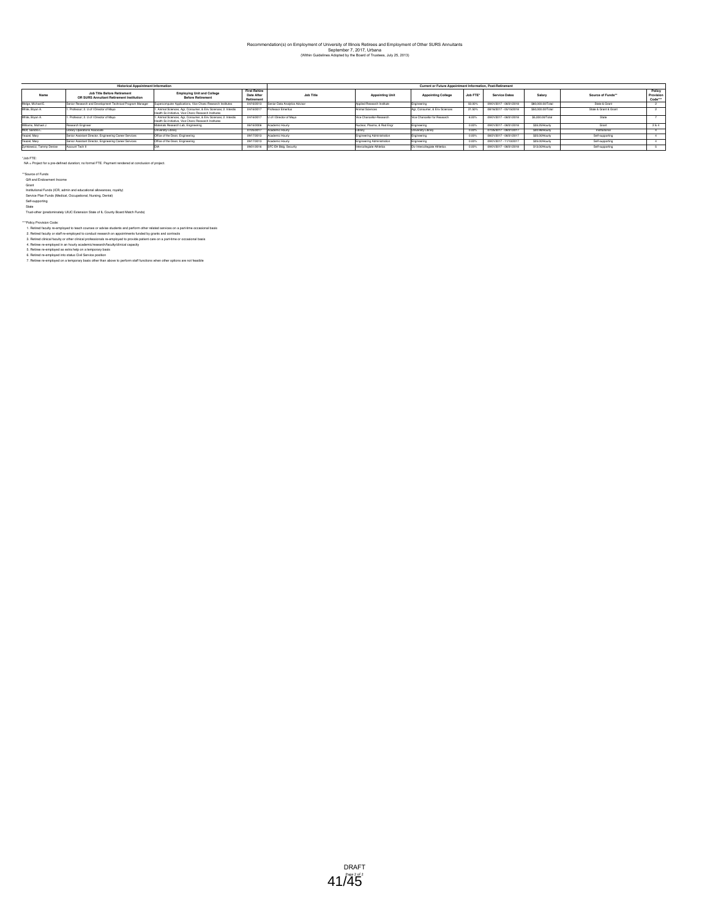Recommendation(s) on Employment of University of Illinois Retirees and Employment of Other SURS Annuitants
September 7, 2017, Urbana
(Within Guidelines Adopted by the Board of Trustees, July 25, 2013)

| Historical Appointment Information | | | | Current or Future Appointment Information, Post-Retirement | | | | | | | |
|---|---|---|---|---|---|---|---|---|---|---|---|
| Name | Job Title Before Retirement OR SURS Annuitant Retirement Institution | Employing Unit and College Before Retirement | First Rehire Date After Retirement | Job Title | Appointing Unit | Appointing College | Job FTE* | Service Dates | Salary | Source of Funds** | Policy Provision Code*** |
| Welge, Michael E. | Senior Research and Development Technical Program Manager | Supercomputer Applications, Vice Chanc Research Institutes | 04/16/2013 | Senior Data Analytics Advisor | Applied Research Institute | Engineering | 50.00% | 09/01/2017 - 08/31/2018 | $80,000.00/Total | State & Grant | 2 |
| White, Bryan A. | 1. Professor; 2. U of I Director of Mayo | 1. Animal Sciences, Agr, Consumer, & Env Sciences; 2. Interdis Health Sci Initiative, Vice Chanc Research Institutes | 04/16/2017 | Professor Emeritus | Animal Sciences | Agr, Consumer, & Env Sciences | 21.50% | 09/16/2017 - 05/15/2018 | $62,000.00/Total | State & Grant & Grant | 2 |
| White, Bryan A. | 1. Professor; 2. U of I Director of Mayo | 1. Animal Sciences, Agr, Consumer, & Env Sciences; 2. Interdis Health Sci Initiative, Vice Chanc Research Institutes | 04/16/2017 | U of I Director of Mayo | Vice Chancellor-Research | Vice Chancellor for Research | 8.00% | 09/01/2017 - 08/31/2018 | $5,000.00/Total | State | 7 |
| Williams, Michael J. | Research Engineer | Materials Research Lab, Engineering | 08/16/2006 | Academic Hourly | Nuclear, Plasma, & Rad Engr | Engineering | 0.00% | 09/01/2017 - 08/31/2018 | $55.25/Hourly | Grant | 2 & 4 |
| Wolf, Sandra L. | Library Operations Associate | University Library | 07/26/2017 | Academic Hourly | Library | University Library | 0.00% | 07/26/2017 - 08/31/2017 | $20.96/Hourly | Institutional | 4 |
| Yeazel, Mary | Senior Assistant Director, Engineering Career Services | Office of the Dean, Engineering | 09/17/2013 | Academic Hourly | Engineering Administration | Engineering | 0.00% | 08/21/2017 - 08/31/2017 | $35.00/Hourly | Self-supporting | 4 |
| Yeazel, Mary | Senior Assistant Director, Engineering Career Services | Office of the Dean, Engineering | 09/17/2013 | Academic Hourly | Engineering Administration | Engineering | 0.00% | 09/01/2017 - 11/30/2017 | $35.00/Hourly | Self-supporting | 4 |
| Zymkiewicz, Tammy Denise | Account Tech II | DIA | 09/01/2016 | SPC EH Bldg. Security | Intercollegiate Athletics | Div Intercollegiate Athletics | 0.00% | 09/01/2017 - 08/31/2018 | $13.00/Hourly | Self-supporting | 5 |

*Job FTE:
NA = Project for a pre-defined duration; no formal FTE. Payment rendered at conclusion of project.

**Source of Funds
Gift and Endowment Income
Grant
Institutional Funds (ICR, admin and educational allowances, royalty)
Service Plan Funds (Medical, Occupational, Nursing, Dental)
Self-supporting
State
Trust-other (predominately UIUC Extension State of IL County Board Match Funds)

***Policy Provision Code:
1. Retired faculty re-employed to teach courses or advise students and perform other related services on a part-time occasional basis
2. Retired faculty or staff re-employed to conduct research on appointments funded by grants and contracts
3. Retired clinical faculty or other clinical professionals re-employed to provide patient care on a part-time or occasional basis
4. Retiree re-employed in an hourly academic/research/faculty/clinical capacity
5. Retiree re-employed as extra help on a temporary basis
6. Retiree re-employed into status Civil Service position
7. Retiree re-employed on a temporary basis other than above to perform staff functions when other options are not feasible

DRAFT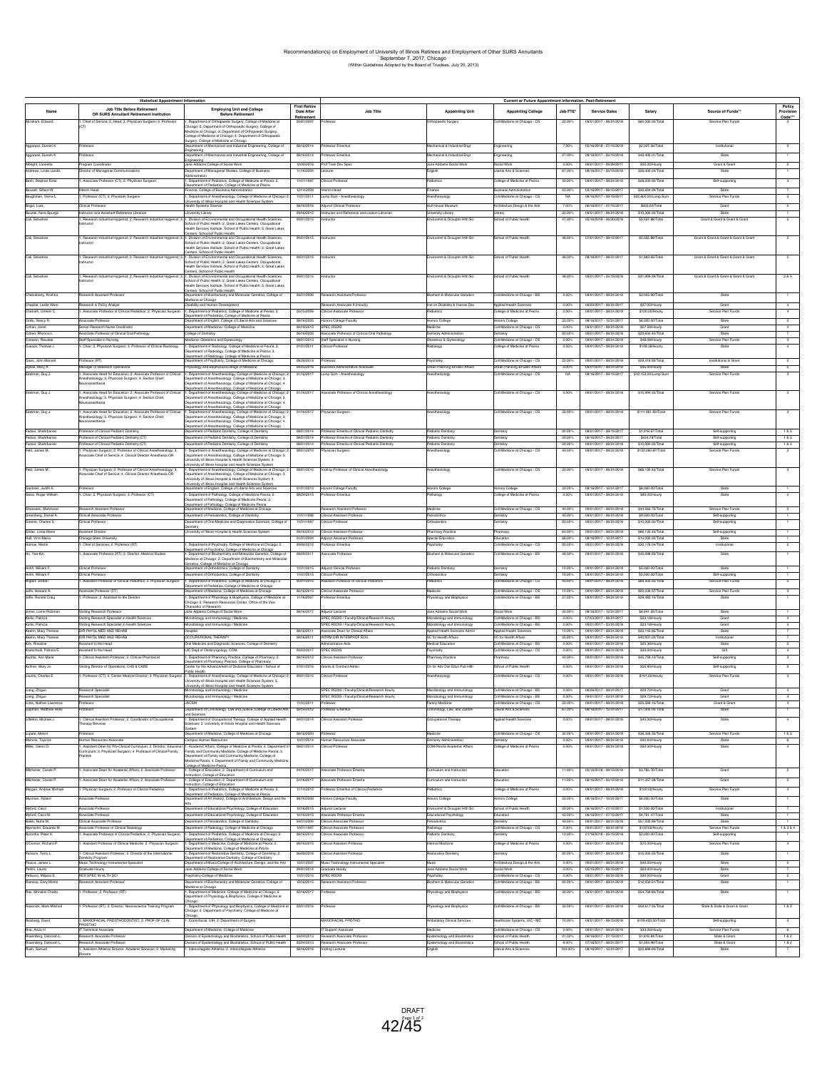# Recommendation(s) on Employment of University of Illinois Retirees and Employment of Other SURS Annuitants

September 7, 2017, Chicago

(Within Guidelines Adopted by the Board of Trustees, July 25, 2013)

| Historical Appointment Information | | | | Current or Future Appointment Information, Post-Retirement | | | | | | | |
|---|---|---|---|---|---|---|---|---|---|---|---|
| Name | Job Title Before Retirement OR SURS Annuitant Retirement Institution | Employing Unit and College Before Retirement | First Rehire Date After Retirement | Job Title | Appointing Unit | Appointing College | Job FTE* | Service Dates | Salary | Source of Funds** | Policy Provision Code*** |
| Abraham, Edward | 1. Chief of Service; 2. Head; 3. Physician Surgeon; 4. Professor (CT) | 1. Department of Orthopaedic Surgery, College of Medicine at Chicago; 2. Department of Orthopaedic Surgery, College of Medicine at Chicago; 3. Department of Orthopaedic Surgery, College of Medicine at Chicago; 4. Department of Orthopaedic Surgery, College of Medicine at Chicago | 05/01/2007 | Professor | Orthopaedic Surgery | Coll Medicine at Chicago - CS | 20.00% | 09/01/2017 - 08/31/2018 | $60,000.00/Total | Service Plan Funds | 3 |
| Aggarwal, Suresh K | Professor | Department of Mechanical and Industrial Engineering, College of Engineering | 08/16/2014 | Professor Emeritus | Mechanical & Industrial Engr | Engineering | 7.00% | 05/16/2018 - 07/15/2018 | $2,227.56/Total | Institutional | 2 |
| Aggarwal, Suresh K | Professor | Department of Mechanical and Industrial Engineering, College of Engineering | 08/16/2014 | Professor Emeritus | Mechanical & Industrial Engr | Engineering | 27.00% | 08/16/2017 - 05/15/2018 | $40,400.01/Total | State | 1 |
| Albright, Lonnetta | Program Coordinator | Jane Addams College of Social Work | 12/06/2016 | Prof Train Dev Spec | Jane Addams Social Work | Social Work | 0.00% | 09/01/2017 - 09/29/2017 | $55.00/Hourly | Grant & Grant | 5 |
| Andrews, Linda Lesdin | Director of Managerial Communications | Department of Managerial Studies, College of Business Administration | 11/16/2004 | Lecturer | English | Liberal Arts & Sciences | 67.00% | 08/16/2017 - 05/15/2018 | $29,000.04/Total | State | 1 |
| Bash, Stephen Estel | 1. Associate Professor (CT); 2. Physician Surgeon | 1. Department of Pediatrics, College of Medicine at Peoria; 2. Department of Pediatrics, College of Medicine at Peoria | 11/01/1997 | Clinical Professor | Pediatrics | College of Medicine at Peoria | 30.00% | 09/01/2017 - 08/31/2018 | $28,000.05/Total | Self-supporting | 3 |
| Bassett, Gilbert W. | Interim Head | Finance, College of Business Administration | 12/14/2009 | Interim Head | Finance | Business Administration | 50.00% | 05/16/2017 - 08/15/2017 | $30,694.29/Total | State | 7 |
| Baughman, Verna L | 1. Professor (CT); 2. Physician Surgeon | 1. Department of Anesthesiology, College of Medicine at Chicago; 2. University of Illinois Hospital and Health Sciences System | 11/01/2011 | Lump Sum - Anesthesiology | Anesthesiology | Coll Medicine at Chicago - CS | NA | 08/16/2017 - 08/15/2017 | $22,605.00/Lump Sum | Service Plan Funds | 3 |
| Brigid, Lusk | Clinical Professor | Health Systems Science | 08/16/2016 | Adjunct Clinical Professor | Hull House Museum | Architecture,Design & the Arts | 7.00% | 08/16/2017 - 07/15/2017 | $600.00/Total | Grant | 2 |
| Bucziek, Alice Spurgle | Instructor and Assistant Reference Librarian | University Library | 08/16/2012 | Instructor and Reference and Liaison Librarian | University Library | Library | 20.00% | 09/01/2017 - 08/31/2018 | $10,300.00/Total | State | 1 |
| Cali, Salvatore | 1. Research Industrial Hygienist; 2. Research Industrial Hygienist; 3. Instructor | 1. Division of Environmental and Occupational Health Sciences, School of Public Health; 2. Great Lakes Centers, Occupational Health Services Institute, School of Public Health; 3. Great Lakes Centers, School of Public Health | 09/01/2015 | Instructor | Environmtl & Occuptnl Hlth Sci | School of Public Health | 47.00% | 05/16/2018 - 06/30/2018 | $5,527.86/Total | Grant & Grant & Grant & Grant | 2 |
| Cali, Salvatore | 1. Research Industrial Hygienist; 2. Research Industrial Hygienist; 3. Instructor | 1. Division of Environmental and Occupational Health Sciences, School of Public Health; 2. Great Lakes Centers, Occupational Health Services Institute, School of Public Health; 3. Great Lakes Centers, School of Public Health | 09/01/2015 | Instructor | Environmtl & Occuptnl Hlth Sci | School of Public Health | 48.00% | 07/01/2017 - 08/15/2017 | $5,555.86/Total | Grant & Grant & Grant & Grant | 2 |
| Cali, Salvatore | 1. Research Industrial Hygienist; 2. Research Industrial Hygienist; 3. Instructor | 1. Division of Environmental and Occupational Health Sciences, School of Public Health; 2. Great Lakes Centers, Occupational Health Services Institute, School of Public Health; 3. Great Lakes Centers, School of Public Health | 09/01/2015 | Instructor | Environmtl & Occuptnl Hlth Sci | School of Public Health | 48.00% | 08/16/2017 - 08/31/2017 | $1,960.60/Total | Grant & Grant & Grant & Grant | 2 |
| Cali, Salvatore | 1. Research Industrial Hygienist; 2. Research Industrial Hygienist; 3. Instructor | 1. Division of Environmental and Occupational Health Sciences, School of Public Health; 2. Great Lakes Centers, Occupational Health Services Institute, School of Public Health; 3. Great Lakes Centers, School of Public Health | 09/01/2015 | Instructor | Environmtl & Occuptnl Hlth Sci | School of Public Health | 48.00% | 09/01/2017 - 05/15/2018 | $31,909.29/Total | Grant & Grant & Grant & Grant | 2 & 5 |
| Chakrabarty, Krishna | Research Assistant Professor | Department of Biochemistry and Molecular Genetics, College of Medicine at Chicago | 06/01/2000 | Research Assistant Professor | Biochem & Molecular Genetics | Coll Medicine at Chicago - BS | 2.00% | 09/01/2017 - 08/31/2018 | $2,003.99/Total | State | 1 |
| Chapital, Leslie Marie | Research & Policy Analyst | Disability and Human Development | | Research Associate II (Hourly) | Inst on Disability & Human Dev | Applied Health Sciences | 0.00% | 06/20/2017 - 08/31/2017 | $37.00/Hourly | Grant | 4 |
| Chatrath, Umesh C. | 1. Associate Professor of Clinical Pediatrics; 2. Physician Surgeon | 1. Department of Pediatrics, College of Medicine at Peoria; 2. Department of Pediatrics, College of Medicine at Peoria | 03/15/2006 | Clinical Associate Professor | Pediatrics | College of Medicine at Peoria | 0.00% | 09/01/2017 - 08/31/2018 | $100.00/Hourly | Service Plan Funds | 4 |
| Cirillo, Nancy H. | Associate Professor | Department of English, College of Liberal Arts and Sciences | 08/16/2005 | Honors College Faculty | Honors College | Honors College | 33.00% | 08/16/2017 - 12/31/2017 | $8,000.00/Total | State | 2 |
| Cohan, Janet | Senior Research Nurse Coordinator | Department of Medicine / College of Medicine | 08/16/2012 | SPEC RSDBS | Medicine | Coll Medicine at Chicago - CS | 0.00% | 09/01/2017 - 08/31/2018 | $57.39/Hourly | Grant | 4 |
| Cohen, Rhonna L. | Associate Professor of Clinical Oral Pathology | College of Dentistry | 08/16/2005 | Associate Professor of Clinical Oral Pathology | Dentistry Administration | Dentistry | 20.00% | 09/01/2017 - 08/31/2018 | $23,634.40/Total | State | 7 |
| Corazon, Rescado | Staff Specialist in Nursing | Medicine: Obstetrics and Gynecology | 09/01/2013 | Staff Specialist in Nursing | Obstetrics & Gynecology | Coll Medicine at Chicago - CS | 0.00% | 09/01/2017 - 08/31/2018 | $48.08/Hourly | Service Plan Funds | 3 |
| Cusack, Thomas J. | 1. Chair; 2. Physician Surgeon; 3. Professor of Clinical Radiology | 1. Department of Radiology, College of Medicine at Peoria; 2. Department of Radiology, College of Medicine at Peoria; 3. Department of Radiology, College of Medicine at Peoria | 01/01/2011 | Clinical Professor | Radiology | College of Medicine at Peoria | 0.00% | 09/01/2017 - 08/31/2018 | $106.28/Hourly | State | 4 |
| Davis, John Marcell | Professor (RT) | Department of Psychiatry, College of Medicine at Chicago | 08/09/2014 | Professor | Psychiatry | Coll Medicine at Chicago - CS | 20.00% | 09/01/2017 - 08/31/2018 | $29,419.60/Total | Institutional & Grant | 2 |
| Dyson, Mary A. | Manager of Research Operations | Physiology and Biophysics/College of Medicine | 08/05/2016 | Business Administrative Associate | Urban Planning & Public Affairs | Urban Planning & Public Affairs | 0.00% | 09/01/2017 - 08/31/2018 | $35.00/Hourly | State | 5 |
| Edelman, Guy J. | 1. Associate Head for Education; 2. Associate Professor of Clinical Anesthesiology; 3. Physician Surgeon; 4. Section Chief Neuroanesthesia | 1. Department of Anesthesiology, College of Medicine at Chicago; 2. Department of Anesthesiology, College of Medicine at Chicago; 3. Department of Anesthesiology, College of Medicine at Chicago; 4. Department of Anesthesiology, College of Medicine at Chicago | 01/16/2017 | Lump Sum - Anesthesiology | Anesthesiology | Coll Medicine at Chicago - CS | NA | 08/16/2017 - 08/15/2017 | $12,153.00/Lump Sum | Service Plan Funds | 3 |
| Edelman, Guy J. | 1. Associate Head for Education; 2. Associate Professor of Clinical Anesthesiology; 3. Physician Surgeon; 4. Section Chief, Neuroanesthesia | 1. Department of Anesthesiology, College of Medicine at Chicago; 2. Department of Anesthesiology, College of Medicine at Chicago; 3. Department of Anesthesiology, College of Medicine at Chicago; 4. Department of Anesthesiology, College of Medicine at Chicago | 01/16/2017 | Associate Professor of Clinical Anesthesiology | Anesthesiology | Coll Medicine at Chicago - CS | 5.00% | 09/01/2017 - 08/31/2018 | $15,994.55/Total | Service Plan Funds | 3 |
| Edelman, Guy J. | 1. Associate Head for Education; 2. Associate Professor of Clinical Anesthesiology; 3. Physician Surgeon; 4. Section Chief, Neuroanesthesia | 1. Department of Anesthesiology, College of Medicine at Chicago; 2. Department of Anesthesiology, College of Medicine at Chicago; 3. Department of Anesthesiology, College of Medicine at Chicago; 4. Department of Anesthesiology, College of Medicine at Chicago | 01/16/2017 | Physician Surgeon | Anesthesiology | Coll Medicine at Chicago - CS | 35.00% | 09/01/2017 - 08/31/2018 | $111,961.80/Total | Service Plan Funds | 3 |
| Fadavi, Shahrbanoo | Professor of Clinical Pediatric Dentistry | Department of Pediatric Dentistry, College of Dentistry | 08/01/2014 | Professor Emerita of Clinical Pediatric Dentistry | Pediatric Dentistry | Dentistry | 20.00% | 08/01/2017 - 08/15/2017 | $1,616.67/Total | Self-supporting | 1 & 3 |
| Fadavi, Shahrbanoo | Professor of Clinical Pediatric Dentistry (CT) | Department of Pediatric Dentistry, College of Dentistry | 08/01/2014 | Professor Emerita of Clinical Pediatric Dentistry | Pediatric Dentistry | Dentistry | 20.00% | 08/16/2017 - 08/31/2017 | $434.78/Total | Self-supporting | 1 & 3 |
| Fadavi, Shahrbanoo | Professor of Clinical Pediatric Dentistry (CT) | Department of Pediatric Dentistry, College of Dentistry | 08/01/2014 | Professor Emerita of Clinical Pediatric Dentistry | Pediatric Dentistry | Dentistry | 20.00% | 09/01/2017 - 08/31/2018 | $10,000.00/Total | Self-supporting | 1 & 3 |
| Feld, James M. | 1. Physician Surgeon; 2. Professor of Clinical Anesthesiology; 3. Associate Chief of Service; 4. Clinical Director Anesthesia OR | 1. Department of Anesthesiology, College of Medicine at Chicago; 2. Department of Anesthesiology, College of Medicine at Chicago; 3. University of Illinois Hospital & Health Sciences System; 4. University of Illinois Hospital and Health Sciences System | 09/01/2010 | Physician Surgeon | Anesthesiology | Coll Medicine at Chicago - CS | 40.00% | 09/01/2017 - 08/31/2018 | $132,260.87/Total | Service Plan Funds | 3 |
| Feld, James M. | 1. Physician Surgeon; 2. Professor of Clinical Anesthesiology; 3. Associate Chief of Service; 4. Clinical Director Anesthesia OR | 1. Department of Anesthesiology, College of Medicine at Chicago; 2. Department of Anesthesiology, College of Medicine at Chicago; 3. University of Illinois Hospital & Health Sciences System; 4. University of Illinois Hospital and Health Sciences System | 09/01/2010 | Visiting Professor of Clinical Anesthesiology | Anesthesiology | Coll Medicine at Chicago - CS | 20.00% | 09/01/2017 - 08/31/2018 | $66,130.43/Total | Service Plan Funds | 3 |
| Gardiner, Judith K. | Professor | Department of English, College of Liberal Arts and Sciences | 01/01/2013 | Honors College Faculty | Honors College | Honors College | 33.00% | 08/16/2017 - 12/31/2017 | $8,000.00/Total | State | 1 |
| Geiss, Roger William | 1. Chair; 2. Physician Surgeon; 3. Professor (CT) | 1. Department of Pathology, College of Medicine Peoria; 2. Department of Pathology, College of Medicine Peoria; 3. Department of Pathology, College of Medicine Peoria | 08/24/2015 | Professor Emeritus | Pathology | College of Medicine at Peoria | 0.00% | 09/01/2017 - 08/31/2018 | $90.00/Hourly | State | 4 |
| Ghassemi, Mahmood | Research Associate Professor | Department of Medicine, College of Medicine at Chicago | | Research Assistant Professor | Medicine | Coll Medicine at Chicago - CS | 40.00% | 09/01/2017 - 08/31/2018 | $44,560.73/Total | Service Plan Funds | 2 |
| Greenberg, Daniel A. | Clinical Associate Professor | Department of Periodontics, College of Dentistry | 11/01/1998 | Clinical Assistant Professor | Periodontics | Dentistry | 40.00% | 09/01/2017 - 08/31/2018 | $9,000.00/Total | Self-supporting | 1 |
| Greene, Charles S. | Clinical Professor | Department of Oral Medicine and Diagnostics Sciences; College of Dentistry | 11/01/1997 | Clinical Professor | Orthodontics | Dentistry | 20.00% | 09/01/2017 - 08/31/2018 | $10,000.00/Total | Self-supporting | 1 |
| Gruter, Linda Marie | Assistant Director | University of Illinois Hospital & Health Sciences System | 09/16/2012 | Clinical Assistant Professor | Pharmacy Practice | Pharmacy | 60.00% | 09/01/2017 - 08/31/2018 | $66,130.43/Total | Self-supporting | 1 |
| Hall, Vinni Marita | Chicago State University | | 01/01/2004 | Adjunct Assistant Professor | Special Education | Education | 66.00% | 08/16/2017 - 12/31/2017 | $14,000.00/Total | State | 1 |
| Harrow, Martin | 1. Chief of Services; 2. Professor (RT) | 1. Department of Psychiatry, College of Medicine at Chicago; 2. Department of Psychiatry, College of Medicine at Chicago | 09/04/2012 | Professor Emeritus | Psychiatry | Coll Medicine at Chicago - CS | 20.00% | 09/01/2017 - 08/31/2018 | $30,176.04/Total | Institutional | 2 |
| Ho, Yee-Kin | 1. Associate Professor (RT); 2. Director, Medical Studies | 1. Department of Biochemistry and Molecular Genetics, College of Medicine at Chicago; 2. Department of Biochemistry and Molecular Genetics, College of Medicine at Chicago | 09/09/2011 | Associate Professor | Biochem & Molecular Genetics | Coll Medicine at Chicago - BS | 49.00% | 09/01/2017 - 08/31/2018 | $45,088.93/Total | State | 1 |
| Hohlt, William F. | Clinical Professor | Department of Orthodontics, College of Dentistry | 11/01/2015 | Adjunct Clinical Professor | Pediatric Dentistry | Dentistry | 10.00% | 09/01/2017 - 08/31/2018 | $5,000.00/Total | State | 1 |
| Hohlt, William F. | Clinical Professor | Department of Orthodontics, College of Dentistry | 11/01/2015 | Clinical Professor | Orthodontics | Dentistry | 10.00% | 09/01/2017 - 08/31/2018 | $5,000.00/Total | Self-supporting | 1 |
| Hupert, Jordan | 1. Assistant Professor of Clinical Pediatrics; 2. Physician Surgeon | 1. Department of Pediatrics, College of Medicine at Chicago; 2. Department of Pediatrics, College of Medicine at Chicago | 05/01/2015 | Assistant Professor of Clinical Pediatrics | Pediatrics | Coll Medicine at Chicago - CS | 45.00% | 09/01/2017 - 08/31/2018 | $89,932.50/Total | Service Plan Funds | 3 |
| Jaffe, Howard A. | Associate Professor (CT) | Department of Medicine, College of Medicine at Chicago | 08/16/2015 | Clinical Associate Professor | Medicine | Coll Medicine at Chicago - CS | 10.00% | 09/01/2017 - 08/31/2018 | $20,036.57/Total | Service Plan Funds | 3 |
| Jaffe, Randal Craig | 1. Professor; 3. Assistant to the Director | 1. Department of Physiology & Biophysics, College of Medicine at Chicago; 3. Research Resources Center, Office of the Vice Chancellor of Research | 11/16/2007 | Professor Emeritus | Physiology and Biophysics | Coll Medicine at Chicago - BS | 27.00% | 09/01/2017 - 08/31/2018 | $29,460.15/Total | State | 1 |
| Jones, Lorna Rickman | Visiting Research Professor | Jane Addams College of Social Work | 08/16/2017 | Adjunct Lecturer | Jane Addams Social Work | Social Work | 30.00% | 08/16/2017 - 12/31/2017 | $6,041.50/Total | State | 1 |
| Kalilo, Patricia | Visiting Research Specialist in Health Sciences | Microbiology and Immunology / Medicine | | SPEC RSDBS - Faculty/Clinical/Research Hourly | Microbiology and Immunology | Coll Medicine at Chicago - BS | 0.00% | 09/01/2017 - 08/31/2017 | $23.19/Hourly | Grant | 4 |
| Kalilo, Patricia | Visiting Research Specialist in Health Sciences | Microbiology and Immunology / Medicine | | SPEC RSDBS - Faculty/Clinical/Research Hourly | Microbiology and Immunology | Coll Medicine at Chicago - BS | 0.00% | 09/01/2017 - 03/31/2018 | $23.19/Hourly | Grant | 4 |
| Keehn, Mary Therese | DIR PHYSL MED AND REHAB | Hospital | 08/16/2011 | Associate Dean for Clinical Affairs | Applied Health Sciences Admin | Applied Health Sciences | 15.00% | 09/01/2017 - 08/31/2018 | $23,165.65/Total | State | 7 |
| Keehn, Mary Therese | DIR PHYSL MED AND REHAB | OCCUPATIONAL THERAPY | 08/16/2011 | INTRM DIR INTERPROF EDU | VC for Health Affairs | VC for Health Affairs | 25.00% | 09/01/2017 - 08/31/2018 | $40,831.00/Total | Institutional | 7 |
| Kim, Rosaline | Assistant to the Head | Oral Medicine and Diagnostic Sciences, College of Dentistry | | Administrative Aide | Medical Education | Coll Medicine at Chicago - BS | 0.00% | 09/01/2017 - 08/31/2018 | $25.26/Hourly | State | 5 |
| Kratochwill, Patricia E. | Assistant to the Head | UIC Dept of Otolaryngology; COM | 05/03/2017 | SPEC RSDBS | Psychiatry | Coll Medicine at Chicago - CS | 0.00% | 09/01/2017 - 08/31/2018 | $35.00/Hourly | Gift | 4 |
| Kuchta, Ann Marie | 1. Clinical Assistant Professor; 2. Clinical Pharmacist | 1. Department of Pharmacy Practice, College of Pharmacy; 2. Department of Pharmacy Practice, College of Pharmacy | 08/16/2012 | Clinical Assistant Professor | Pharmacy Practice | Pharmacy | 40.00% | 09/01/2017 - 08/31/2018 | $45,758.12/Total | Self-supporting | 3 |
| Kuffner, Mary Jo | Visiting Director of Operations, CHS & CADE | Center for the Advancement of Distance Education / School of Public Health | 07/01/2016 | Grants & Contract Admin | Ctr for Adv Dist Educ Pub Hlth | School of Public Health | 0.00% | 09/01/2017 - 08/31/2018 | $35.95/Hourly | Self-supporting | 5 |
| Laurito, Charles E. | 1. Professor (CT); 2. Center Medical Director; 3. Physician Surgeon | 1. Department of Anesthesiology, College of Medicine at Chicago; 2. University of Illinois Hospital and Health Sciences System; 3. University of Illinois Hospital and Health Sciences System | 09/01/2015 | Clinical Professor | Anesthesiology | Coll Medicine at Chicago - CS | 0.00% | 09/01/2017 - 08/31/2018 | $161.00/Hourly | Service Plan Funds | 3 |
| Liang, Zhigao | Research Specialist | Microbiology and Immunology / Medicine | | SPEC RSDBS - Faculty/Clinical/Research Hourly | Microbiology and Immunology | Coll Medicine at Chicago - BS | 0.00% | 06/08/2017 - 08/31/2017 | $29.73/Hourly | Grant | 4 |
| Liang, Zhigao | Research Specialist | Microbiology and Immunology / Medicine | | SPEC RSDBS - Faculty/Clinical/Research Hourly | Microbiology and Immunology | Coll Medicine at Chicago - BS | 0.00% | 09/01/2017 - 03/31/2018 | $29.73/Hourly | Grant | 4 |
| Linas, Nathan Lawrence | Professor | UICSM | 11/01/2011 | Professor | Family Medicine | Coll Medicine at Chicago - CS | 22.00% | 09/01/2017 - 08/31/2018 | $25,568.15/Total | Grant & Grant | 4 |
| Lippman, Matthew Ross | Professor | Department of Criminology, Law and Justice, College of Liberal Arts and Sciences | 08/16/2012 | Professor Emeritus | Criminology, Law, and Justice | Liberal Arts & Sciences | 67.00% | 08/16/2017 - 12/31/2017 | $17,000.00/Total | State | 1 |
| Littleton, Michael J. | 1. Clinical Assistant Professor; 3. Coordinator of Occupational Therapy Services | 1. Department of Occupational Therapy, College of Applied Health Sciences; 3. University of Illinois Hospital and Health Sciences System | 09/01/2014 | Clinical Assistant Professor | Occupational Therapy | Applied Health Sciences | 0.00% | 09/01/2017 - 08/31/2018 | $40.00/Hourly | State | 4 |
| Lopata, Melvin | Professor | Department of Medicine, College of Medicine at Chicago | 08/16/2003 | Professor | Medicine | Coll Medicine at Chicago - CS | 20.00% | 09/01/2017 - 08/31/2018 | $38,336.55/Total | Service Plan Funds | 1 & 3 |
| Mcinnis, Toycine | Human Resources Associate | Campus Human Resources | 10/01/2014 | Human Resources Associate | Dentistry Administration | Dentistry | 0.00% | 09/01/2017 - 08/31/2018 | $40.64/Hourly | State | 6 |
| Miller, Glenn O. | 1. Assistant Dean for Pre-Clinical Curriculum; 3. Director, Education Curriculum; 3. Physician Surgeon; 4. Professor of Clinical Family Practice | 1. Academic Affairs, College of Medicine at Peoria; 2. Department of Family and Community Medicine, College of Medicine Peoria; 3. Department of Family and Community Medicine. College of Medicine Peoria; 4. Department of Family and Community Medicine, College of Medicine Peoria | 08/01/2014 | Clinical Professor | COM-Peoria Academic Affairs | College of Medicine at Peoria | 0.00% | 09/01/2017 - 08/31/2018 | $50.00/Hourly | State | 4 |
| Mitchener, Carole P. | 1. Associate Dean for Academic Affairs; 3. Associate Professor | 1. College of Education; 2. Department of Curriculum and Instruction, College of Education | 04/16/2017 | Associate Professor Emerita | Curriculum and Instruction | Education | 11.00% | 05/16/2018 - 08/15/2018 | $3,785.76/Total | Grant | 2 |
| Mitchener, Carole P. | 1. Associate Dean for Academic Affairs; 3. Associate Professor | 1. College of Education; 2. Department of Curriculum and Instruction, College of Education | 04/16/2017 | Associate Professor Emerita | Curriculum and Instruction | Education | 11.00% | 08/16/2017 - 05/15/2018 | $11,357.28/Total | Grant | 2 |
| Morgan, Andrew Michael | 1. Physician Surgeon; 2. Professor of Clinical Pediatrics | 1. Department of Pediatrics, College of Medicine at Peoria; 2. Department of Pediatrics, College of Medicine at Peoria | 11/14/2012 | Professor Emeritus of Clinical Pediatrics | Pediatrics | College of Medicine at Peoria | 0.00% | 09/01/2017 - 08/31/2018 | $100.00/Hourly | Service Plan Funds | 4 |
| Munman, Robert | Associate Professor | Department of Art History, College of Architecture, Design and the Arts | 08/16/2009 | Honors College Faculty | Honors College | Honors College | 33.00% | 08/16/2017 - 12/31/2017 | $8,000.00/Total | State | 1 |
| Myford, Carol | Associate Professor | Department of Educational Psychology, College of Education | 10/16/2015 | Adjunct Lecturer | Environmtl & Occuptnl Hlth Sci | School of Public Health | 20.00% | 06/16/2017 - 07/15/2017 | $1,500.00/Total | Institutional | 7 |
| Myford, Carol M. | Associate Professor | Department of Educational Psychology, College of Education | 10/16/2015 | Associate Professor Emerita | Educational Psychology | Education | 42.00% | 06/16/2017 - 07/15/2017 | $4,761.47/Total | State | 1 |
| Naab, Nuha M. | Clinical Associate Professor | Department of Periodontics, College of Dentistry | 04/01/2009 | Clinical Associate Professor | Periodontics | Dentistry | 40.00% | 09/01/2017 - 08/31/2018 | $57,032.89/Total | State | 1 |
| Nemcek, Eduardo M. | Associate Professor of Clinical Radiology | Department of Radiology, College of Medicine at Chicago | 05/01/2017 | Associate Professor | Radiology | Coll Medicine at Chicago - CS | 0.00% | 09/01/2017 - 08/31/2018 | $150.00/Hourly | Service Plan Funds | 1 & 3 & 4 |
| Noronha, Peter A. | 1. Associate Professor of Clinical Pediatrics; 2. Physician Surgeon | 1. Department of Pediatrics, College of Medicine at Chicago; 2. Department of Pediatrics, College of Medicine at Chicago | 08/16/2012 | Clinical Associate Professor | Pediatric Dentistry | Dentistry | 10.00% | 01/16/2018 - 05/15/2018 | $2,000.00/Total | Self-supporting | 1 |
| O'Connor, Richard P. | 1. Assistant Professor of Clinical Medicine; 2. Physician Surgeon | 1. Department of Medicine, College of Medicine at Peoria; 2. Department of Medicine, College of Medicine at Peoria | 08/16/2015 | Clinical Assistant Professor | Internal Medicine | College of Medicine at Peoria | 0.00% | 09/01/2017 - 08/31/2018 | $75.00/Hourly | Service Plan Funds | 4 |
| Parsons, Terry L. | 1. Clinical Assistant Professor; 3. Director of the International Dentistry Program | 1. Department of Restorative Dentistry, College of Dentistry; 3. Department of Restorative Dentistry, College of Dentistry | 06/06/2016 | Clinical Assistant Professor | Restorative Dentistry | Dentistry | 20.00% | 09/01/2017 - 08/31/2018 | $15,000.00/Total | State | 1 |
| Paulus, James L. | Music Technology Instrumental Specialist | Department of Music/College of Architecture, Design, and the Arts | 12/01/2007 | Music Technology Instrumental Specialist | Music | Architecture,Design & the Arts | 0.00% | 09/01/2017 - 08/31/2018 | $40.00/Hourly | State | 5 |
| Perlini, Laurie | Graduate Hourly | Jane Addams College of Social Work | 09/01/2014 | Graduate Hourly | Jane Addams Social Work | Social Work | 0.00% | 05/15/2017 - 08/15/2017 | $50.00/Hourly | State | 7 |
| Petkovic, Miljana S. | RES SPEC IN HLTH SCI | Psychiatry-College of Medicine | 11/01/2015 | SPEC RSDBS | Psychiatry | Coll Medicine at Chicago - CS | 0.00% | 09/01/2017 - 08/31/2018 | $20.00/Hourly | Grant | 2 |
| Ramsay, Gary Morris | Research Assistant Professor | Department of Biochemistry and Molecular Genetics, College of Medicine at Chicago | 12/16/2015 | Research Assistant Professor | Biochem & Molecular Genetics | Coll Medicine at Chicago - BS | 20.00% | 09/01/2017 - 08/31/2018 | $12,934.51/Total | State | 1 |
| Rao, Mrinalini Chatta | 1. Professor; 2. Professor (RT) | 1. Department of Medicine, College of Medicine at Chicago; 2. Department of Physiology & Biophysics, College of Medicine at Chicago | 02/16/2017 | Professor | Physiology and Biophysics | Coll Medicine at Chicago - BS | 30.00% | 09/01/2017 - 08/31/2018 | $54,708.83/Total | State | 1 |
| Rasenick, Mark Mitchell | 1. Professor (RT); 2. Director, Neuroscience Training Program | 1. Department of Physiology and Biophysics, College of Medicine at Chicago; 2. Department of Psychiatry, College of Medicine at Chicago | 02/01/2016 | Professor | Physiology and Biophysics | Coll Medicine at Chicago - BS | 32.00% | 09/01/2017 - 08/31/2018 | $59,417.55/Total | State & State & Grant & Grant | 1 & 2 |
| Reisberg, David | 1. MAXIOFACIAL PROSTHODONTIST; 2. PROF OF CLIN PROSTHO | 1. Craniofacial, UIH; 2. Department of Surgery | | MAXIOFACIAL PROTHO | Ambulatory Clinical Services | Healthcare Systems, UIC - MC | 70.00% | 09/01/2017 - 08/15/2018 | $109,460.00/Total | Self-supporting | 3 |
| Roa, Alicia H | IT Technical Associate | Department of Medicine, College of Medicine | | IT Support Associate | Medicine | Coll Medicine at Chicago - CS | 0.00% | 09/01/2017 - 08/31/2018 | $33.06/Hourly | Service Plan Funds | 6 |
| Rosenberg, Deborah L. | Research Associate Professor | Division of Epidemiology and Biostatistics, School of Public Health | 03/04/2013 | Research Associate Professor | Epidemiology and Biostatistics | School of Public Health | 21.00% | 06/16/2017 - 07/15/2017 | $1,619.84/Total | State & Grant | 1 & 2 |
| Rosenberg, Deborah L. | Research Associate Professor | Division of Epidemiology and Biostatistics, School of Public Health | 03/04/2013 | Research Associate Professor | Epidemiology and Biostatistics | School of Public Health | 8.00% | 07/16/2017 - 08/31/2017 | $1,054.96/Total | State & Grant | 1 & 2 |
| Rush, Samuel | 1. Assistant Athletics Director; Academic Services; 2. Marketing Director | 1. Intercollegiate Athletics; 2. Intercollegiate Athletics | 08/16/2016 | Visiting Lecturer | English | Liberal Arts & Sciences | 100.00% | 08/16/2017 - 12/31/2017 | $20,498.90/Total | State | 7 |

DRAFT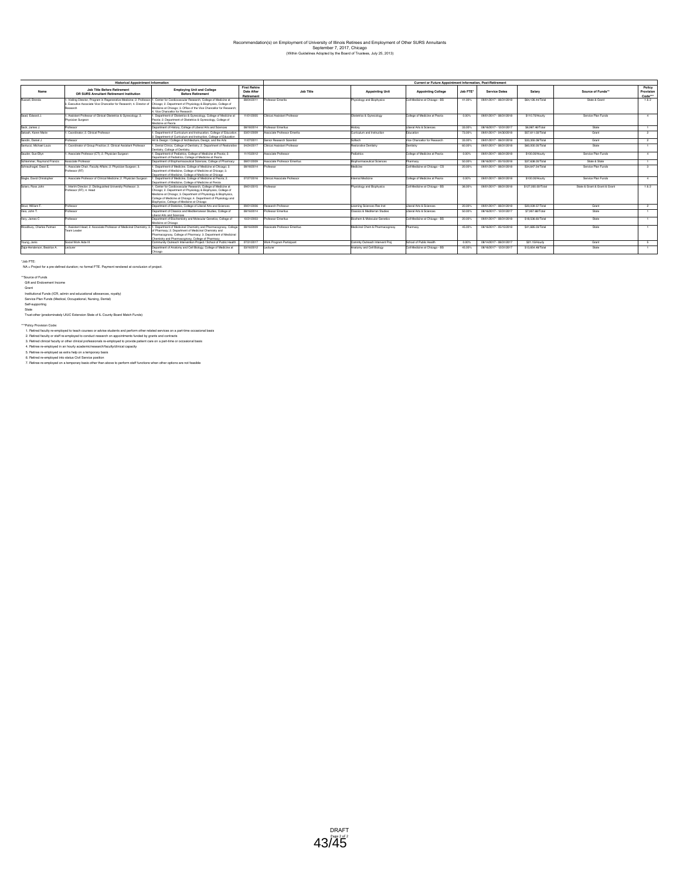Recommendation(s) on Employment of University of Illinois Retirees and Employment of Other SURS Annuitants
September 7, 2017, Chicago
(Within Guidelines Adopted by the Board of Trustees, July 25, 2013)

| Historical Appointment Information | | | | Current or Future Appointment Information, Post-Retirement | | | | | | | | |
|---|---|---|---|---|---|---|---|---|---|---|---|---|
| Name | Job Title Before Retirement OR SURS Annuitant Retirement Institution | Employing Unit and College Before Retirement | First Rehire Date After Retirement | Job Title | Appointing Unit | Appointing College | Job FTE* | Service Dates | Salary | Source of Funds** | Policy Provision Code*** |
| Russell, Brenda | 1. Visiting Director, Program in Regenerative Medicine; 2. Professor; 3. Executive Associate Vice Chancellor for Research; 4. Director of Research | 1. Center for Cardiovascular Research, College of Medicine at Chicago; 2. Department of Physiology & Biophysics, College of Medicine at Chicago; 3. Office of the Vice Chancellor for Research; 4. Vice Chancellor for Research | 09/04/2011 | Professor Emerita | Physiology and Biophysics | Coll Medicine at Chicago - BS | 41.00% | 09/01/2017 - 08/31/2018 | $64,136.44/Total | State & Grant | 1 & 2 |
| Saad, Edward J. | 1. Assistant Professor of Clinical Obstetrics & Gynecology; 2. Physician Surgeon | 1. Department of Obstetrics & Gynecology, College of Medicine at Peoria; 2. Department of Obstetrics & Gynecology, College of Medicine at Peoria | 11/01/2005 | Clinical Assistant Professor | Obstetrics & Gynecology | College of Medicine at Peoria | 0.00% | 09/01/2017 - 08/31/2018 | $110.70/Hourly | Service Plan Funds | 4 |
| Sack, James J. | Professor | Department of History, College of Liberal Arts and Sciences | 08/16/2014 | Professor Emeritus | History | Liberal Arts & Sciences | 33.00% | 08/16/2017 - 12/31/2017 | $6,967.46/Total | State | 1 |
| Sakash, Karen Marie | 1. Coordinator; 2. Clinical Professor | 1. Department of Curriculum and Instruction, College of Education; 2. Department of Curriculum and Instruction, College of Education | 03/01/2009 | Associate Professor Emerita | Curriculum and Instruction | Education | 73.00% | 09/01/2017 - 04/30/2018 | $57,611.02/Total | Grant | 2 |
| Sandin, Daniel J. | Professor | Art & Design / College of Architecture, Design, and the Arts | 11/07/2011 | Senior Research Scientist | Softech | Vice Chancellor for Research | 33.00% | 09/01/2017 - 08/31/2018 | $33,355.08/Total | Grant | 2 |
| Santucci, Michael Louis | 1. Coordinator of Group Practice; 2. Clinical Assistant Professor | 1. Dental Clinics, College of Dentistry; 2. Department of Restorative Dentistry, College of Dentistry | 04/24/2017 | Clinical Assistant Professor | Restorative Dentistry | Dentistry | 60.00% | 09/01/2017 - 08/31/2018 | $60,000.00/Total | State | 1 |
| Sauder, Sue Ellyn | 1. Associate Professor (CT); 2. Physician Surgeon | 1. Department of Pediatrics, College of Medicine at Peoria; 2. Department of Pediatrics, College of Medicine at Peoria | 11/15/2012 | Associate Professor | Pediatrics | College of Medicine at Peoria | 0.00% | 09/01/2017 - 08/31/2018 | $100.00/Hourly | Service Plan Funds | 4 |
| Schlemmer, Raymond Francis | Associate Professor | Department of Biopharmaceutical Sciences, College of Pharmacy | 09/01/2009 | Associate Professor Emeritus | Biopharmaceutical Sciences | Pharmacy | 50.00% | 08/16/2017 - 05/15/2018 | $37,898.00/Total | State & State | 1 |
| Schnaufnagel, Dean E. | 1. Associate Chair, Faculty Affairs; 2. Physician Surgeon; 3. Professor (RT) | 1. Department of Medicine, College of Medicine at Chicago; 2. Department of Medicine, College of Medicine at Chicago; 3. Department of Medicine, College of Medicine at Chicago | 08/16/2014 | Professor | Medicine | Coll Medicine at Chicago - CS | 20.00% | 09/01/2017 - 08/31/2018 | $34,847.54/Total | Service Plan Funds | 3 |
| Slagle, David Christopher | 1. Associate Professor of Clinical Medicine; 2. Physician Surgeon | 1. Department of Medicine, College of Medicine at Peoria; 2. Department of Medicine, College of Medicine at Peoria | 07/27/2016 | Clinical Associate Professor | Internal Medicine | College of Medicine at Peoria | 0.00% | 09/01/2017 - 08/31/2018 | $100.00/Hourly | Service Plan Funds | 4 |
| Solaro, Ross John | 1. Interim Director; 2. Distinguished University Professor; 3. Professor (RT); 4. Head | 1. Center for Cardiovascular Research, College of Medicine at Chicago; 2. Department of Physiology & Biophysics, College of Medicine at Chicago; 3. Department of Physiology & Biophysics, College of Medicine at Chicago; 4. Department of Physiology and Biophysics, College of Medicine at Chicago | 09/01/2015 | Professor | Physiology and Biophysics | Coll Medicine at Chicago - BS | 36.00% | 09/01/2017 - 08/31/2018 | $127,000.00/Total | State & Grant & Grant & Grant | 1 & 2 |
| Stout, William F. | Professor | Department of Statistics, College of Liberal Arts and Sciences | 09/01/2006 | Research Professor | Learning Sciences Res Inst | Liberal Arts & Sciences | 20.00% | 09/01/2017 - 08/31/2018 | $20,039.57/Total | Grant | 2 |
| Vaio, John T. | Professor | Department of Classics and Mediterranean Studies, College of Liberal Arts and Sciences | 08/16/2014 | Professor Emeritus | Classics & Mediterran Studies | Liberal Arts & Sciences | 50.00% | 08/16/2017 - 12/31/2017 | $7,957.46/Total | State | 1 |
| Vary, James C | Professor | Department of Biochemistry and Molecular Genetics, College of Medicine at Chicago | 10/01/2003 | Professor Emeritus | Biochem & Molecular Genetics | Coll Medicine at Chicago - BS | 20.00% | 09/01/2017 - 08/31/2018 | $18,536.60/Total | State | 1 |
| Woodbury, Charles Putnam | 1. Assistant Head; 2. Associate Professor of Medicinal Chemistry; 3. Team Leader | 1. Department of Medicinal Chemistry and Pharmacognosy, College of Pharmacy; 2. Department of Medicinal Chemistry and Pharmacognosy, College of Pharmacy; 3. Department of Medicinal Chemistry and Pharmacognosy, College of Pharmacy | 08/16/2009 | Associate Professor Emeritus | Medicinal Chem & Pharmacognosy | Pharmacy | 45.00% | 08/16/2017 - 05/15/2018 | $41,985.03/Total | State | 1 |
| Young, Janis | Social Work Aide III | Community Outreach Intervention Project / School of Public Health | 07/31/2017 | Work Program Participant | Commty Outreach Intervent Proj | School of Public Health | 0.00% | 08/14/2017 - 08/31/2017 | $21.15/Hourly | Grant | 5 |
| Zaja-Henderson, Beatrice A. | Lecturer | Department of Anatomy and Cell Biology, College of Medicine at Chicago | 03/16/2012 | Lecturer | Anatomy and Cell Biology | Coll Medicine at Chicago - BS | 45.00% | 08/16/2017 - 12/31/2017 | $13,654.48/Total | State | 1 |

*Job FTE:
NA = Project for a pre-defined duration; no formal FTE. Payment rendered at conclusion of project.

**Source of Funds
Gift and Endowment Income
Grant
Institutional Funds (ICR, admin and educational allowances, royalty)
Service Plan Funds (Medical, Occupational, Nursing, Dental)
Self-supporting
State
Trust-other (predominately UIUC Extension State of IL County Board Match Funds)

***Policy Provision Code:
1. Retired faculty re-employed to teach courses or advise students and perform other related services on a part-time occasional basis
2. Retired faculty or staff re-employed to conduct research on appointments funded by grants and contracts
3. Retired clinical faculty or other clinical professionals re-employed to provide patient care on a part-time or occasional basis
4. Retiree re-employed in an hourly academic/research/faculty/clinical capacity
5. Retiree re-employed as extra help on a temporary basis
6. Retired re-employed into status Civil Service position
7. Retiree re-employed on a temporary basis other than above to perform staff functions when other options are not feasible

DRAFT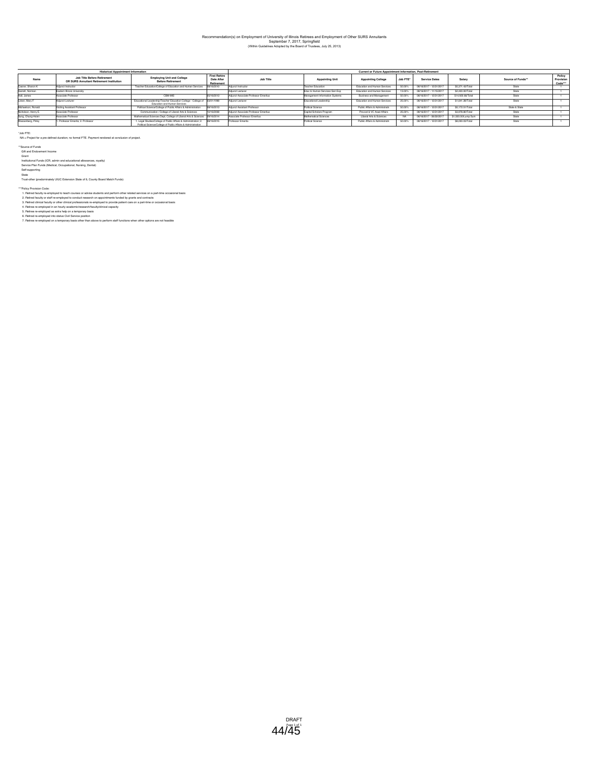Recommendation(s) on Employment of University of Illinois Retirees and Employment of Other SURS Annuitants
September 7, 2017, Springfield
(Within Guidelines Adopted by the Board of Trustees, July 25, 2013)

| Historical Appointment Information | | | | Current or Future Appointment Information, Post-Retirement | | | | | | | |
|---|---|---|---|---|---|---|---|---|---|---|---|
| Name | Job Title Before Retirement OR SURS Annuitant Retirement Institution | Employing Unit and College Before Retirement | First Rehire Date After Retirement | Job Title | Appointing Unit | Appointing College | Job FTE* | Service Dates | Salary | Source of Funds** | Policy Provision Code*** |
| Casner, Sharon K | Adjunct Instructor | Teacher Education/College of Education and Human Services | 08/16/2010 | Adjunct Instructor | Teacher Education | Education and Human Services | 50.00% | 08/16/2017 - 12/31/2017 | $6,371.40/Total | State | 1 |
| Barrett, Norman | Eastern Illinois University | | | Adjunct Lecturer | Educ & Human Services Gen Exp | Education and Human Services | 13.00% | 08/16/2017 - 11/15/2017 | $2,460.00/Total | State | 1 |
| Hall, James | Associate Professor | CBM-MIS | 05/16/2010 | Adjunct Associate Professor Emeritus | Management Information Systems | Business and Management | 50.00% | 08/16/2017 - 12/31/2017 | $14,920.66/Total | State | 1 |
| Loken, Mary F | Adjunct Lecturer | Educational Leadership/Teacher Education College - College of Education and Human Services | 03/01/1986 | Adjunct Lecturer | Educational Leadership | Education and Human Services | 25.00% | 08/16/2017 - 12/31/2017 | $1,641.28/Total | State | 1 |
| Michaelson, Ronald | Visiting Assistant Professor | Political Science/College of Public Affairs & Administration | 08/16/2012 | Adjunct Assistant Professor | Political Science | Public Affairs & Administratn | 50.00% | 08/16/2017 - 12/31/2017 | $6,172.51/Total | State & State | 1 |
| Nicholson, Henry E. | Associate Professor | Communication / College of Liberal Arts & Sciences | 10/16/2008 | Adjunct Associate Professor Emeritus | Capital Scholars Program | Provost & VC Acad Affairs | 25.00% | 08/16/2017 - 12/31/2017 | $3,976.80/Total | State | 1 |
| Sung, Chung-Hsien | Associate Professor | Mathematical Sciences Dept; College of Liberal Arts & Sciences | 08/16/2014 | Associate Professor Emeritus | Mathematical Sciences | Liberal Arts & Sciences | NA | 08/16/2017 - 06/30/2017 | $1,500.00/Lump Sum | State | 1 |
| Wassenberg, Pinky | 1. Professor Emerita; 2. Professor | 1. Legal Studies/College of Public Affairs & Administration; 2. Political Science/College of Public Affairs & Administration | 08/16/2015 | Professor Emerita | Political Science | Public Affairs & Administratn | 50.00% | 08/16/2017 - 12/31/2017 | $6,000.03/Total | State | 1 |

*Job FTE:
NA = Project for a pre-defined duration; no formal FTE. Payment rendered at conclusion of project.

**Source of Funds
Gift and Endowment Income
Grant
Institutional Funds (ICR, admin and educational allowances, royalty)
Service Plan Funds (Medical, Occupational, Nursing, Dental)
Self-supporting
State
Trust-other (predominately UIUC Extension State of IL County Board Match Funds)

***Policy Provision Code:
1. Retired faculty re-employed to teach courses or advise students and perform other related services on a part-time occasional basis
2. Retired faculty or staff re-employed to conduct research on appointments funded by grants and contracts
3. Retired clinical faculty or other clinical professionals re-employed to provide patient care on a part-time or occasional basis
4. Retiree re-employed in an hourly academic/research/faculty/clinical capacity
5. Retiree re-employed as extra help on a temporary basis
6. Retired re-employed into status Civil Service position
7. Retiree re-employed on a temporary basis other than above to perform staff functions when other options are not feasible

DRAFT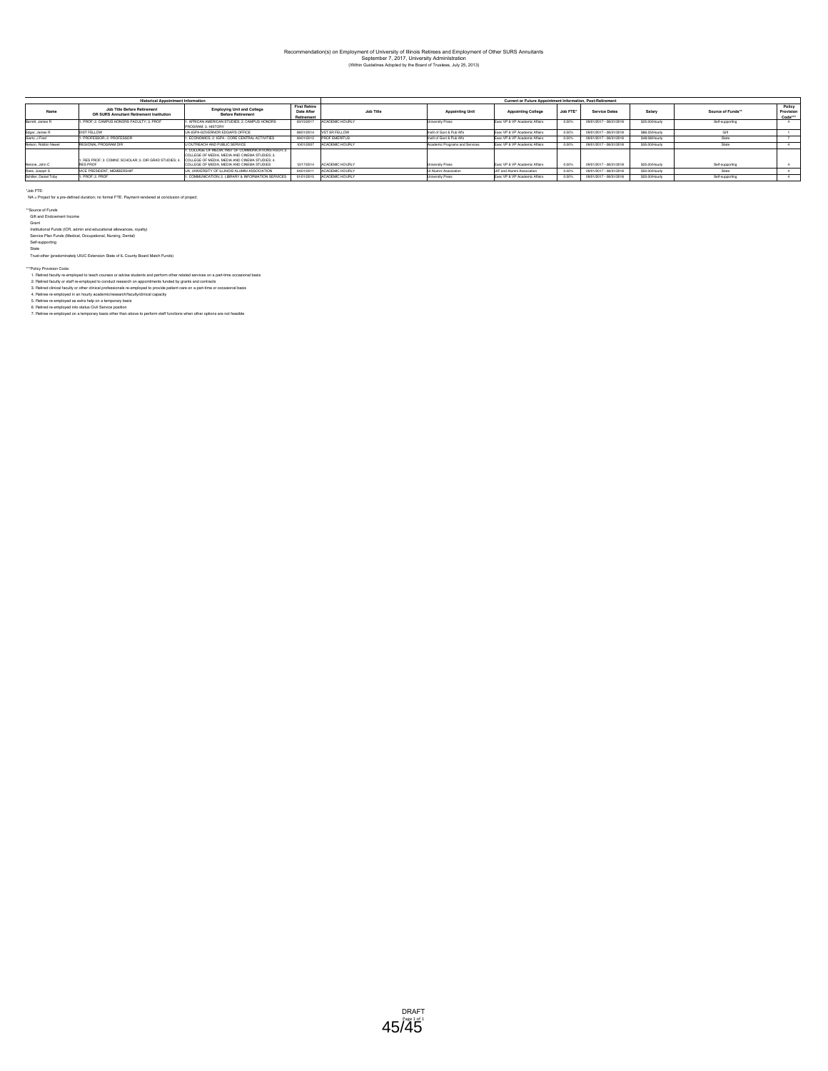Recommendation(s) on Employment of University of Illinois Retirees and Employment of Other SURS Annuitants
September 7, 2017, University Administration
(Within Guidelines Adopted by the Board of Trustees, July 25, 2013)

| Historical Appointment Information | | | | Current or Future Appointment Information, Post-Retirement | | | | | | | |
|---|---|---|---|---|---|---|---|---|---|---|---|
| Name | Job Title Before Retirement OR SURS Annuitant Retirement Institution | Employing Unit and College Before Retirement | First Rehire Date After Retirement | Job Title | Appointing Unit | Appointing College | Job FTE* | Service Dates | Salary | Source of Funds** | Policy Provision Code*** |
| Barrett, James R | 1. PROF; 2. CAMPUS HONORS FACULTY; 3. PROF | 1. AFRICAN AMERICAN STUDIES; 2. CAMPUS HONORS PROGRAM; 3. HISTORY | 03/15/2017 | ACADEMIC HOURLY | University Press | Exec VP & VP Academic Affairs | 0.00% | 09/01/2017 - 08/31/2018 | $25.00/Hourly | Self-supporting | 4 |
| Edgar, James R | DIST FELLOW | UA-IGPA-GOVERNOR EDGAR'S OFFICE | 08/01/2014 | VST SR FELLOW | Instit of Govt & Pub Affs | Exec VP & VP Academic Affairs | 0.00% | 09/01/2017 - 08/31/2018 | $86.25/Hourly | Gift | 1 |
| Giertz, J Fred | 1. PROFESSOR; 2. PROFESSOR | 1. ECONOMICS; 2. IGPA - CORE CENTRAL ACTIVITIES | 09/01/2012 | PROF EMERITUS | Instit of Govt & Pub Affs | Exec VP & VP Academic Affairs | 0.00% | 09/01/2017 - 08/31/2018 | $49.08/Hourly | State | 7 |
| Nelson, Robbin Newel | REGIONAL PROGRAM DIR | U/OUTREACH AND PUBLIC SERVICE | 10/01/2007 | ACADEMIC HOURLY | Academic Programs and Services | Exec VP & VP Academic Affairs | 0.00% | 09/01/2017 - 08/31/2018 | $35.00/Hourly | State | 4 |
| Nerone, John C | 1. RES PROF; 2. COMNC SCHOLAR; 3. DIR GRAD STUDIES; 4. RES PROF | 1. COLLEGE OF MEDIA, INST OF COMMUNICATIONS RSCH; 2. COLLEGE OF MEDIA, MEDIA AND CINEMA STUDIES; 3. COLLEGE OF MEDIA, MEDIA AND CINEMA STUDIES; 4. COLLEGE OF MEDIA, MEDIA AND CINEMA STUDIES | 12/17/2014 | ACADEMIC HOURLY | University Press | Exec VP & VP Academic Affairs | 0.00% | 09/01/2017 - 08/31/2018 | $25.00/Hourly | Self-supporting | 4 |
| Stark, Joseph S | VICE PRESIDENT, MEMBERSHIP | UA, UNIVERSITY OF ILLINOIS ALUMNI ASSOCIATION | 04/01/2011 | ACADEMIC HOURLY | UI Alumni Association | UIF and Alumni Association | 0.00% | 09/01/2017 - 08/31/2018 | $50.00/Hourly | State | 4 |
| Schiller, Daniel Toby | 1. PROF; 2. PROF | 1. COMMUNICATION; 2. LIBRARY & INFORMATION SERVICES | 01/01/2015 | ACADEMIC HOURLY | University Press | Exec VP & VP Academic Affairs | 0.00% | 09/01/2017 - 08/31/2018 | $25.00/Hourly | Self-supporting | 4 |

*Job FTE:
NA = Project for a pre-defined duration; no formal FTE. Payment rendered at conclusion of project.

**Source of Funds
Gift and Endowment Income
Grant
Institutional Funds (ICR, admin and educational allowances, royalty)
Service Plan Funds (Medical, Occupational, Nursing, Dental)
Self-supporting
State
Trust-other (predominately UIUC Extension State of IL County Board Match Funds)

***Policy Provision Code:
1. Retired faculty re-employed to teach courses or advise students and perform other related services on a part-time occasional basis
2. Retired faculty or staff re-employed to conduct research on appointments funded by grants and contracts
3. Retired clinical faculty or other clinical professionals re-employed to provide patient care on a part-time or occasional basis
4. Retiree re-employed in an hourly academic/research/faculty/clinical capacity
5. Retiree re-employed as extra help on a temporary basis
6. Retired re-employed into status Civil Service position
7. Retiree re-employed on a temporary basis other than above to perform staff functions when other options are not feasible

DRAFT